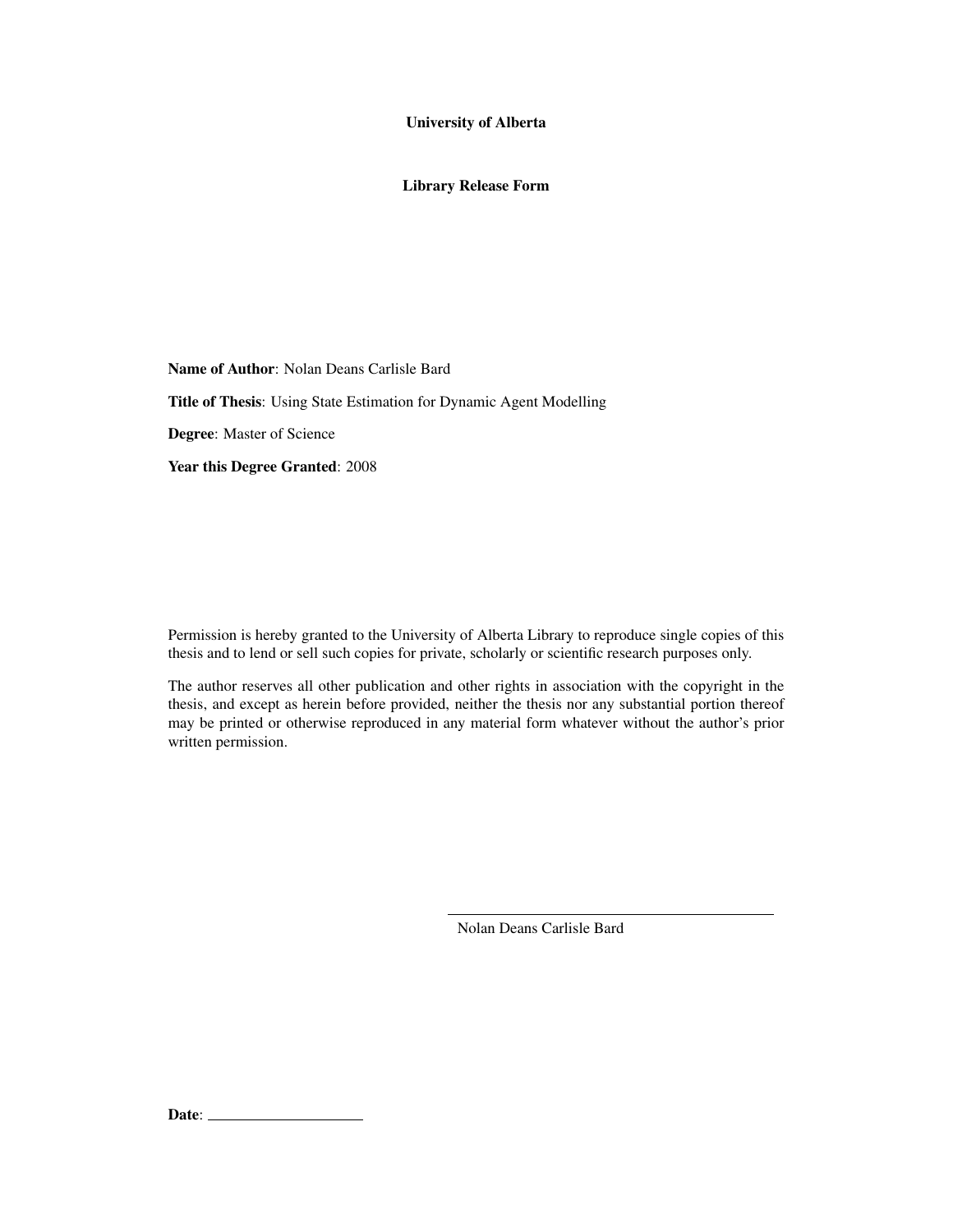**University of Alberta**

**Library Release Form**

**Name of Author**: Nolan Deans Carlisle Bard

**Title of Thesis**: Using State Estimation for Dynamic Agent Modelling

**Degree**: Master of Science

**Year this Degree Granted**: 2008

Permission is hereby granted to the University of Alberta Library to reproduce single copies of this thesis and to lend or sell such copies for private, scholarly or scientific research purposes only.

The author reserves all other publication and other rights in association with the copyright in the thesis, and except as herein before provided, neither the thesis nor any substantial portion thereof may be printed or otherwise reproduced in any material form whatever without the author's prior written permission.

Nolan Deans Carlisle Bard

**Date**: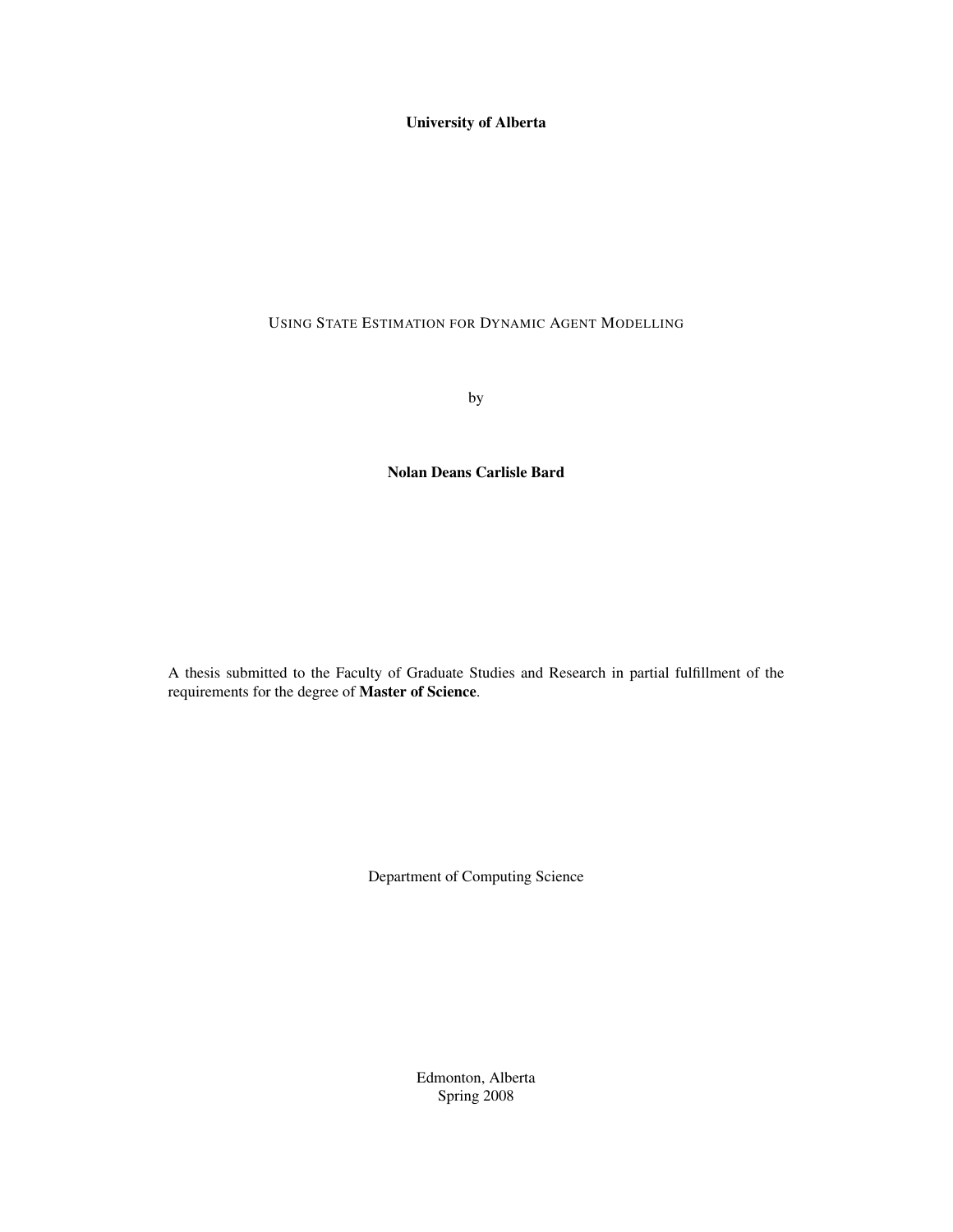**University of Alberta**

USING STATE ESTIMATION FOR DYNAMIC AGENT MODELLING

by

**Nolan Deans Carlisle Bard**

A thesis submitted to the Faculty of Graduate Studies and Research in partial fulfillment of the requirements for the degree of **Master of Science**.

Department of Computing Science

Edmonton, Alberta
Spring 2008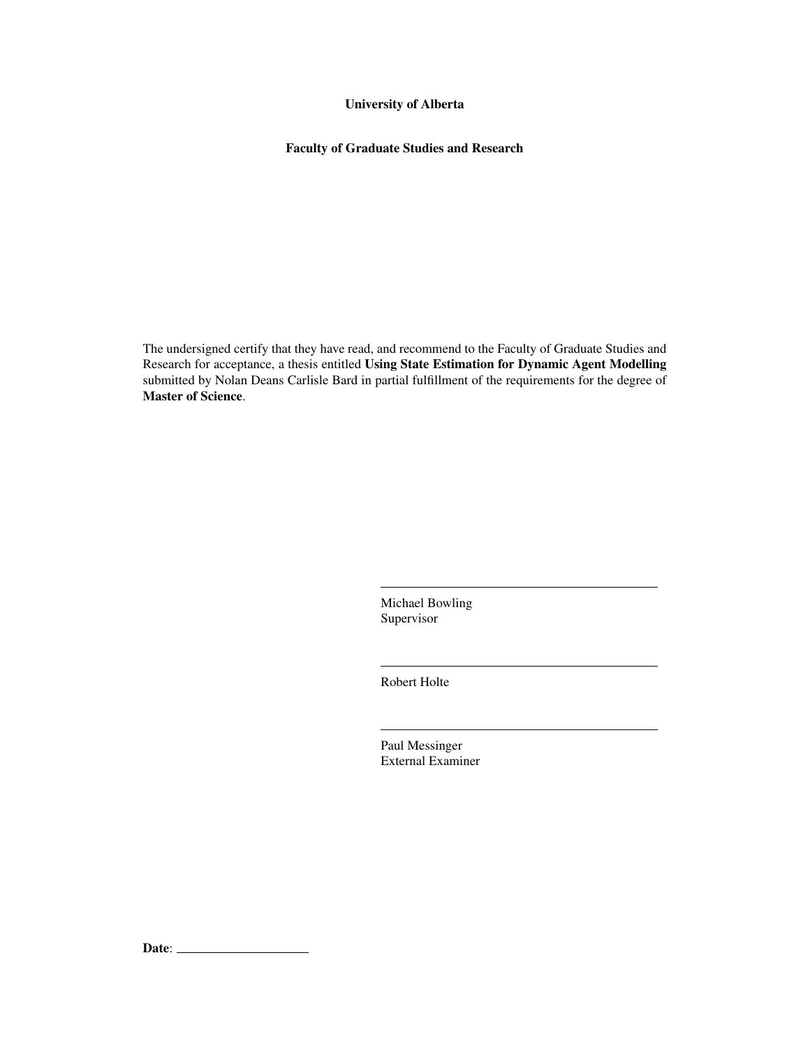**University of Alberta**

**Faculty of Graduate Studies and Research**

The undersigned certify that they have read, and recommend to the Faculty of Graduate Studies and Research for acceptance, a thesis entitled **Using State Estimation for Dynamic Agent Modelling** submitted by Nolan Deans Carlisle Bard in partial fulfillment of the requirements for the degree of **Master of Science**.

Michael Bowling
Supervisor

Robert Holte

Paul Messinger
External Examiner

**Date**: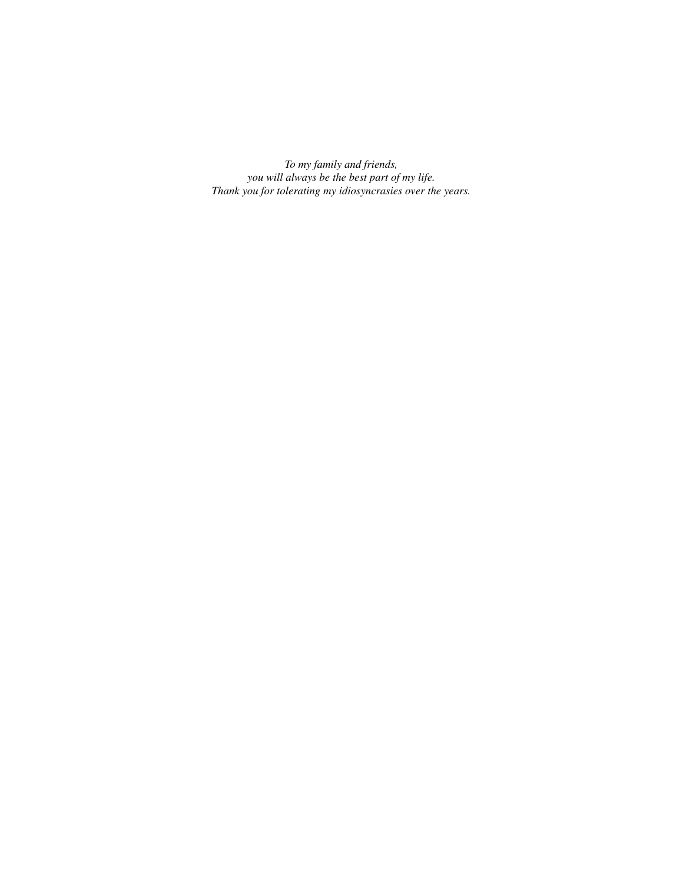*To my family and friends,*
*you will always be the best part of my life.*
*Thank you for tolerating my idiosyncrasies over the years.*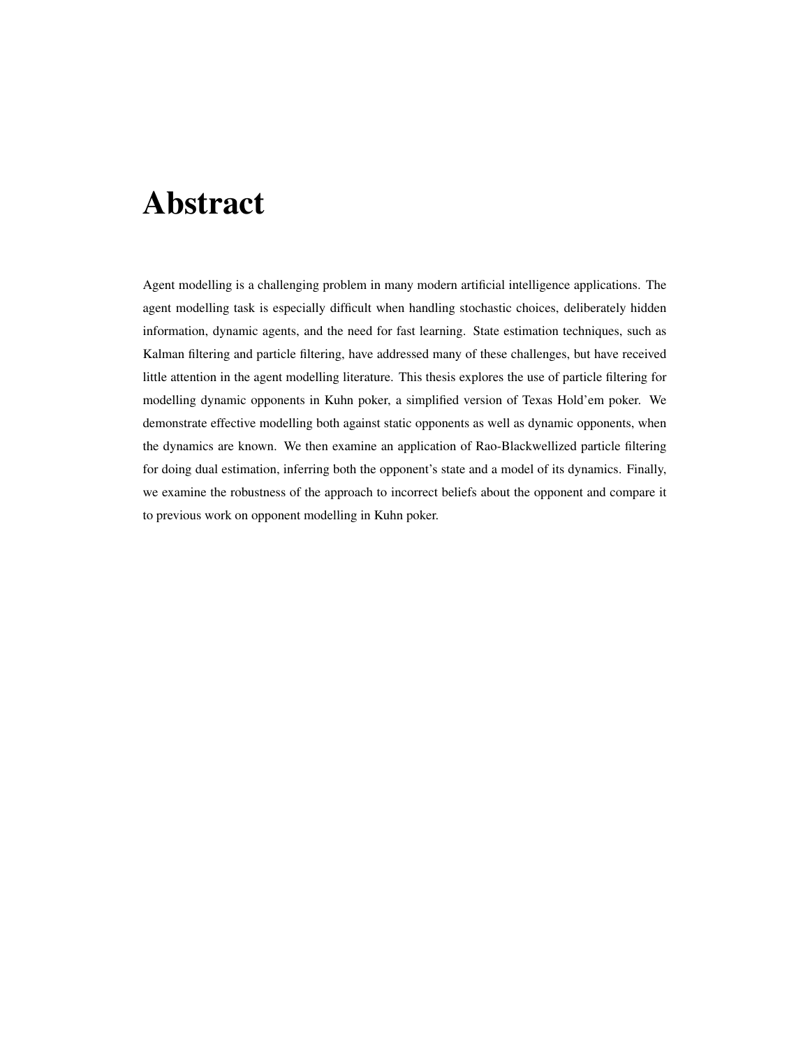# Abstract

Agent modelling is a challenging problem in many modern artificial intelligence applications. The agent modelling task is especially difficult when handling stochastic choices, deliberately hidden information, dynamic agents, and the need for fast learning. State estimation techniques, such as Kalman filtering and particle filtering, have addressed many of these challenges, but have received little attention in the agent modelling literature. This thesis explores the use of particle filtering for modelling dynamic opponents in Kuhn poker, a simplified version of Texas Hold'em poker. We demonstrate effective modelling both against static opponents as well as dynamic opponents, when the dynamics are known. We then examine an application of Rao-Blackwellized particle filtering for doing dual estimation, inferring both the opponent's state and a model of its dynamics. Finally, we examine the robustness of the approach to incorrect beliefs about the opponent and compare it to previous work on opponent modelling in Kuhn poker.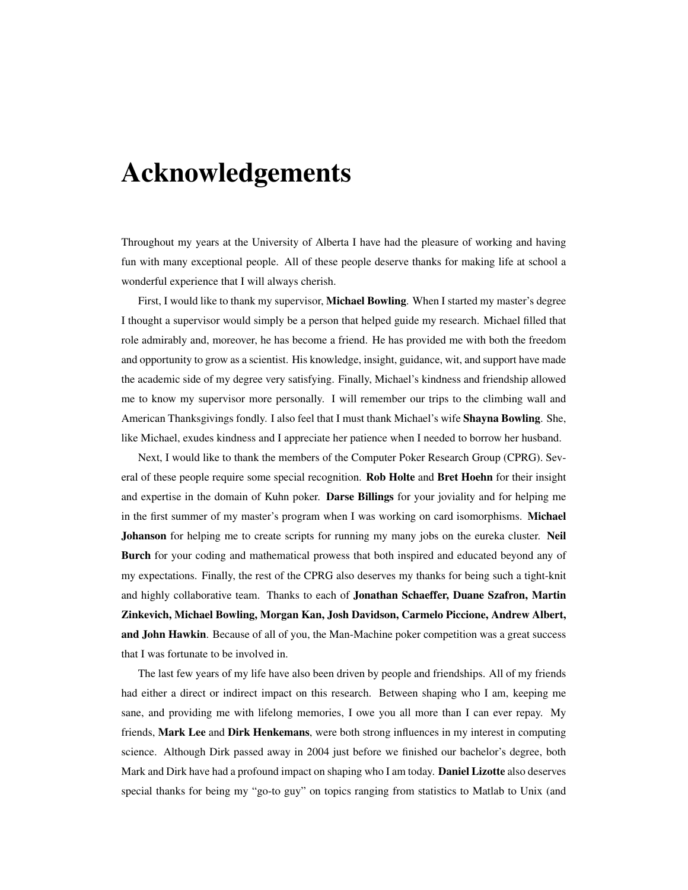# Acknowledgements

Throughout my years at the University of Alberta I have had the pleasure of working and having fun with many exceptional people. All of these people deserve thanks for making life at school a wonderful experience that I will always cherish.

First, I would like to thank my supervisor, **Michael Bowling**. When I started my master's degree I thought a supervisor would simply be a person that helped guide my research. Michael filled that role admirably and, moreover, he has become a friend. He has provided me with both the freedom and opportunity to grow as a scientist. His knowledge, insight, guidance, wit, and support have made the academic side of my degree very satisfying. Finally, Michael's kindness and friendship allowed me to know my supervisor more personally. I will remember our trips to the climbing wall and American Thanksgivings fondly. I also feel that I must thank Michael's wife **Shayna Bowling**. She, like Michael, exudes kindness and I appreciate her patience when I needed to borrow her husband.

Next, I would like to thank the members of the Computer Poker Research Group (CPRG). Several of these people require some special recognition. **Rob Holte** and **Bret Hoehn** for their insight and expertise in the domain of Kuhn poker. **Darse Billings** for your joviality and for helping me in the first summer of my master's program when I was working on card isomorphisms. **Michael Johanson** for helping me to create scripts for running my many jobs on the eureka cluster. **Neil Burch** for your coding and mathematical prowess that both inspired and educated beyond any of my expectations. Finally, the rest of the CPRG also deserves my thanks for being such a tight-knit and highly collaborative team. Thanks to each of **Jonathan Schaeffer, Duane Szafron, Martin Zinkevich, Michael Bowling, Morgan Kan, Josh Davidson, Carmelo Piccione, Andrew Albert, and John Hawkin**. Because of all of you, the Man-Machine poker competition was a great success that I was fortunate to be involved in.

The last few years of my life have also been driven by people and friendships. All of my friends had either a direct or indirect impact on this research. Between shaping who I am, keeping me sane, and providing me with lifelong memories, I owe you all more than I can ever repay. My friends, **Mark Lee** and **Dirk Henkemans**, were both strong influences in my interest in computing science. Although Dirk passed away in 2004 just before we finished our bachelor's degree, both Mark and Dirk have had a profound impact on shaping who I am today. **Daniel Lizotte** also deserves special thanks for being my "go-to guy" on topics ranging from statistics to Matlab to Unix (and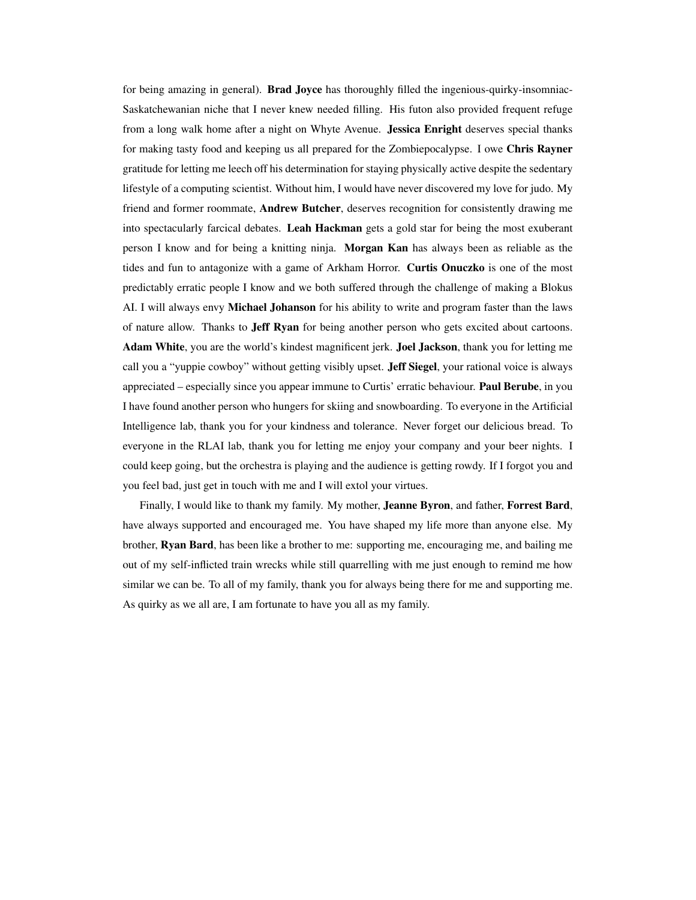for being amazing in general). **Brad Joyce** has thoroughly filled the ingenious-quirky-insomniac-Saskatchewanian niche that I never knew needed filling. His futon also provided frequent refuge from a long walk home after a night on Whyte Avenue. **Jessica Enright** deserves special thanks for making tasty food and keeping us all prepared for the Zombiepocalypse. I owe **Chris Rayner** gratitude for letting me leech off his determination for staying physically active despite the sedentary lifestyle of a computing scientist. Without him, I would have never discovered my love for judo. My friend and former roommate, **Andrew Butcher**, deserves recognition for consistently drawing me into spectacularly farcical debates. **Leah Hackman** gets a gold star for being the most exuberant person I know and for being a knitting ninja. **Morgan Kan** has always been as reliable as the tides and fun to antagonize with a game of Arkham Horror. **Curtis Onuczko** is one of the most predictably erratic people I know and we both suffered through the challenge of making a Blokus AI. I will always envy **Michael Johanson** for his ability to write and program faster than the laws of nature allow. Thanks to **Jeff Ryan** for being another person who gets excited about cartoons. **Adam White**, you are the world's kindest magnificent jerk. **Joel Jackson**, thank you for letting me call you a "yuppie cowboy" without getting visibly upset. **Jeff Siegel**, your rational voice is always appreciated – especially since you appear immune to Curtis' erratic behaviour. **Paul Berube**, in you I have found another person who hungers for skiing and snowboarding. To everyone in the Artificial Intelligence lab, thank you for your kindness and tolerance. Never forget our delicious bread. To everyone in the RLAI lab, thank you for letting me enjoy your company and your beer nights. I could keep going, but the orchestra is playing and the audience is getting rowdy. If I forgot you and you feel bad, just get in touch with me and I will extol your virtues.

Finally, I would like to thank my family. My mother, **Jeanne Byron**, and father, **Forrest Bard**, have always supported and encouraged me. You have shaped my life more than anyone else. My brother, **Ryan Bard**, has been like a brother to me: supporting me, encouraging me, and bailing me out of my self-inflicted train wrecks while still quarrelling with me just enough to remind me how similar we can be. To all of my family, thank you for always being there for me and supporting me. As quirky as we all are, I am fortunate to have you all as my family.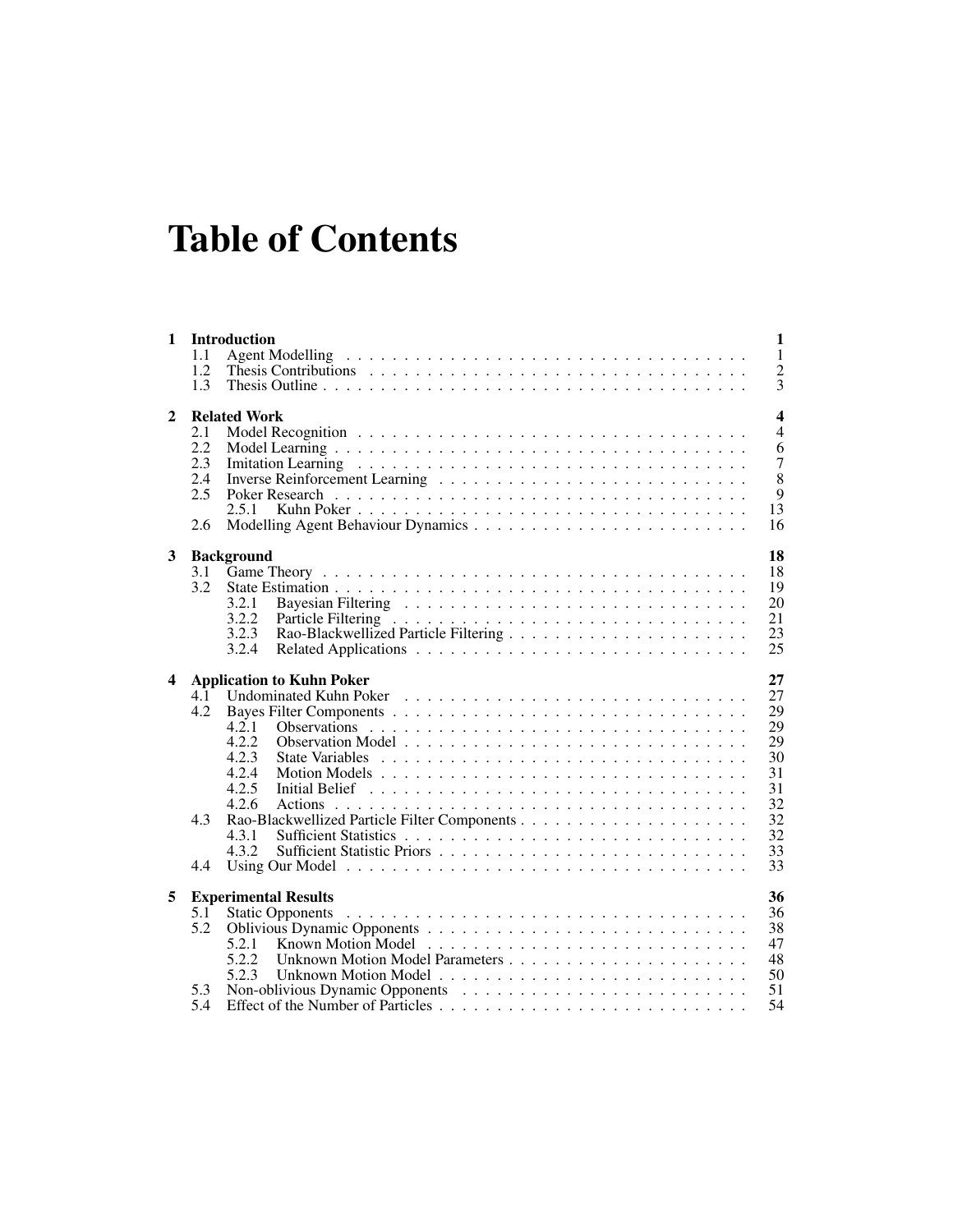# Table of Contents

| | | |
|---|---|---|
| **1** | **Introduction** | **1** |
| 1.1 | Agent Modelling | 1 |
| 1.2 | Thesis Contributions | 2 |
| 1.3 | Thesis Outline | 3 |
| **2** | **Related Work** | **4** |
| 2.1 | Model Recognition | 4 |
| 2.2 | Model Learning | 6 |
| 2.3 | Imitation Learning | 7 |
| 2.4 | Inverse Reinforcement Learning | 8 |
| 2.5 | Poker Research | 9 |
| 2.5.1 | Kuhn Poker | 13 |
| 2.6 | Modelling Agent Behaviour Dynamics | 16 |
| **3** | **Background** | **18** |
| 3.1 | Game Theory | 18 |
| 3.2 | State Estimation | 19 |
| 3.2.1 | Bayesian Filtering | 20 |
| 3.2.2 | Particle Filtering | 21 |
| 3.2.3 | Rao-Blackwellized Particle Filtering | 23 |
| 3.2.4 | Related Applications | 25 |
| **4** | **Application to Kuhn Poker** | **27** |
| 4.1 | Undominated Kuhn Poker | 27 |
| 4.2 | Bayes Filter Components | 29 |
| 4.2.1 | Observations | 29 |
| 4.2.2 | Observation Model | 29 |
| 4.2.3 | State Variables | 30 |
| 4.2.4 | Motion Models | 31 |
| 4.2.5 | Initial Belief | 31 |
| 4.2.6 | Actions | 32 |
| 4.3 | Rao-Blackwellized Particle Filter Components | 32 |
| 4.3.1 | Sufficient Statistics | 32 |
| 4.3.2 | Sufficient Statistic Priors | 33 |
| 4.4 | Using Our Model | 33 |
| **5** | **Experimental Results** | **36** |
| 5.1 | Static Opponents | 36 |
| 5.2 | Oblivious Dynamic Opponents | 38 |
| 5.2.1 | Known Motion Model | 47 |
| 5.2.2 | Unknown Motion Model Parameters | 48 |
| 5.2.3 | Unknown Motion Model | 50 |
| 5.3 | Non-oblivious Dynamic Opponents | 51 |
| 5.4 | Effect of the Number of Particles | 54 |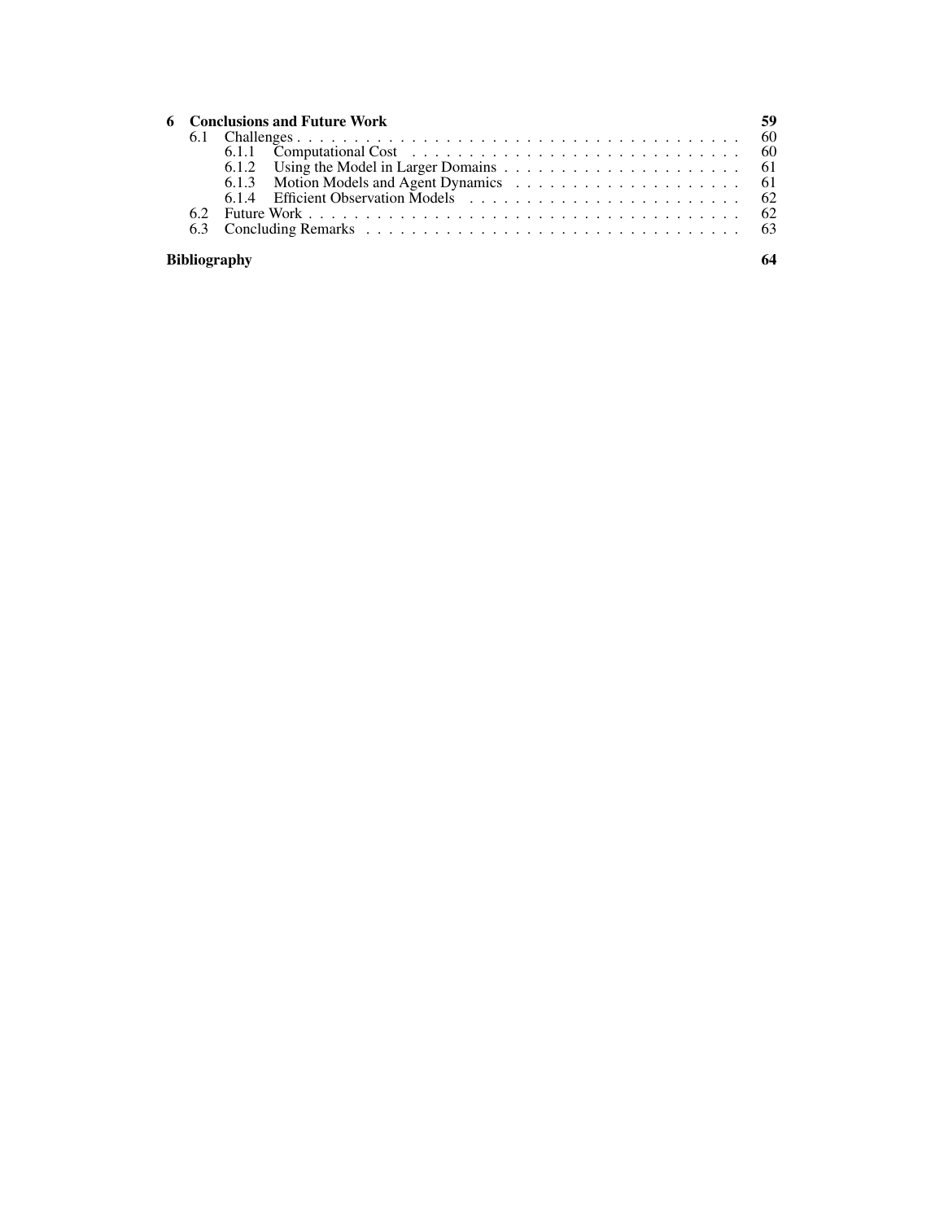**6 Conclusions and Future Work** **59**

- 6.1 Challenges . . . . . . . . . . 60
  - 6.1.1 Computational Cost . . . . . . . . . . 60
  - 6.1.2 Using the Model in Larger Domains . . . . . . . . . . 61
  - 6.1.3 Motion Models and Agent Dynamics . . . . . . . . . . 61
  - 6.1.4 Efficient Observation Models . . . . . . . . . . 62
- 6.2 Future Work . . . . . . . . . . 62
- 6.3 Concluding Remarks . . . . . . . . . . 63

**Bibliography** **64**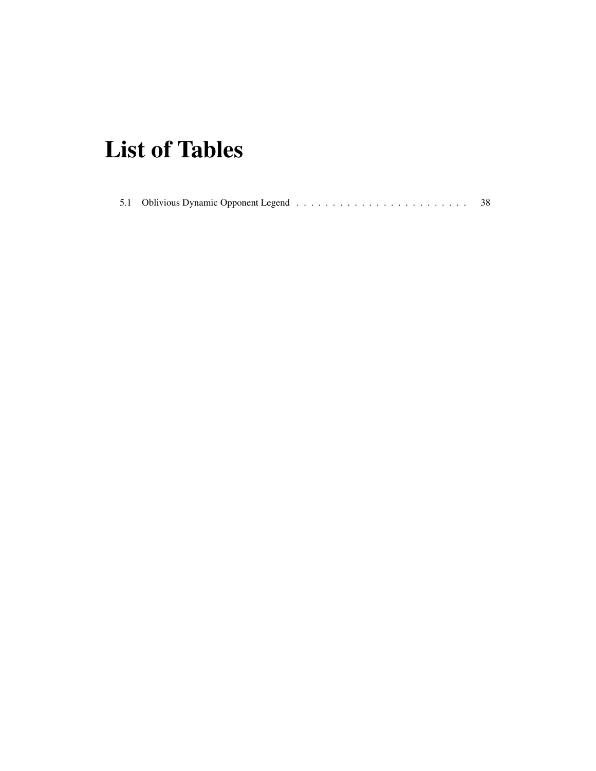# List of Tables

5.1 Oblivious Dynamic Opponent Legend . . . . . . . . . . . . . . . . . . . . . . . . 38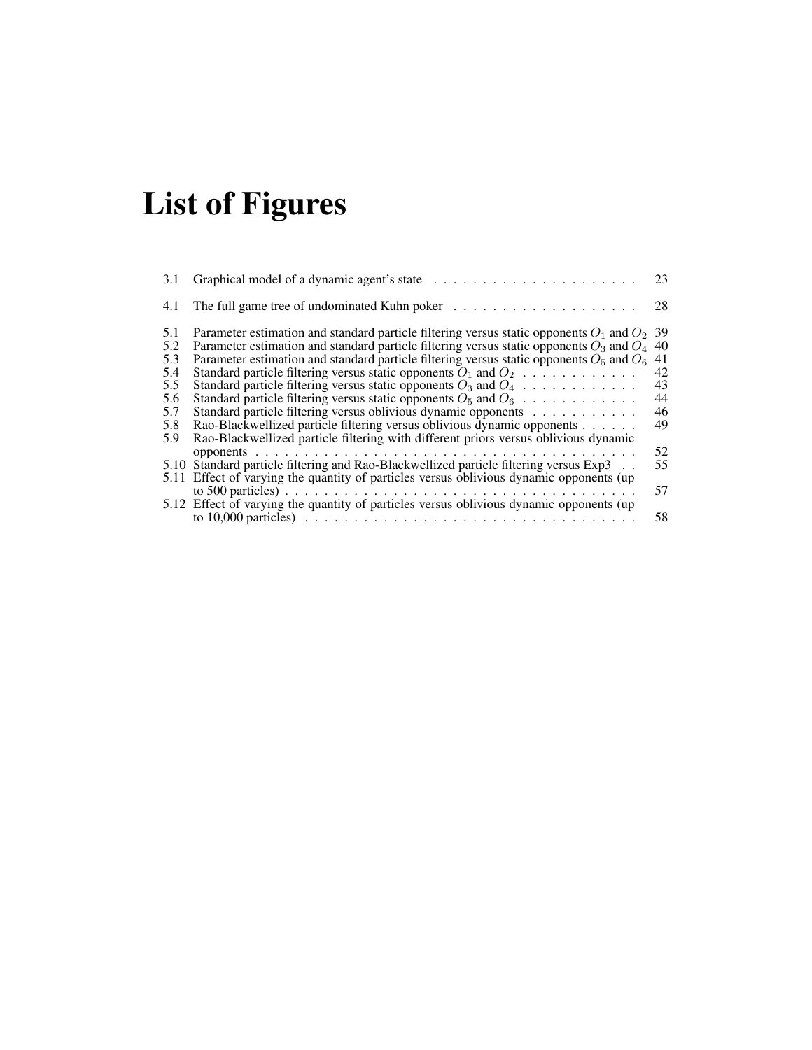# List of Figures

| | | |
|---|---|---|
| 3.1 | Graphical model of a dynamic agent's state | 23 |
| 4.1 | The full game tree of undominated Kuhn poker | 28 |
| 5.1 | Parameter estimation and standard particle filtering versus static opponents $O_1$ and $O_2$ | 39 |
| 5.2 | Parameter estimation and standard particle filtering versus static opponents $O_3$ and $O_4$ | 40 |
| 5.3 | Parameter estimation and standard particle filtering versus static opponents $O_5$ and $O_6$ | 41 |
| 5.4 | Standard particle filtering versus static opponents $O_1$ and $O_2$ | 42 |
| 5.5 | Standard particle filtering versus static opponents $O_3$ and $O_4$ | 43 |
| 5.6 | Standard particle filtering versus static opponents $O_5$ and $O_6$ | 44 |
| 5.7 | Standard particle filtering versus oblivious dynamic opponents | 46 |
| 5.8 | Rao-Blackwellized particle filtering versus oblivious dynamic opponents | 49 |
| 5.9 | Rao-Blackwellized particle filtering with different priors versus oblivious dynamic opponents | 52 |
| 5.10 | Standard particle filtering and Rao-Blackwellized particle filtering versus Exp3 | 55 |
| 5.11 | Effect of varying the quantity of particles versus oblivious dynamic opponents (up to 500 particles) | 57 |
| 5.12 | Effect of varying the quantity of particles versus oblivious dynamic opponents (up to 10,000 particles) | 58 |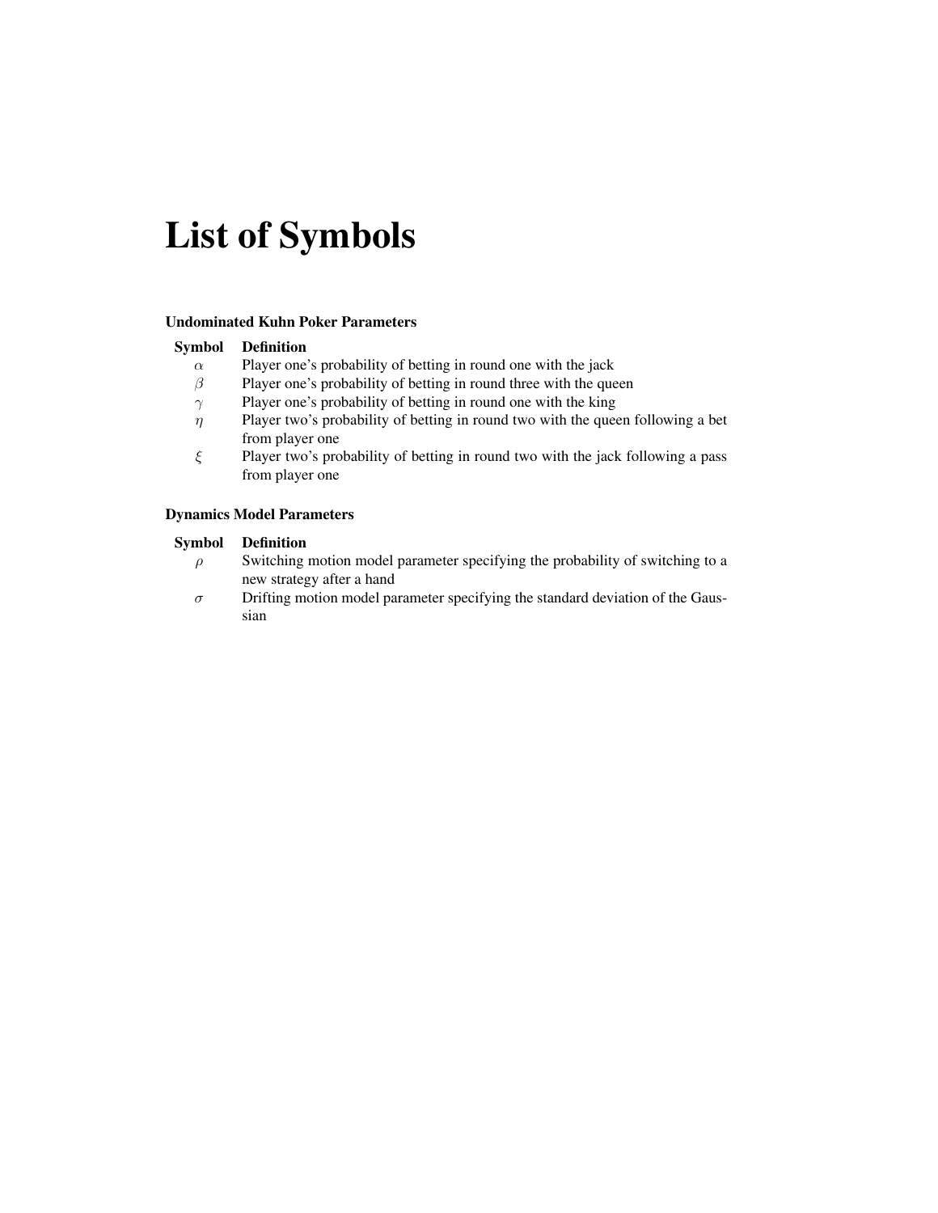# List of Symbols

### Undominated Kuhn Poker Parameters

| Symbol | Definition |
| --- | --- |
| $\alpha$ | Player one's probability of betting in round one with the jack |
| $\beta$ | Player one's probability of betting in round three with the queen |
| $\gamma$ | Player one's probability of betting in round one with the king |
| $\eta$ | Player two's probability of betting in round two with the queen following a bet from player one |
| $\xi$ | Player two's probability of betting in round two with the jack following a pass from player one |

### Dynamics Model Parameters

| Symbol | Definition |
| --- | --- |
| $\rho$ | Switching motion model parameter specifying the probability of switching to a new strategy after a hand |
| $\sigma$ | Drifting motion model parameter specifying the standard deviation of the Gaussian |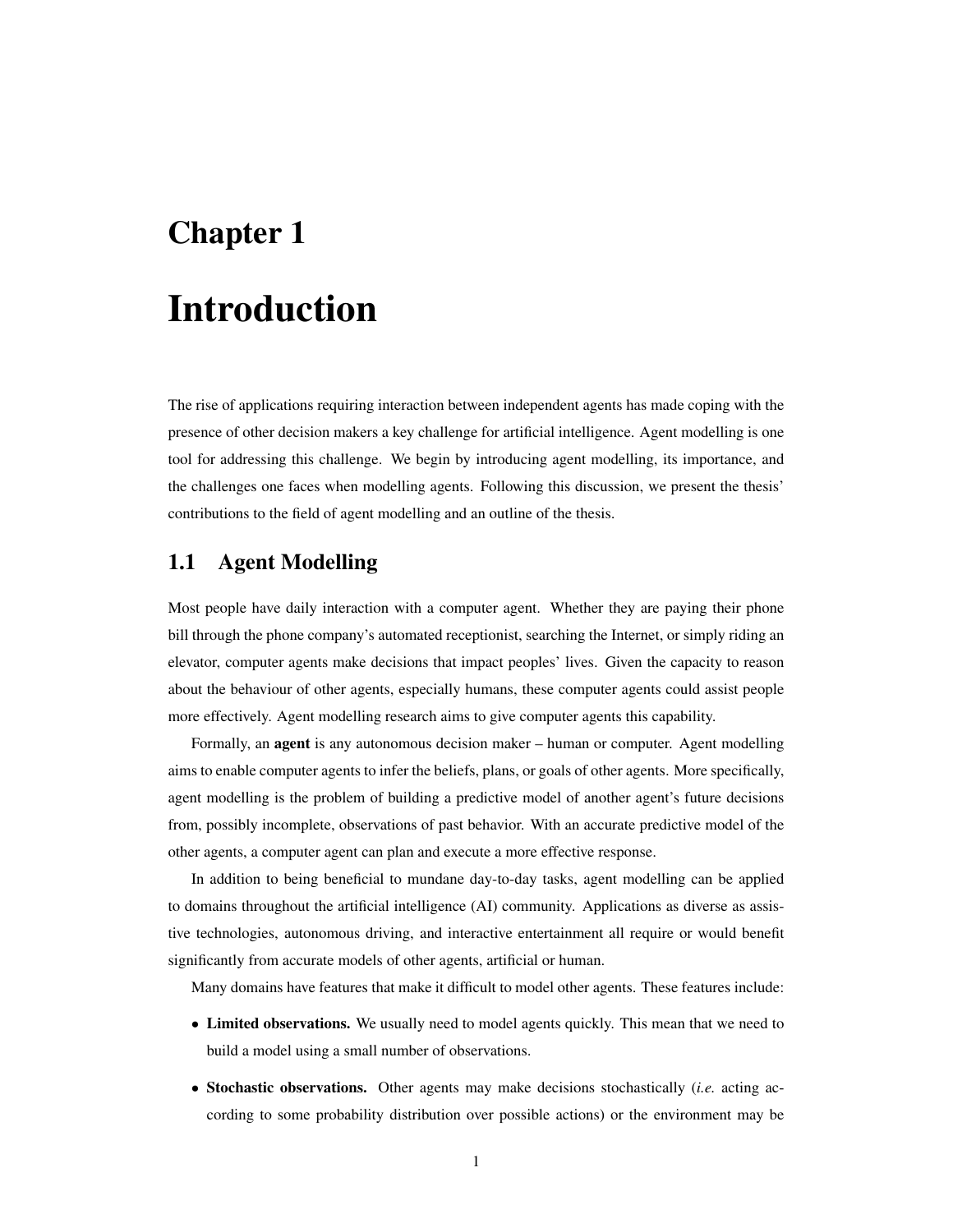# Chapter 1

# Introduction

The rise of applications requiring interaction between independent agents has made coping with the presence of other decision makers a key challenge for artificial intelligence. Agent modelling is one tool for addressing this challenge. We begin by introducing agent modelling, its importance, and the challenges one faces when modelling agents. Following this discussion, we present the thesis' contributions to the field of agent modelling and an outline of the thesis.

## 1.1 Agent Modelling

Most people have daily interaction with a computer agent. Whether they are paying their phone bill through the phone company's automated receptionist, searching the Internet, or simply riding an elevator, computer agents make decisions that impact peoples' lives. Given the capacity to reason about the behaviour of other agents, especially humans, these computer agents could assist people more effectively. Agent modelling research aims to give computer agents this capability.

Formally, an **agent** is any autonomous decision maker – human or computer. Agent modelling aims to enable computer agents to infer the beliefs, plans, or goals of other agents. More specifically, agent modelling is the problem of building a predictive model of another agent's future decisions from, possibly incomplete, observations of past behavior. With an accurate predictive model of the other agents, a computer agent can plan and execute a more effective response.

In addition to being beneficial to mundane day-to-day tasks, agent modelling can be applied to domains throughout the artificial intelligence (AI) community. Applications as diverse as assistive technologies, autonomous driving, and interactive entertainment all require or would benefit significantly from accurate models of other agents, artificial or human.

Many domains have features that make it difficult to model other agents. These features include:

- **Limited observations.** We usually need to model agents quickly. This mean that we need to build a model using a small number of observations.
- **Stochastic observations.** Other agents may make decisions stochastically (*i.e.* acting according to some probability distribution over possible actions) or the environment may be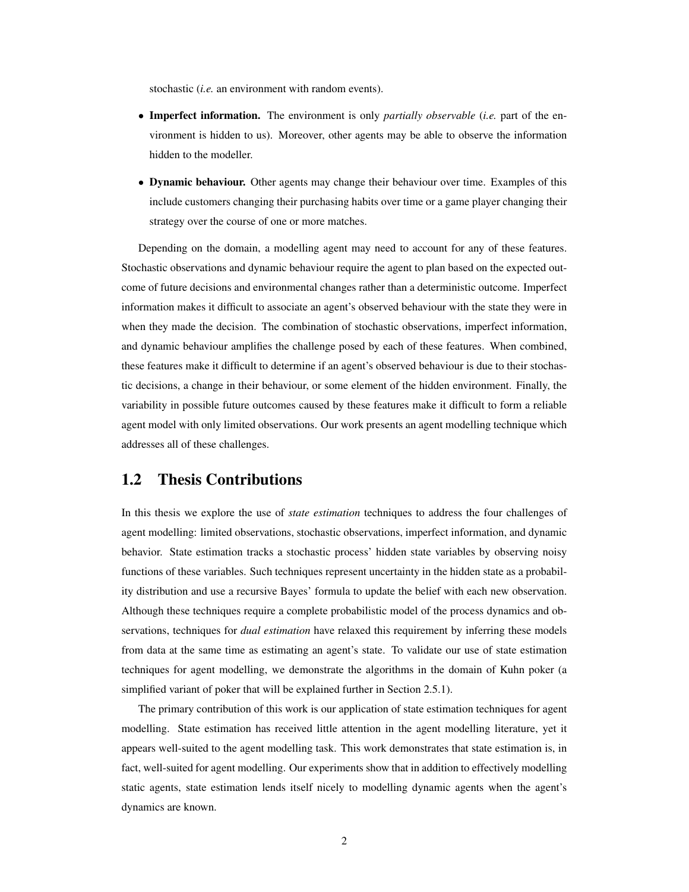stochastic (*i.e.* an environment with random events).

- **Imperfect information.** The environment is only *partially observable* (*i.e.* part of the environment is hidden to us). Moreover, other agents may be able to observe the information hidden to the modeller.
- **Dynamic behaviour.** Other agents may change their behaviour over time. Examples of this include customers changing their purchasing habits over time or a game player changing their strategy over the course of one or more matches.

Depending on the domain, a modelling agent may need to account for any of these features. Stochastic observations and dynamic behaviour require the agent to plan based on the expected outcome of future decisions and environmental changes rather than a deterministic outcome. Imperfect information makes it difficult to associate an agent's observed behaviour with the state they were in when they made the decision. The combination of stochastic observations, imperfect information, and dynamic behaviour amplifies the challenge posed by each of these features. When combined, these features make it difficult to determine if an agent's observed behaviour is due to their stochastic decisions, a change in their behaviour, or some element of the hidden environment. Finally, the variability in possible future outcomes caused by these features make it difficult to form a reliable agent model with only limited observations. Our work presents an agent modelling technique which addresses all of these challenges.

## 1.2 Thesis Contributions

In this thesis we explore the use of *state estimation* techniques to address the four challenges of agent modelling: limited observations, stochastic observations, imperfect information, and dynamic behavior. State estimation tracks a stochastic process' hidden state variables by observing noisy functions of these variables. Such techniques represent uncertainty in the hidden state as a probability distribution and use a recursive Bayes' formula to update the belief with each new observation. Although these techniques require a complete probabilistic model of the process dynamics and observations, techniques for *dual estimation* have relaxed this requirement by inferring these models from data at the same time as estimating an agent's state. To validate our use of state estimation techniques for agent modelling, we demonstrate the algorithms in the domain of Kuhn poker (a simplified variant of poker that will be explained further in Section 2.5.1).

The primary contribution of this work is our application of state estimation techniques for agent modelling. State estimation has received little attention in the agent modelling literature, yet it appears well-suited to the agent modelling task. This work demonstrates that state estimation is, in fact, well-suited for agent modelling. Our experiments show that in addition to effectively modelling static agents, state estimation lends itself nicely to modelling dynamic agents when the agent's dynamics are known.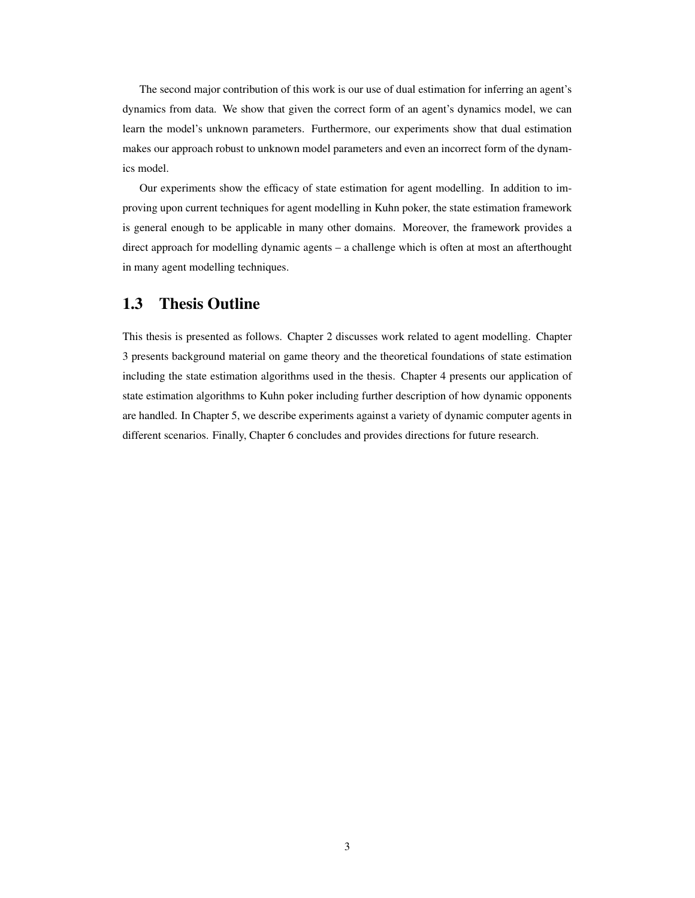The second major contribution of this work is our use of dual estimation for inferring an agent's dynamics from data. We show that given the correct form of an agent's dynamics model, we can learn the model's unknown parameters. Furthermore, our experiments show that dual estimation makes our approach robust to unknown model parameters and even an incorrect form of the dynamics model.

Our experiments show the efficacy of state estimation for agent modelling. In addition to improving upon current techniques for agent modelling in Kuhn poker, the state estimation framework is general enough to be applicable in many other domains. Moreover, the framework provides a direct approach for modelling dynamic agents – a challenge which is often at most an afterthought in many agent modelling techniques.

## 1.3 Thesis Outline

This thesis is presented as follows. Chapter 2 discusses work related to agent modelling. Chapter 3 presents background material on game theory and the theoretical foundations of state estimation including the state estimation algorithms used in the thesis. Chapter 4 presents our application of state estimation algorithms to Kuhn poker including further description of how dynamic opponents are handled. In Chapter 5, we describe experiments against a variety of dynamic computer agents in different scenarios. Finally, Chapter 6 concludes and provides directions for future research.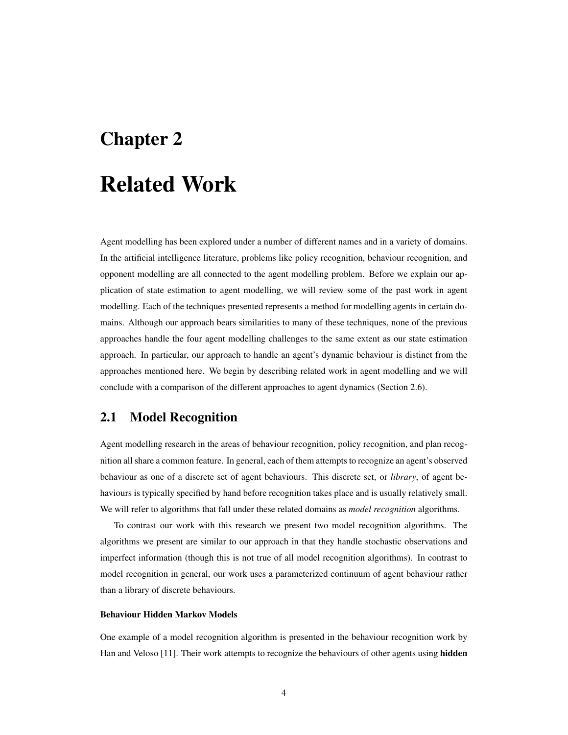# Chapter 2

# Related Work

Agent modelling has been explored under a number of different names and in a variety of domains. In the artificial intelligence literature, problems like policy recognition, behaviour recognition, and opponent modelling are all connected to the agent modelling problem. Before we explain our application of state estimation to agent modelling, we will review some of the past work in agent modelling. Each of the techniques presented represents a method for modelling agents in certain domains. Although our approach bears similarities to many of these techniques, none of the previous approaches handle the four agent modelling challenges to the same extent as our state estimation approach. In particular, our approach to handle an agent's dynamic behaviour is distinct from the approaches mentioned here. We begin by describing related work in agent modelling and we will conclude with a comparison of the different approaches to agent dynamics (Section 2.6).

## 2.1 Model Recognition

Agent modelling research in the areas of behaviour recognition, policy recognition, and plan recognition all share a common feature. In general, each of them attempts to recognize an agent's observed behaviour as one of a discrete set of agent behaviours. This discrete set, or *library*, of agent behaviours is typically specified by hand before recognition takes place and is usually relatively small. We will refer to algorithms that fall under these related domains as *model recognition* algorithms.

To contrast our work with this research we present two model recognition algorithms. The algorithms we present are similar to our approach in that they handle stochastic observations and imperfect information (though this is not true of all model recognition algorithms). In contrast to model recognition in general, our work uses a parameterized continuum of agent behaviour rather than a library of discrete behaviours.

#### Behaviour Hidden Markov Models

One example of a model recognition algorithm is presented in the behaviour recognition work by Han and Veloso [11]. Their work attempts to recognize the behaviours of other agents using **hidden**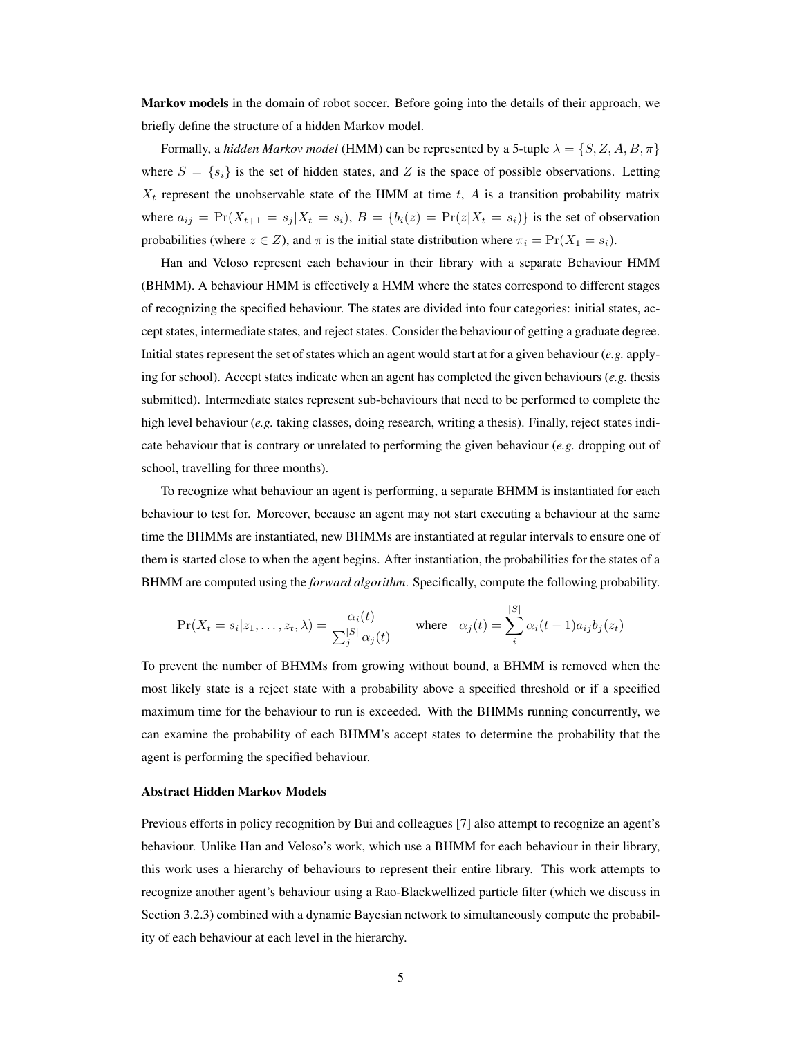**Markov models** in the domain of robot soccer. Before going into the details of their approach, we briefly define the structure of a hidden Markov model.

Formally, a *hidden Markov model* (HMM) can be represented by a 5-tuple $\lambda = \{S, Z, A, B, \pi\}$ where $S = \{s_i\}$ is the set of hidden states, and $Z$ is the space of possible observations. Letting $X_t$ represent the unobservable state of the HMM at time $t$, $A$ is a transition probability matrix where $a_{ij} = \Pr(X_{t+1} = s_j | X_t = s_i)$, $B = \{b_i(z) = \Pr(z | X_t = s_i)\}$ is the set of observation probabilities (where $z \in Z$), and $\pi$ is the initial state distribution where $\pi_i = \Pr(X_1 = s_i)$.

Han and Veloso represent each behaviour in their library with a separate Behaviour HMM (BHMM). A behaviour HMM is effectively a HMM where the states correspond to different stages of recognizing the specified behaviour. The states are divided into four categories: initial states, accept states, intermediate states, and reject states. Consider the behaviour of getting a graduate degree. Initial states represent the set of states which an agent would start at for a given behaviour (*e.g.* applying for school). Accept states indicate when an agent has completed the given behaviours (*e.g.* thesis submitted). Intermediate states represent sub-behaviours that need to be performed to complete the high level behaviour (*e.g.* taking classes, doing research, writing a thesis). Finally, reject states indicate behaviour that is contrary or unrelated to performing the given behaviour (*e.g.* dropping out of school, travelling for three months).

To recognize what behaviour an agent is performing, a separate BHMM is instantiated for each behaviour to test for. Moreover, because an agent may not start executing a behaviour at the same time the BHMMs are instantiated, new BHMMs are instantiated at regular intervals to ensure one of them is started close to when the agent begins. After instantiation, the probabilities for the states of a BHMM are computed using the *forward algorithm*. Specifically, compute the following probability.

$$\Pr(X_t = s_i | z_1, \ldots, z_t, \lambda) = \frac{\alpha_i(t)}{\sum_j^{|S|} \alpha_j(t)} \qquad \text{where} \quad \alpha_j(t) = \sum_i^{|S|} \alpha_i(t-1) a_{ij} b_j(z_t)$$

To prevent the number of BHMMs from growing without bound, a BHMM is removed when the most likely state is a reject state with a probability above a specified threshold or if a specified maximum time for the behaviour to run is exceeded. With the BHMMs running concurrently, we can examine the probability of each BHMM's accept states to determine the probability that the agent is performing the specified behaviour.

#### Abstract Hidden Markov Models

Previous efforts in policy recognition by Bui and colleagues [7] also attempt to recognize an agent's behaviour. Unlike Han and Veloso's work, which use a BHMM for each behaviour in their library, this work uses a hierarchy of behaviours to represent their entire library. This work attempts to recognize another agent's behaviour using a Rao-Blackwellized particle filter (which we discuss in Section 3.2.3) combined with a dynamic Bayesian network to simultaneously compute the probability of each behaviour at each level in the hierarchy.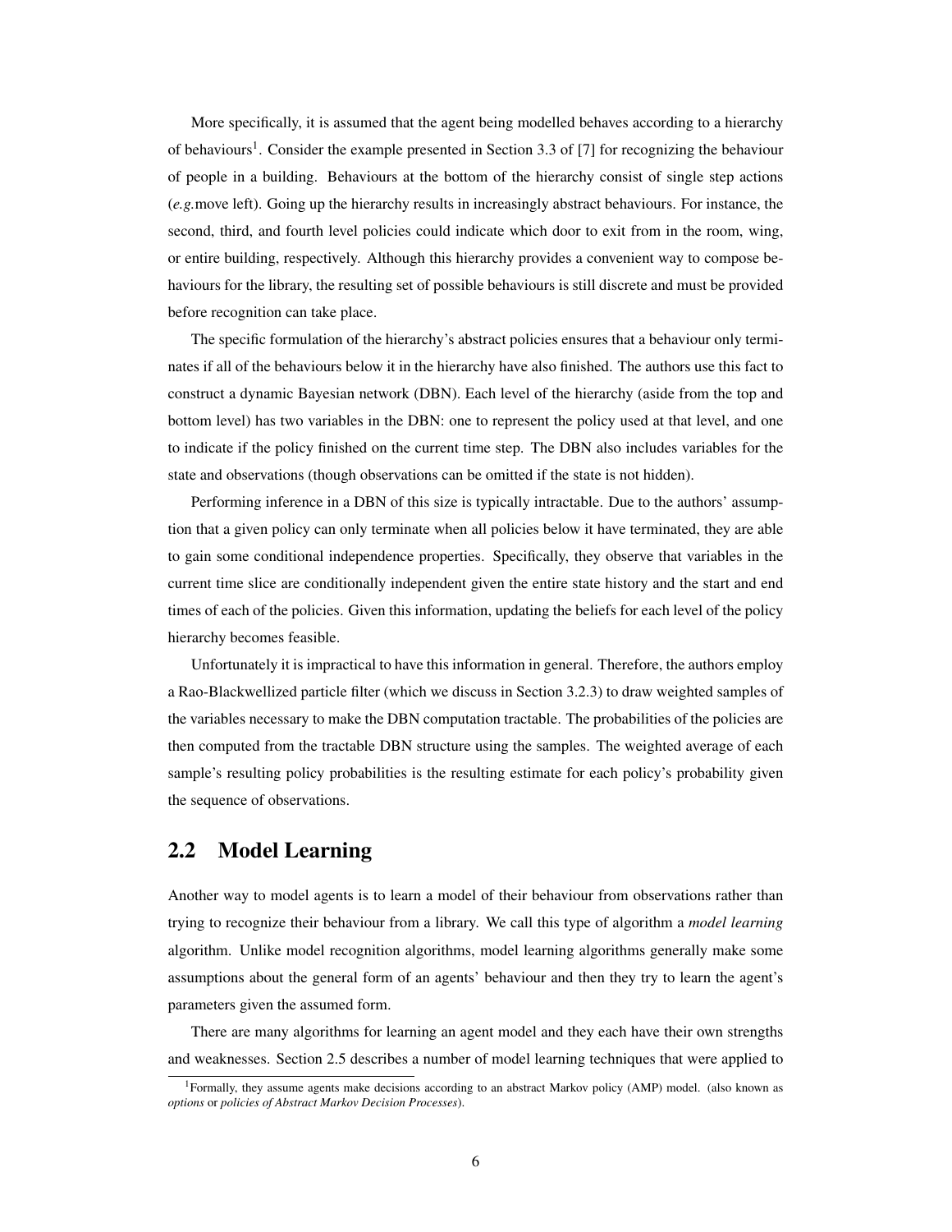More specifically, it is assumed that the agent being modelled behaves according to a hierarchy of behaviours[1]. Consider the example presented in Section 3.3 of [7] for recognizing the behaviour of people in a building. Behaviours at the bottom of the hierarchy consist of single step actions (*e.g.*move left). Going up the hierarchy results in increasingly abstract behaviours. For instance, the second, third, and fourth level policies could indicate which door to exit from in the room, wing, or entire building, respectively. Although this hierarchy provides a convenient way to compose behaviours for the library, the resulting set of possible behaviours is still discrete and must be provided before recognition can take place.

The specific formulation of the hierarchy's abstract policies ensures that a behaviour only terminates if all of the behaviours below it in the hierarchy have also finished. The authors use this fact to construct a dynamic Bayesian network (DBN). Each level of the hierarchy (aside from the top and bottom level) has two variables in the DBN: one to represent the policy used at that level, and one to indicate if the policy finished on the current time step. The DBN also includes variables for the state and observations (though observations can be omitted if the state is not hidden).

Performing inference in a DBN of this size is typically intractable. Due to the authors' assumption that a given policy can only terminate when all policies below it have terminated, they are able to gain some conditional independence properties. Specifically, they observe that variables in the current time slice are conditionally independent given the entire state history and the start and end times of each of the policies. Given this information, updating the beliefs for each level of the policy hierarchy becomes feasible.

Unfortunately it is impractical to have this information in general. Therefore, the authors employ a Rao-Blackwellized particle filter (which we discuss in Section 3.2.3) to draw weighted samples of the variables necessary to make the DBN computation tractable. The probabilities of the policies are then computed from the tractable DBN structure using the samples. The weighted average of each sample's resulting policy probabilities is the resulting estimate for each policy's probability given the sequence of observations.

## 2.2 Model Learning

Another way to model agents is to learn a model of their behaviour from observations rather than trying to recognize their behaviour from a library. We call this type of algorithm a *model learning* algorithm. Unlike model recognition algorithms, model learning algorithms generally make some assumptions about the general form of an agents' behaviour and then they try to learn the agent's parameters given the assumed form.

There are many algorithms for learning an agent model and they each have their own strengths and weaknesses. Section 2.5 describes a number of model learning techniques that were applied to

[1] Formally, they assume agents make decisions according to an abstract Markov policy (AMP) model. (also known as *options* or *policies of Abstract Markov Decision Processes*).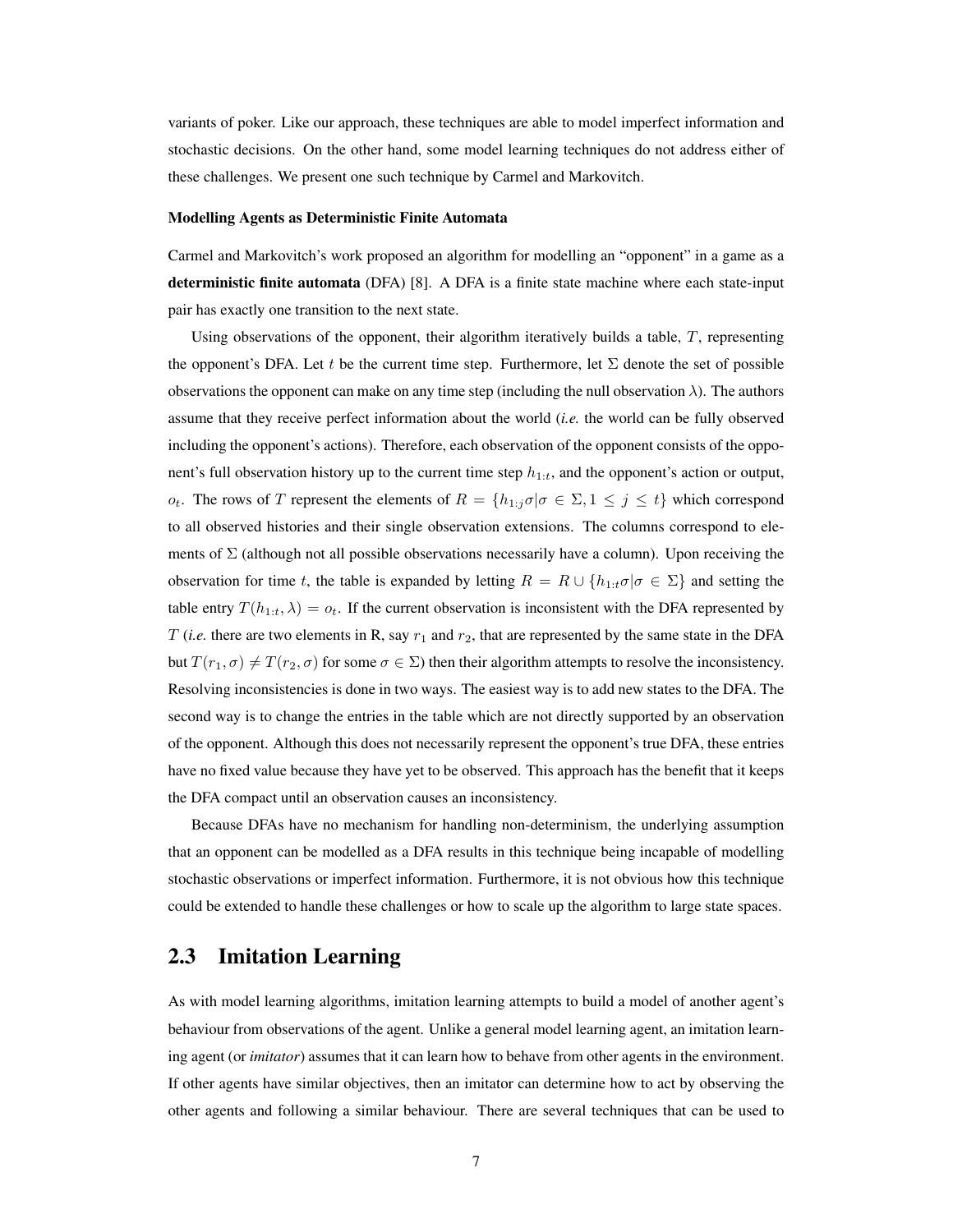variants of poker. Like our approach, these techniques are able to model imperfect information and stochastic decisions. On the other hand, some model learning techniques do not address either of these challenges. We present one such technique by Carmel and Markovitch.

#### Modelling Agents as Deterministic Finite Automata

Carmel and Markovitch's work proposed an algorithm for modelling an "opponent" in a game as a **deterministic finite automata** (DFA) [8]. A DFA is a finite state machine where each state-input pair has exactly one transition to the next state.

Using observations of the opponent, their algorithm iteratively builds a table, $T$, representing the opponent's DFA. Let $t$ be the current time step. Furthermore, let $\Sigma$ denote the set of possible observations the opponent can make on any time step (including the null observation $\lambda$). The authors assume that they receive perfect information about the world (*i.e.* the world can be fully observed including the opponent's actions). Therefore, each observation of the opponent consists of the opponent's full observation history up to the current time step $h_{1:t}$, and the opponent's action or output, $o_t$. The rows of $T$ represent the elements of $R = \{h_{1:j}\sigma | \sigma \in \Sigma, 1 \leq j \leq t\}$ which correspond to all observed histories and their single observation extensions. The columns correspond to elements of $\Sigma$ (although not all possible observations necessarily have a column). Upon receiving the observation for time $t$, the table is expanded by letting $R = R \cup \{h_{1:t}\sigma | \sigma \in \Sigma\}$ and setting the table entry $T(h_{1:t}, \lambda) = o_t$. If the current observation is inconsistent with the DFA represented by $T$ (*i.e.* there are two elements in R, say $r_1$ and $r_2$, that are represented by the same state in the DFA but $T(r_1, \sigma) \neq T(r_2, \sigma)$ for some $\sigma \in \Sigma$) then their algorithm attempts to resolve the inconsistency. Resolving inconsistencies is done in two ways. The easiest way is to add new states to the DFA. The second way is to change the entries in the table which are not directly supported by an observation of the opponent. Although this does not necessarily represent the opponent's true DFA, these entries have no fixed value because they have yet to be observed. This approach has the benefit that it keeps the DFA compact until an observation causes an inconsistency.

Because DFAs have no mechanism for handling non-determinism, the underlying assumption that an opponent can be modelled as a DFA results in this technique being incapable of modelling stochastic observations or imperfect information. Furthermore, it is not obvious how this technique could be extended to handle these challenges or how to scale up the algorithm to large state spaces.

## 2.3 Imitation Learning

As with model learning algorithms, imitation learning attempts to build a model of another agent's behaviour from observations of the agent. Unlike a general model learning agent, an imitation learning agent (or *imitator*) assumes that it can learn how to behave from other agents in the environment. If other agents have similar objectives, then an imitator can determine how to act by observing the other agents and following a similar behaviour. There are several techniques that can be used to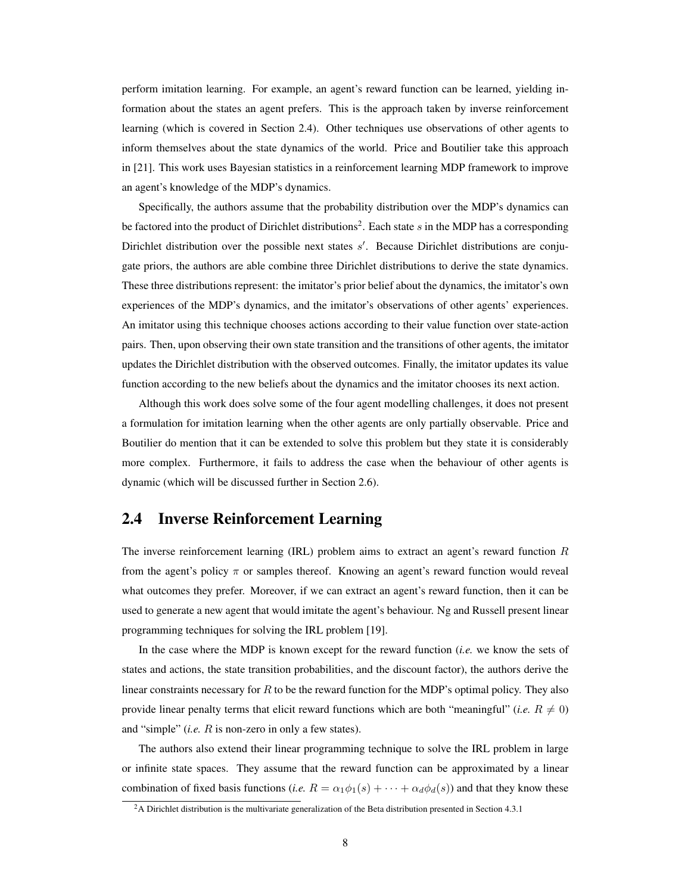perform imitation learning. For example, an agent's reward function can be learned, yielding information about the states an agent prefers. This is the approach taken by inverse reinforcement learning (which is covered in Section 2.4). Other techniques use observations of other agents to inform themselves about the state dynamics of the world. Price and Boutilier take this approach in [21]. This work uses Bayesian statistics in a reinforcement learning MDP framework to improve an agent's knowledge of the MDP's dynamics.

Specifically, the authors assume that the probability distribution over the MDP's dynamics can be factored into the product of Dirichlet distributions[2]. Each state $s$ in the MDP has a corresponding Dirichlet distribution over the possible next states $s'$. Because Dirichlet distributions are conjugate priors, the authors are able combine three Dirichlet distributions to derive the state dynamics. These three distributions represent: the imitator's prior belief about the dynamics, the imitator's own experiences of the MDP's dynamics, and the imitator's observations of other agents' experiences. An imitator using this technique chooses actions according to their value function over state-action pairs. Then, upon observing their own state transition and the transitions of other agents, the imitator updates the Dirichlet distribution with the observed outcomes. Finally, the imitator updates its value function according to the new beliefs about the dynamics and the imitator chooses its next action.

Although this work does solve some of the four agent modelling challenges, it does not present a formulation for imitation learning when the other agents are only partially observable. Price and Boutilier do mention that it can be extended to solve this problem but they state it is considerably more complex. Furthermore, it fails to address the case when the behaviour of other agents is dynamic (which will be discussed further in Section 2.6).

## 2.4 Inverse Reinforcement Learning

The inverse reinforcement learning (IRL) problem aims to extract an agent's reward function $R$ from the agent's policy $\pi$ or samples thereof. Knowing an agent's reward function would reveal what outcomes they prefer. Moreover, if we can extract an agent's reward function, then it can be used to generate a new agent that would imitate the agent's behaviour. Ng and Russell present linear programming techniques for solving the IRL problem [19].

In the case where the MDP is known except for the reward function (*i.e.* we know the sets of states and actions, the state transition probabilities, and the discount factor), the authors derive the linear constraints necessary for $R$ to be the reward function for the MDP's optimal policy. They also provide linear penalty terms that elicit reward functions which are both "meaningful" (*i.e.* $R \neq 0$) and "simple" (*i.e.* $R$ is non-zero in only a few states).

The authors also extend their linear programming technique to solve the IRL problem in large or infinite state spaces. They assume that the reward function can be approximated by a linear combination of fixed basis functions (*i.e.* $R = \alpha_1\phi_1(s) + \cdots + \alpha_d\phi_d(s)$) and that they know these

[2] A Dirichlet distribution is the multivariate generalization of the Beta distribution presented in Section 4.3.1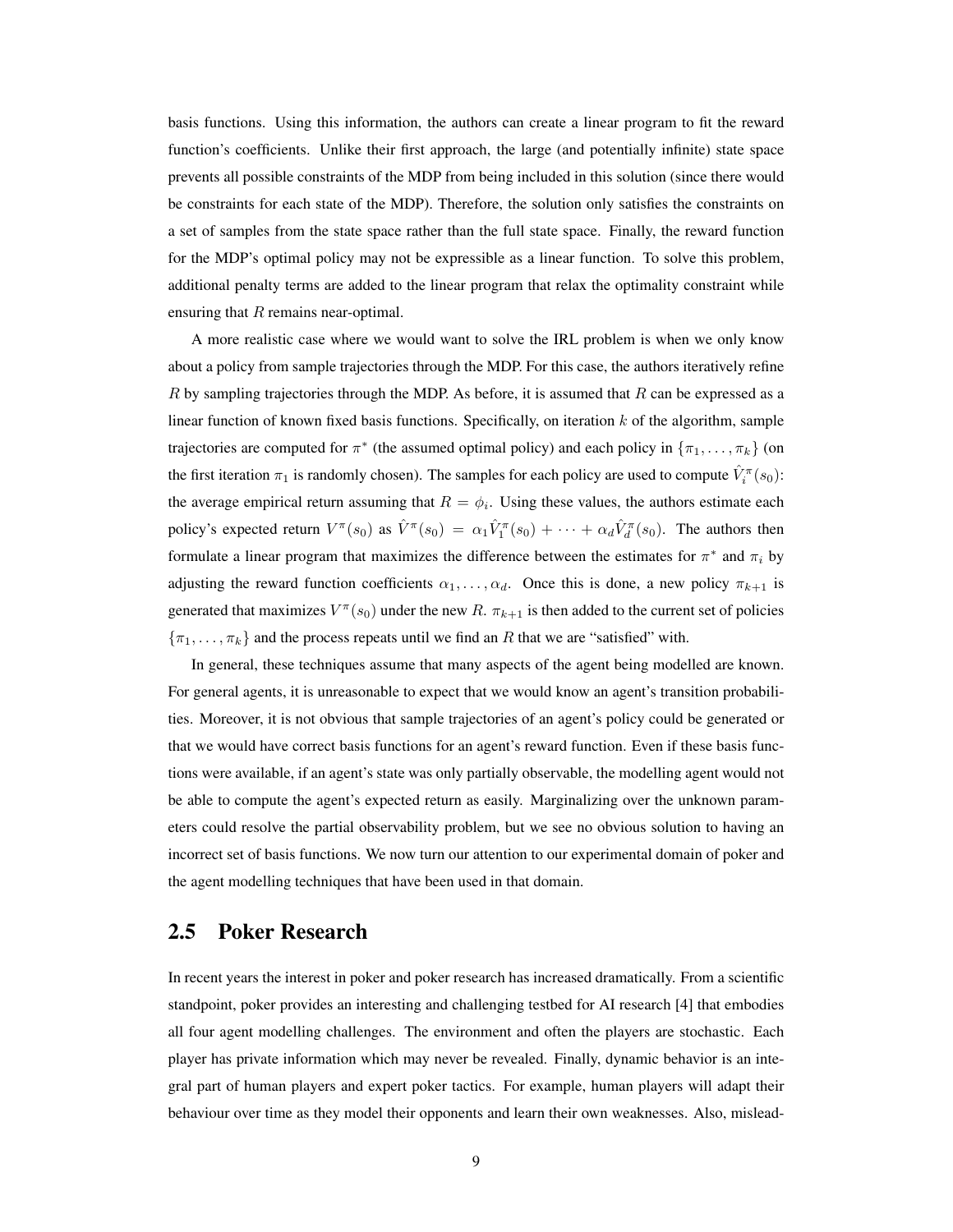basis functions. Using this information, the authors can create a linear program to fit the reward function's coefficients. Unlike their first approach, the large (and potentially infinite) state space prevents all possible constraints of the MDP from being included in this solution (since there would be constraints for each state of the MDP). Therefore, the solution only satisfies the constraints on a set of samples from the state space rather than the full state space. Finally, the reward function for the MDP's optimal policy may not be expressible as a linear function. To solve this problem, additional penalty terms are added to the linear program that relax the optimality constraint while ensuring that $R$ remains near-optimal.

A more realistic case where we would want to solve the IRL problem is when we only know about a policy from sample trajectories through the MDP. For this case, the authors iteratively refine $R$ by sampling trajectories through the MDP. As before, it is assumed that $R$ can be expressed as a linear function of known fixed basis functions. Specifically, on iteration $k$ of the algorithm, sample trajectories are computed for $\pi^*$ (the assumed optimal policy) and each policy in $\{\pi_1, \ldots, \pi_k\}$ (on the first iteration $\pi_1$ is randomly chosen). The samples for each policy are used to compute $\hat{V}_i^{\pi}(s_0)$: the average empirical return assuming that $R = \phi_i$. Using these values, the authors estimate each policy's expected return $V^{\pi}(s_0)$ as $\hat{V}^{\pi}(s_0) = \alpha_1 \hat{V}_1^{\pi}(s_0) + \cdots + \alpha_d \hat{V}_d^{\pi}(s_0)$. The authors then formulate a linear program that maximizes the difference between the estimates for $\pi^*$ and $\pi_i$ by adjusting the reward function coefficients $\alpha_1, \ldots, \alpha_d$. Once this is done, a new policy $\pi_{k+1}$ is generated that maximizes $V^{\pi}(s_0)$ under the new $R$. $\pi_{k+1}$ is then added to the current set of policies $\{\pi_1, \ldots, \pi_k\}$ and the process repeats until we find an $R$ that we are "satisfied" with.

In general, these techniques assume that many aspects of the agent being modelled are known. For general agents, it is unreasonable to expect that we would know an agent's transition probabilities. Moreover, it is not obvious that sample trajectories of an agent's policy could be generated or that we would have correct basis functions for an agent's reward function. Even if these basis functions were available, if an agent's state was only partially observable, the modelling agent would not be able to compute the agent's expected return as easily. Marginalizing over the unknown parameters could resolve the partial observability problem, but we see no obvious solution to having an incorrect set of basis functions. We now turn our attention to our experimental domain of poker and the agent modelling techniques that have been used in that domain.

## 2.5 Poker Research

In recent years the interest in poker and poker research has increased dramatically. From a scientific standpoint, poker provides an interesting and challenging testbed for AI research [4] that embodies all four agent modelling challenges. The environment and often the players are stochastic. Each player has private information which may never be revealed. Finally, dynamic behavior is an integral part of human players and expert poker tactics. For example, human players will adapt their behaviour over time as they model their opponents and learn their own weaknesses. Also, mislead-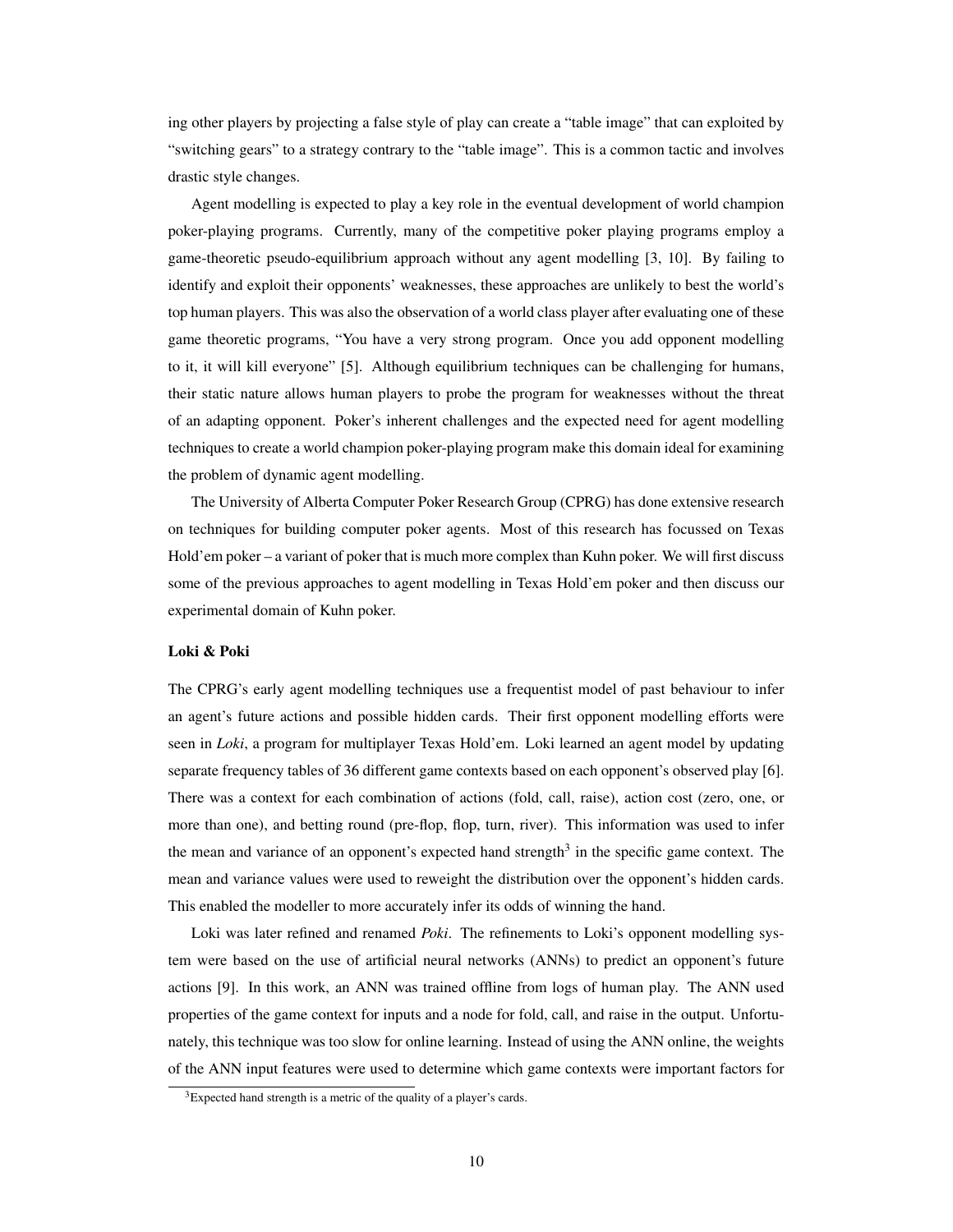ing other players by projecting a false style of play can create a "table image" that can exploited by "switching gears" to a strategy contrary to the "table image". This is a common tactic and involves drastic style changes.

Agent modelling is expected to play a key role in the eventual development of world champion poker-playing programs. Currently, many of the competitive poker playing programs employ a game-theoretic pseudo-equilibrium approach without any agent modelling [3, 10]. By failing to identify and exploit their opponents' weaknesses, these approaches are unlikely to best the world's top human players. This was also the observation of a world class player after evaluating one of these game theoretic programs, "You have a very strong program. Once you add opponent modelling to it, it will kill everyone" [5]. Although equilibrium techniques can be challenging for humans, their static nature allows human players to probe the program for weaknesses without the threat of an adapting opponent. Poker's inherent challenges and the expected need for agent modelling techniques to create a world champion poker-playing program make this domain ideal for examining the problem of dynamic agent modelling.

The University of Alberta Computer Poker Research Group (CPRG) has done extensive research on techniques for building computer poker agents. Most of this research has focussed on Texas Hold'em poker – a variant of poker that is much more complex than Kuhn poker. We will first discuss some of the previous approaches to agent modelling in Texas Hold'em poker and then discuss our experimental domain of Kuhn poker.

**Loki & Poki**

The CPRG's early agent modelling techniques use a frequentist model of past behaviour to infer an agent's future actions and possible hidden cards. Their first opponent modelling efforts were seen in *Loki*, a program for multiplayer Texas Hold'em. Loki learned an agent model by updating separate frequency tables of 36 different game contexts based on each opponent's observed play [6]. There was a context for each combination of actions (fold, call, raise), action cost (zero, one, or more than one), and betting round (pre-flop, flop, turn, river). This information was used to infer the mean and variance of an opponent's expected hand strength[3] in the specific game context. The mean and variance values were used to reweight the distribution over the opponent's hidden cards. This enabled the modeller to more accurately infer its odds of winning the hand.

Loki was later refined and renamed *Poki*. The refinements to Loki's opponent modelling system were based on the use of artificial neural networks (ANNs) to predict an opponent's future actions [9]. In this work, an ANN was trained offline from logs of human play. The ANN used properties of the game context for inputs and a node for fold, call, and raise in the output. Unfortunately, this technique was too slow for online learning. Instead of using the ANN online, the weights of the ANN input features were used to determine which game contexts were important factors for

[3]Expected hand strength is a metric of the quality of a player's cards.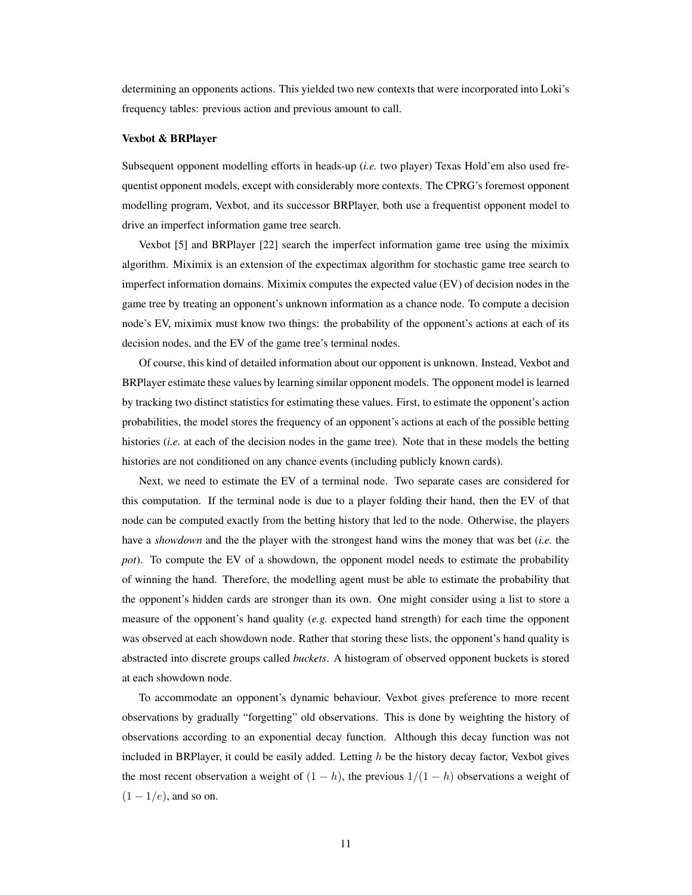determining an opponents actions. This yielded two new contexts that were incorporated into Loki's frequency tables: previous action and previous amount to call.

### Vexbot & BRPlayer

Subsequent opponent modelling efforts in heads-up (*i.e.* two player) Texas Hold'em also used frequentist opponent models, except with considerably more contexts. The CPRG's foremost opponent modelling program, Vexbot, and its successor BRPlayer, both use a frequentist opponent model to drive an imperfect information game tree search.

Vexbot [5] and BRPlayer [22] search the imperfect information game tree using the miximix algorithm. Miximix is an extension of the expectimax algorithm for stochastic game tree search to imperfect information domains. Miximix computes the expected value (EV) of decision nodes in the game tree by treating an opponent's unknown information as a chance node. To compute a decision node's EV, miximix must know two things: the probability of the opponent's actions at each of its decision nodes, and the EV of the game tree's terminal nodes.

Of course, this kind of detailed information about our opponent is unknown. Instead, Vexbot and BRPlayer estimate these values by learning similar opponent models. The opponent model is learned by tracking two distinct statistics for estimating these values. First, to estimate the opponent's action probabilities, the model stores the frequency of an opponent's actions at each of the possible betting histories (*i.e.* at each of the decision nodes in the game tree). Note that in these models the betting histories are not conditioned on any chance events (including publicly known cards).

Next, we need to estimate the EV of a terminal node. Two separate cases are considered for this computation. If the terminal node is due to a player folding their hand, then the EV of that node can be computed exactly from the betting history that led to the node. Otherwise, the players have a *showdown* and the the player with the strongest hand wins the money that was bet (*i.e.* the *pot*). To compute the EV of a showdown, the opponent model needs to estimate the probability of winning the hand. Therefore, the modelling agent must be able to estimate the probability that the opponent's hidden cards are stronger than its own. One might consider using a list to store a measure of the opponent's hand quality (*e.g.* expected hand strength) for each time the opponent was observed at each showdown node. Rather that storing these lists, the opponent's hand quality is abstracted into discrete groups called *buckets*. A histogram of observed opponent buckets is stored at each showdown node.

To accommodate an opponent's dynamic behaviour, Vexbot gives preference to more recent observations by gradually "forgetting" old observations. This is done by weighting the history of observations according to an exponential decay function. Although this decay function was not included in BRPlayer, it could be easily added. Letting $h$ be the history decay factor, Vexbot gives the most recent observation a weight of $(1 - h)$, the previous $1/(1 - h)$ observations a weight of $(1 - 1/e)$, and so on.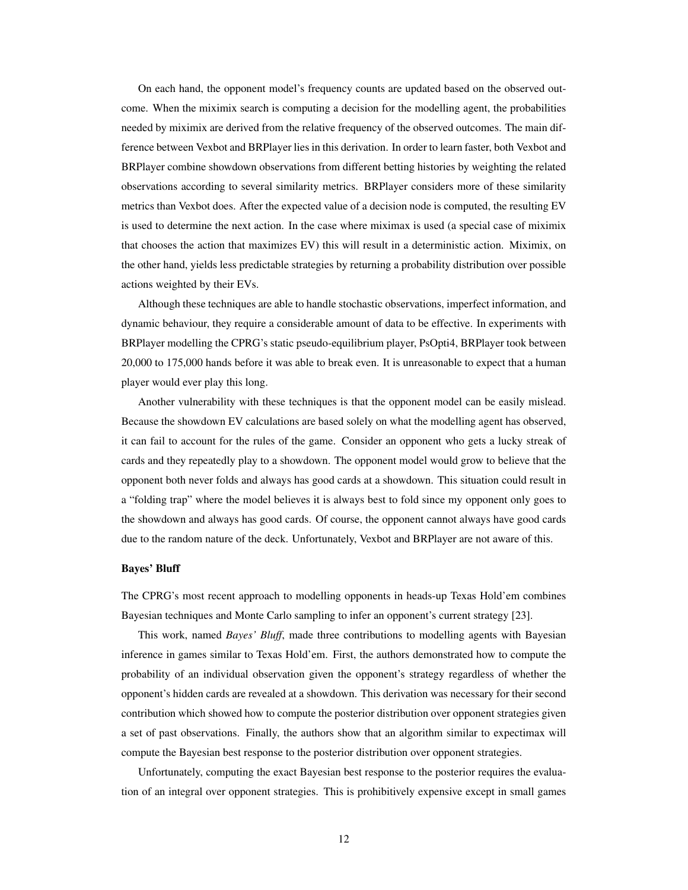On each hand, the opponent model's frequency counts are updated based on the observed outcome. When the miximix search is computing a decision for the modelling agent, the probabilities needed by miximix are derived from the relative frequency of the observed outcomes. The main difference between Vexbot and BRPlayer lies in this derivation. In order to learn faster, both Vexbot and BRPlayer combine showdown observations from different betting histories by weighting the related observations according to several similarity metrics. BRPlayer considers more of these similarity metrics than Vexbot does. After the expected value of a decision node is computed, the resulting EV is used to determine the next action. In the case where miximax is used (a special case of miximix that chooses the action that maximizes EV) this will result in a deterministic action. Miximix, on the other hand, yields less predictable strategies by returning a probability distribution over possible actions weighted by their EVs.

Although these techniques are able to handle stochastic observations, imperfect information, and dynamic behaviour, they require a considerable amount of data to be effective. In experiments with BRPlayer modelling the CPRG's static pseudo-equilibrium player, PsOpti4, BRPlayer took between 20,000 to 175,000 hands before it was able to break even. It is unreasonable to expect that a human player would ever play this long.

Another vulnerability with these techniques is that the opponent model can be easily mislead. Because the showdown EV calculations are based solely on what the modelling agent has observed, it can fail to account for the rules of the game. Consider an opponent who gets a lucky streak of cards and they repeatedly play to a showdown. The opponent model would grow to believe that the opponent both never folds and always has good cards at a showdown. This situation could result in a "folding trap" where the model believes it is always best to fold since my opponent only goes to the showdown and always has good cards. Of course, the opponent cannot always have good cards due to the random nature of the deck. Unfortunately, Vexbot and BRPlayer are not aware of this.

**Bayes' Bluff**

The CPRG's most recent approach to modelling opponents in heads-up Texas Hold'em combines Bayesian techniques and Monte Carlo sampling to infer an opponent's current strategy [23].

This work, named *Bayes' Bluff*, made three contributions to modelling agents with Bayesian inference in games similar to Texas Hold'em. First, the authors demonstrated how to compute the probability of an individual observation given the opponent's strategy regardless of whether the opponent's hidden cards are revealed at a showdown. This derivation was necessary for their second contribution which showed how to compute the posterior distribution over opponent strategies given a set of past observations. Finally, the authors show that an algorithm similar to expectimax will compute the Bayesian best response to the posterior distribution over opponent strategies.

Unfortunately, computing the exact Bayesian best response to the posterior requires the evaluation of an integral over opponent strategies. This is prohibitively expensive except in small games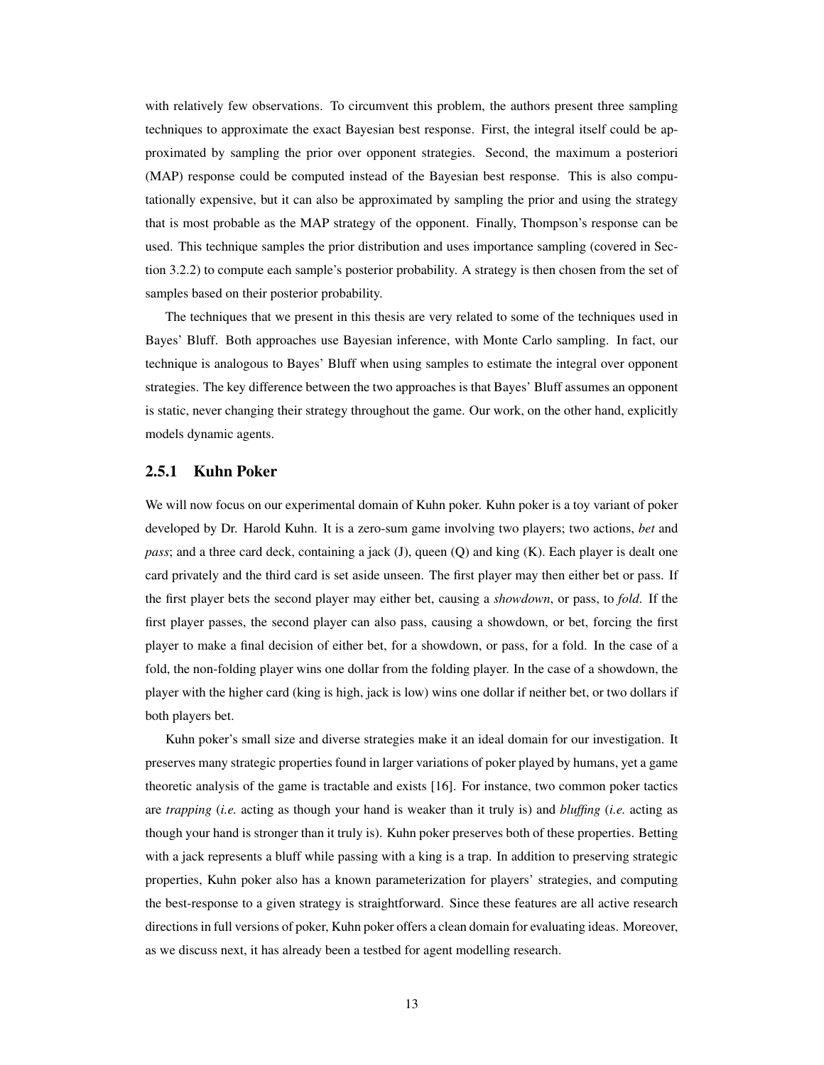with relatively few observations. To circumvent this problem, the authors present three sampling techniques to approximate the exact Bayesian best response. First, the integral itself could be approximated by sampling the prior over opponent strategies. Second, the maximum a posteriori (MAP) response could be computed instead of the Bayesian best response. This is also computationally expensive, but it can also be approximated by sampling the prior and using the strategy that is most probable as the MAP strategy of the opponent. Finally, Thompson's response can be used. This technique samples the prior distribution and uses importance sampling (covered in Section 3.2.2) to compute each sample's posterior probability. A strategy is then chosen from the set of samples based on their posterior probability.

The techniques that we present in this thesis are very related to some of the techniques used in Bayes' Bluff. Both approaches use Bayesian inference, with Monte Carlo sampling. In fact, our technique is analogous to Bayes' Bluff when using samples to estimate the integral over opponent strategies. The key difference between the two approaches is that Bayes' Bluff assumes an opponent is static, never changing their strategy throughout the game. Our work, on the other hand, explicitly models dynamic agents.

### 2.5.1 Kuhn Poker

We will now focus on our experimental domain of Kuhn poker. Kuhn poker is a toy variant of poker developed by Dr. Harold Kuhn. It is a zero-sum game involving two players; two actions, *bet* and *pass*; and a three card deck, containing a jack (J), queen (Q) and king (K). Each player is dealt one card privately and the third card is set aside unseen. The first player may then either bet or pass. If the first player bets the second player may either bet, causing a *showdown*, or pass, to *fold*. If the first player passes, the second player can also pass, causing a showdown, or bet, forcing the first player to make a final decision of either bet, for a showdown, or pass, for a fold. In the case of a fold, the non-folding player wins one dollar from the folding player. In the case of a showdown, the player with the higher card (king is high, jack is low) wins one dollar if neither bet, or two dollars if both players bet.

Kuhn poker's small size and diverse strategies make it an ideal domain for our investigation. It preserves many strategic properties found in larger variations of poker played by humans, yet a game theoretic analysis of the game is tractable and exists [16]. For instance, two common poker tactics are *trapping* (*i.e.* acting as though your hand is weaker than it truly is) and *bluffing* (*i.e.* acting as though your hand is stronger than it truly is). Kuhn poker preserves both of these properties. Betting with a jack represents a bluff while passing with a king is a trap. In addition to preserving strategic properties, Kuhn poker also has a known parameterization for players' strategies, and computing the best-response to a given strategy is straightforward. Since these features are all active research directions in full versions of poker, Kuhn poker offers a clean domain for evaluating ideas. Moreover, as we discuss next, it has already been a testbed for agent modelling research.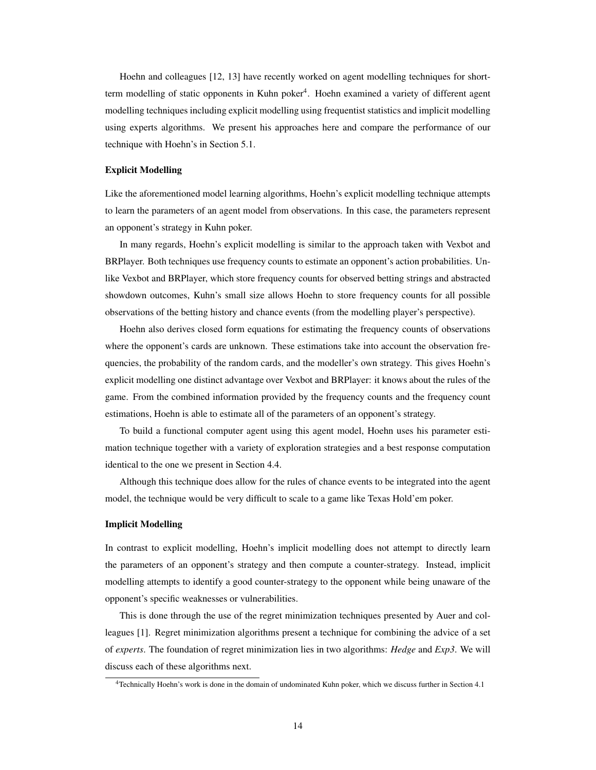Hoehn and colleagues [12, 13] have recently worked on agent modelling techniques for short-term modelling of static opponents in Kuhn poker[4]. Hoehn examined a variety of different agent modelling techniques including explicit modelling using frequentist statistics and implicit modelling using experts algorithms. We present his approaches here and compare the performance of our technique with Hoehn's in Section 5.1.

### Explicit Modelling

Like the aforementioned model learning algorithms, Hoehn's explicit modelling technique attempts to learn the parameters of an agent model from observations. In this case, the parameters represent an opponent's strategy in Kuhn poker.

In many regards, Hoehn's explicit modelling is similar to the approach taken with Vexbot and BRPlayer. Both techniques use frequency counts to estimate an opponent's action probabilities. Unlike Vexbot and BRPlayer, which store frequency counts for observed betting strings and abstracted showdown outcomes, Kuhn's small size allows Hoehn to store frequency counts for all possible observations of the betting history and chance events (from the modelling player's perspective).

Hoehn also derives closed form equations for estimating the frequency counts of observations where the opponent's cards are unknown. These estimations take into account the observation frequencies, the probability of the random cards, and the modeller's own strategy. This gives Hoehn's explicit modelling one distinct advantage over Vexbot and BRPlayer: it knows about the rules of the game. From the combined information provided by the frequency counts and the frequency count estimations, Hoehn is able to estimate all of the parameters of an opponent's strategy.

To build a functional computer agent using this agent model, Hoehn uses his parameter estimation technique together with a variety of exploration strategies and a best response computation identical to the one we present in Section 4.4.

Although this technique does allow for the rules of chance events to be integrated into the agent model, the technique would be very difficult to scale to a game like Texas Hold'em poker.

### Implicit Modelling

In contrast to explicit modelling, Hoehn's implicit modelling does not attempt to directly learn the parameters of an opponent's strategy and then compute a counter-strategy. Instead, implicit modelling attempts to identify a good counter-strategy to the opponent while being unaware of the opponent's specific weaknesses or vulnerabilities.

This is done through the use of the regret minimization techniques presented by Auer and colleagues [1]. Regret minimization algorithms present a technique for combining the advice of a set of *experts*. The foundation of regret minimization lies in two algorithms: *Hedge* and *Exp3*. We will discuss each of these algorithms next.

[4]Technically Hoehn's work is done in the domain of undominated Kuhn poker, which we discuss further in Section 4.1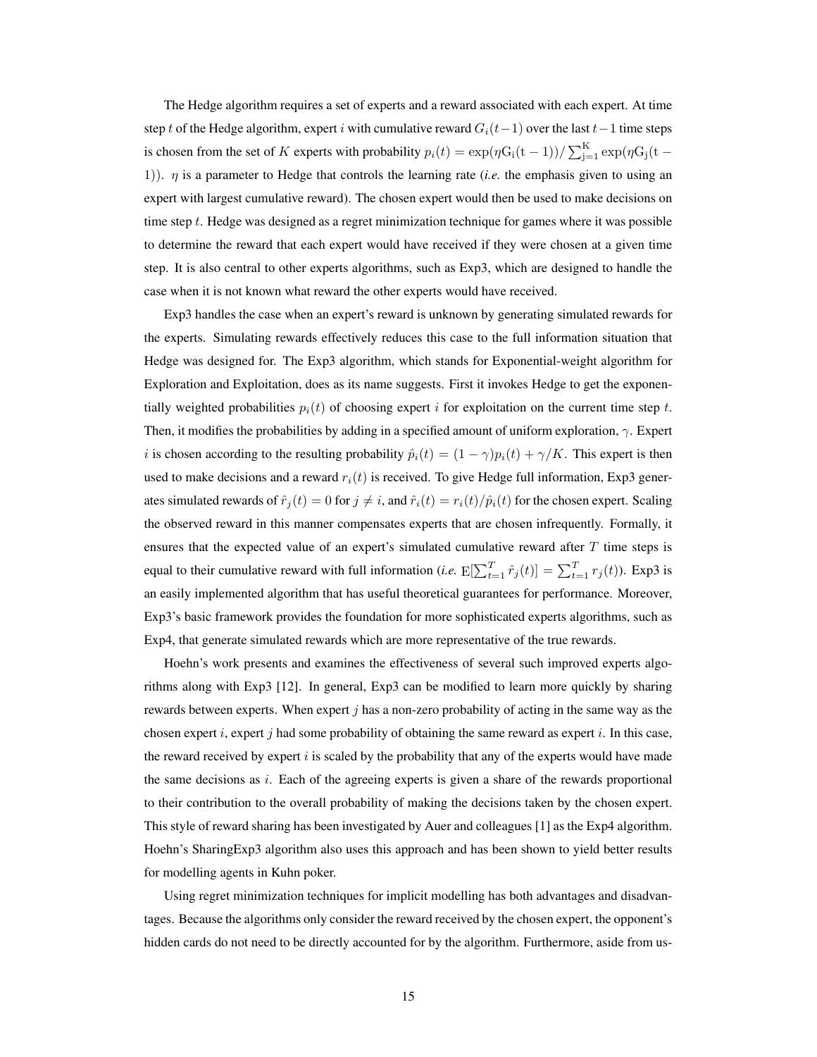The Hedge algorithm requires a set of experts and a reward associated with each expert. At time step $t$ of the Hedge algorithm, expert $i$ with cumulative reward $G_i(t-1)$ over the last $t-1$ time steps is chosen from the set of $K$ experts with probability $p_i(t) = \exp(\eta G_i(t-1)) / \sum_{j=1}^{K} \exp(\eta G_j(t-1))$. $\eta$ is a parameter to Hedge that controls the learning rate (*i.e.* the emphasis given to using an expert with largest cumulative reward). The chosen expert would then be used to make decisions on time step $t$. Hedge was designed as a regret minimization technique for games where it was possible to determine the reward that each expert would have received if they were chosen at a given time step. It is also central to other experts algorithms, such as Exp3, which are designed to handle the case when it is not known what reward the other experts would have received.

Exp3 handles the case when an expert's reward is unknown by generating simulated rewards for the experts. Simulating rewards effectively reduces this case to the full information situation that Hedge was designed for. The Exp3 algorithm, which stands for Exponential-weight algorithm for Exploration and Exploitation, does as its name suggests. First it invokes Hedge to get the exponentially weighted probabilities $p_i(t)$ of choosing expert $i$ for exploitation on the current time step $t$. Then, it modifies the probabilities by adding in a specified amount of uniform exploration, $\gamma$. Expert $i$ is chosen according to the resulting probability $\hat{p}_i(t) = (1 - \gamma)p_i(t) + \gamma/K$. This expert is then used to make decisions and a reward $r_i(t)$ is received. To give Hedge full information, Exp3 generates simulated rewards of $\hat{r}_j(t) = 0$ for $j \neq i$, and $\hat{r}_i(t) = r_i(t)/\hat{p}_i(t)$ for the chosen expert. Scaling the observed reward in this manner compensates experts that are chosen infrequently. Formally, it ensures that the expected value of an expert's simulated cumulative reward after $T$ time steps is equal to their cumulative reward with full information (*i.e.* $\mathrm{E}[\sum_{t=1}^{T} \hat{r}_j(t)] = \sum_{t=1}^{T} r_j(t)$). Exp3 is an easily implemented algorithm that has useful theoretical guarantees for performance. Moreover, Exp3's basic framework provides the foundation for more sophisticated experts algorithms, such as Exp4, that generate simulated rewards which are more representative of the true rewards.

Hoehn's work presents and examines the effectiveness of several such improved experts algorithms along with Exp3 [12]. In general, Exp3 can be modified to learn more quickly by sharing rewards between experts. When expert $j$ has a non-zero probability of acting in the same way as the chosen expert $i$, expert $j$ had some probability of obtaining the same reward as expert $i$. In this case, the reward received by expert $i$ is scaled by the probability that any of the experts would have made the same decisions as $i$. Each of the agreeing experts is given a share of the rewards proportional to their contribution to the overall probability of making the decisions taken by the chosen expert. This style of reward sharing has been investigated by Auer and colleagues [1] as the Exp4 algorithm. Hoehn's SharingExp3 algorithm also uses this approach and has been shown to yield better results for modelling agents in Kuhn poker.

Using regret minimization techniques for implicit modelling has both advantages and disadvantages. Because the algorithms only consider the reward received by the chosen expert, the opponent's hidden cards do not need to be directly accounted for by the algorithm. Furthermore, aside from us-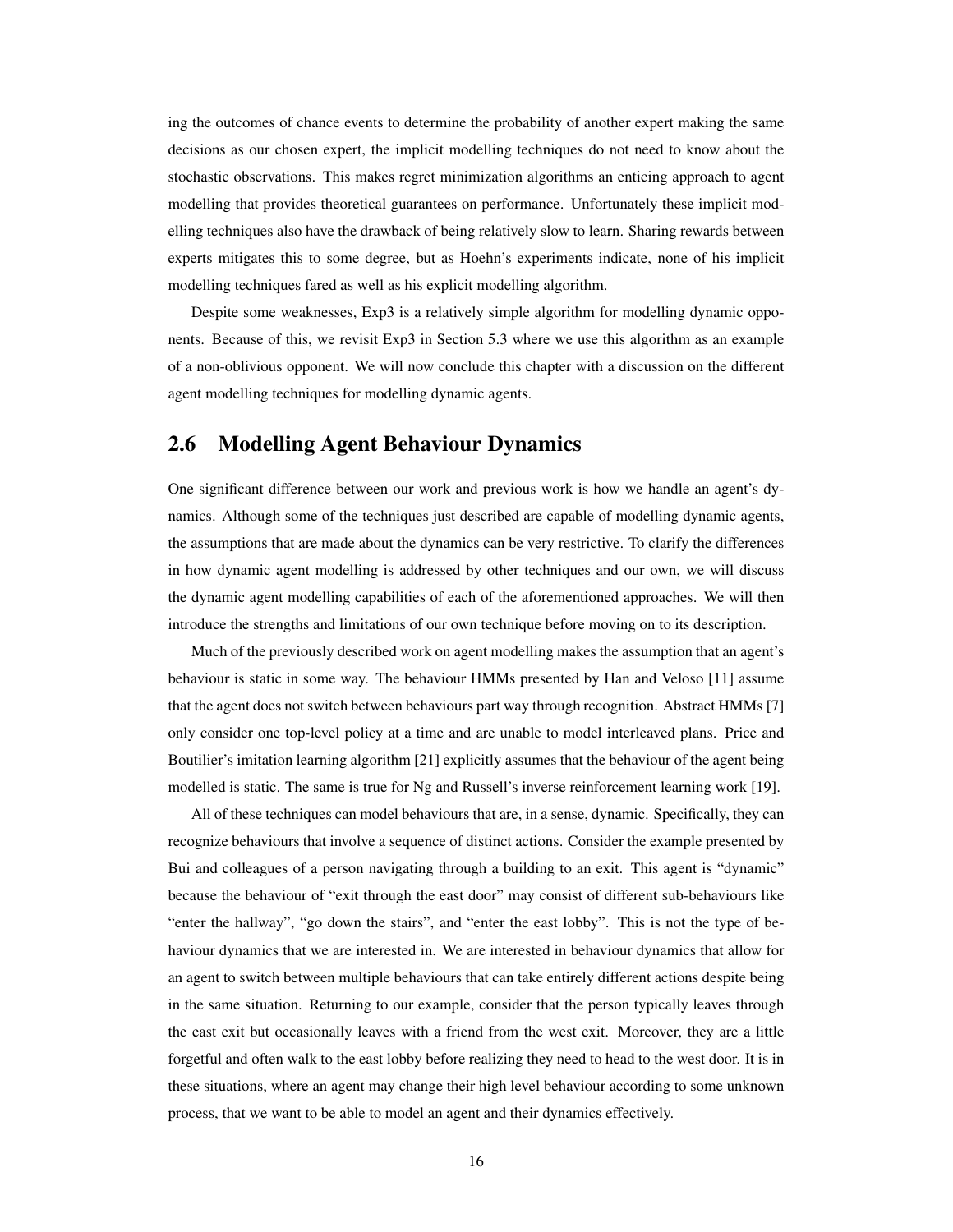ing the outcomes of chance events to determine the probability of another expert making the same decisions as our chosen expert, the implicit modelling techniques do not need to know about the stochastic observations. This makes regret minimization algorithms an enticing approach to agent modelling that provides theoretical guarantees on performance. Unfortunately these implicit modelling techniques also have the drawback of being relatively slow to learn. Sharing rewards between experts mitigates this to some degree, but as Hoehn's experiments indicate, none of his implicit modelling techniques fared as well as his explicit modelling algorithm.

Despite some weaknesses, Exp3 is a relatively simple algorithm for modelling dynamic opponents. Because of this, we revisit Exp3 in Section 5.3 where we use this algorithm as an example of a non-oblivious opponent. We will now conclude this chapter with a discussion on the different agent modelling techniques for modelling dynamic agents.

## 2.6 Modelling Agent Behaviour Dynamics

One significant difference between our work and previous work is how we handle an agent's dynamics. Although some of the techniques just described are capable of modelling dynamic agents, the assumptions that are made about the dynamics can be very restrictive. To clarify the differences in how dynamic agent modelling is addressed by other techniques and our own, we will discuss the dynamic agent modelling capabilities of each of the aforementioned approaches. We will then introduce the strengths and limitations of our own technique before moving on to its description.

Much of the previously described work on agent modelling makes the assumption that an agent's behaviour is static in some way. The behaviour HMMs presented by Han and Veloso [11] assume that the agent does not switch between behaviours part way through recognition. Abstract HMMs [7] only consider one top-level policy at a time and are unable to model interleaved plans. Price and Boutilier's imitation learning algorithm [21] explicitly assumes that the behaviour of the agent being modelled is static. The same is true for Ng and Russell's inverse reinforcement learning work [19].

All of these techniques can model behaviours that are, in a sense, dynamic. Specifically, they can recognize behaviours that involve a sequence of distinct actions. Consider the example presented by Bui and colleagues of a person navigating through a building to an exit. This agent is "dynamic" because the behaviour of "exit through the east door" may consist of different sub-behaviours like "enter the hallway", "go down the stairs", and "enter the east lobby". This is not the type of behaviour dynamics that we are interested in. We are interested in behaviour dynamics that allow for an agent to switch between multiple behaviours that can take entirely different actions despite being in the same situation. Returning to our example, consider that the person typically leaves through the east exit but occasionally leaves with a friend from the west exit. Moreover, they are a little forgetful and often walk to the east lobby before realizing they need to head to the west door. It is in these situations, where an agent may change their high level behaviour according to some unknown process, that we want to be able to model an agent and their dynamics effectively.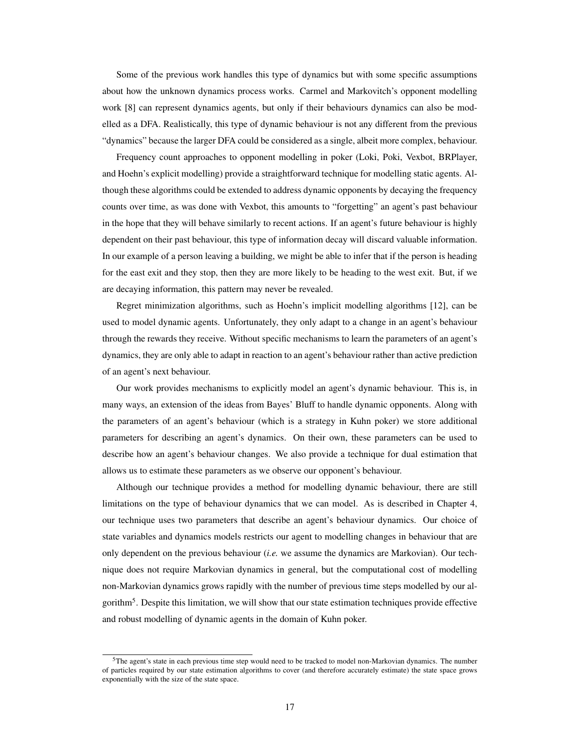Some of the previous work handles this type of dynamics but with some specific assumptions about how the unknown dynamics process works. Carmel and Markovitch's opponent modelling work [8] can represent dynamics agents, but only if their behaviours dynamics can also be modelled as a DFA. Realistically, this type of dynamic behaviour is not any different from the previous "dynamics" because the larger DFA could be considered as a single, albeit more complex, behaviour.

Frequency count approaches to opponent modelling in poker (Loki, Poki, Vexbot, BRPlayer, and Hoehn's explicit modelling) provide a straightforward technique for modelling static agents. Although these algorithms could be extended to address dynamic opponents by decaying the frequency counts over time, as was done with Vexbot, this amounts to "forgetting" an agent's past behaviour in the hope that they will behave similarly to recent actions. If an agent's future behaviour is highly dependent on their past behaviour, this type of information decay will discard valuable information. In our example of a person leaving a building, we might be able to infer that if the person is heading for the east exit and they stop, then they are more likely to be heading to the west exit. But, if we are decaying information, this pattern may never be revealed.

Regret minimization algorithms, such as Hoehn's implicit modelling algorithms [12], can be used to model dynamic agents. Unfortunately, they only adapt to a change in an agent's behaviour through the rewards they receive. Without specific mechanisms to learn the parameters of an agent's dynamics, they are only able to adapt in reaction to an agent's behaviour rather than active prediction of an agent's next behaviour.

Our work provides mechanisms to explicitly model an agent's dynamic behaviour. This is, in many ways, an extension of the ideas from Bayes' Bluff to handle dynamic opponents. Along with the parameters of an agent's behaviour (which is a strategy in Kuhn poker) we store additional parameters for describing an agent's dynamics. On their own, these parameters can be used to describe how an agent's behaviour changes. We also provide a technique for dual estimation that allows us to estimate these parameters as we observe our opponent's behaviour.

Although our technique provides a method for modelling dynamic behaviour, there are still limitations on the type of behaviour dynamics that we can model. As is described in Chapter 4, our technique uses two parameters that describe an agent's behaviour dynamics. Our choice of state variables and dynamics models restricts our agent to modelling changes in behaviour that are only dependent on the previous behaviour (*i.e.* we assume the dynamics are Markovian). Our technique does not require Markovian dynamics in general, but the computational cost of modelling non-Markovian dynamics grows rapidly with the number of previous time steps modelled by our algorithm[5]. Despite this limitation, we will show that our state estimation techniques provide effective and robust modelling of dynamic agents in the domain of Kuhn poker.

[5]The agent's state in each previous time step would need to be tracked to model non-Markovian dynamics. The number of particles required by our state estimation algorithms to cover (and therefore accurately estimate) the state space grows exponentially with the size of the state space.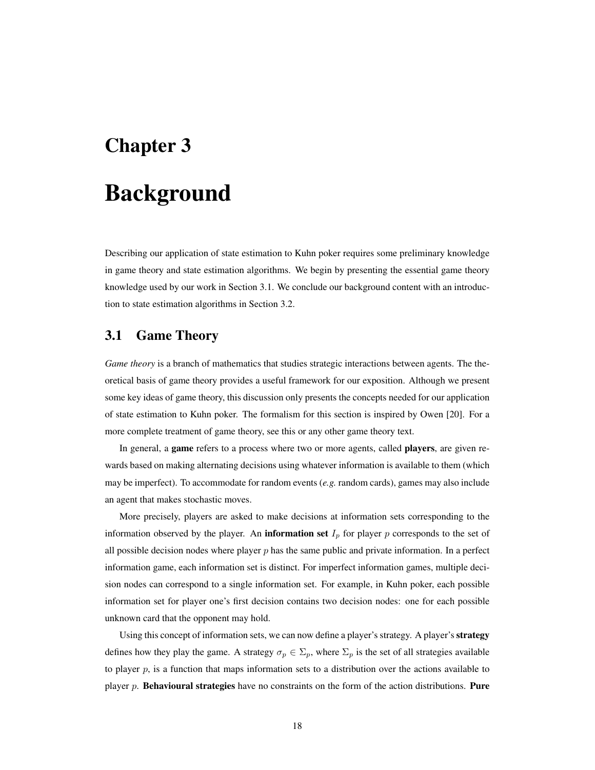# Chapter 3

# Background

Describing our application of state estimation to Kuhn poker requires some preliminary knowledge in game theory and state estimation algorithms. We begin by presenting the essential game theory knowledge used by our work in Section 3.1. We conclude our background content with an introduction to state estimation algorithms in Section 3.2.

## 3.1 Game Theory

*Game theory* is a branch of mathematics that studies strategic interactions between agents. The theoretical basis of game theory provides a useful framework for our exposition. Although we present some key ideas of game theory, this discussion only presents the concepts needed for our application of state estimation to Kuhn poker. The formalism for this section is inspired by Owen [20]. For a more complete treatment of game theory, see this or any other game theory text.

In general, a **game** refers to a process where two or more agents, called **players**, are given rewards based on making alternating decisions using whatever information is available to them (which may be imperfect). To accommodate for random events (*e.g.* random cards), games may also include an agent that makes stochastic moves.

More precisely, players are asked to make decisions at information sets corresponding to the information observed by the player. An **information set** $I_p$ for player $p$ corresponds to the set of all possible decision nodes where player $p$ has the same public and private information. In a perfect information game, each information set is distinct. For imperfect information games, multiple decision nodes can correspond to a single information set. For example, in Kuhn poker, each possible information set for player one's first decision contains two decision nodes: one for each possible unknown card that the opponent may hold.

Using this concept of information sets, we can now define a player's strategy. A player's **strategy** defines how they play the game. A strategy $\sigma_p \in \Sigma_p$, where $\Sigma_p$ is the set of all strategies available to player $p$, is a function that maps information sets to a distribution over the actions available to player $p$. **Behavioural strategies** have no constraints on the form of the action distributions. **Pure**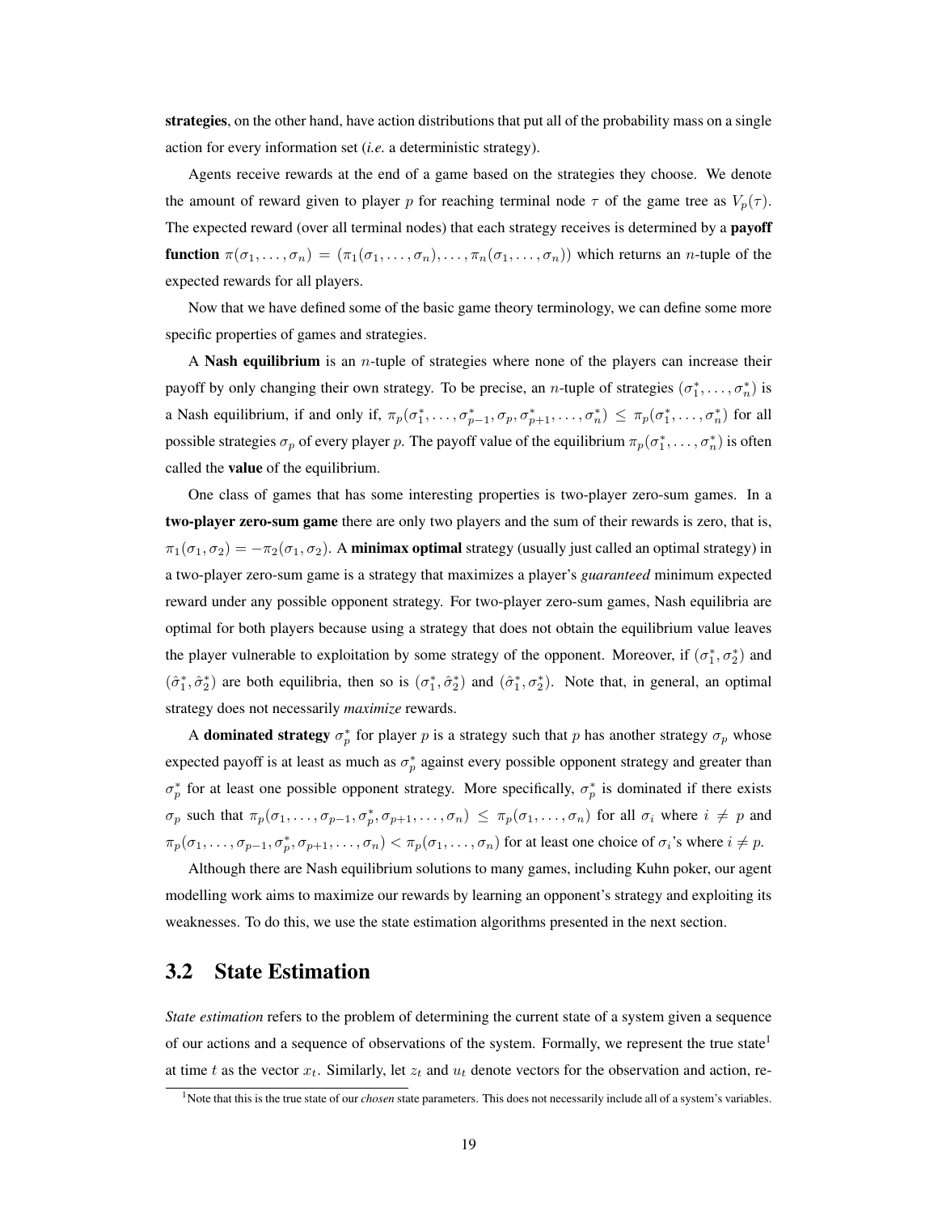**strategies**, on the other hand, have action distributions that put all of the probability mass on a single action for every information set (*i.e.* a deterministic strategy).

Agents receive rewards at the end of a game based on the strategies they choose. We denote the amount of reward given to player $p$ for reaching terminal node $\tau$ of the game tree as $V_p(\tau)$. The expected reward (over all terminal nodes) that each strategy receives is determined by a **payoff function** $\pi(\sigma_1, \ldots, \sigma_n) = (\pi_1(\sigma_1, \ldots, \sigma_n), \ldots, \pi_n(\sigma_1, \ldots, \sigma_n))$ which returns an $n$-tuple of the expected rewards for all players.

Now that we have defined some of the basic game theory terminology, we can define some more specific properties of games and strategies.

A **Nash equilibrium** is an $n$-tuple of strategies where none of the players can increase their payoff by only changing their own strategy. To be precise, an $n$-tuple of strategies $(\sigma_1^*, \ldots, \sigma_n^*)$ is a Nash equilibrium, if and only if, $\pi_p(\sigma_1^*, \ldots, \sigma_{p-1}^*, \sigma_p, \sigma_{p+1}^*, \ldots, \sigma_n^*) \leq \pi_p(\sigma_1^*, \ldots, \sigma_n^*)$ for all possible strategies $\sigma_p$ of every player $p$. The payoff value of the equilibrium $\pi_p(\sigma_1^*, \ldots, \sigma_n^*)$ is often called the **value** of the equilibrium.

One class of games that has some interesting properties is two-player zero-sum games. In a **two-player zero-sum game** there are only two players and the sum of their rewards is zero, that is, $\pi_1(\sigma_1, \sigma_2) = -\pi_2(\sigma_1, \sigma_2)$. A **minimax optimal** strategy (usually just called an optimal strategy) in a two-player zero-sum game is a strategy that maximizes a player's *guaranteed* minimum expected reward under any possible opponent strategy. For two-player zero-sum games, Nash equilibria are optimal for both players because using a strategy that does not obtain the equilibrium value leaves the player vulnerable to exploitation by some strategy of the opponent. Moreover, if $(\sigma_1^*, \sigma_2^*)$ and $(\hat{\sigma}_1^*, \hat{\sigma}_2^*)$ are both equilibria, then so is $(\sigma_1^*, \hat{\sigma}_2^*)$ and $(\hat{\sigma}_1^*, \sigma_2^*)$. Note that, in general, an optimal strategy does not necessarily *maximize* rewards.

A **dominated strategy** $\sigma_p^*$ for player $p$ is a strategy such that $p$ has another strategy $\sigma_p$ whose expected payoff is at least as much as $\sigma_p^*$ against every possible opponent strategy and greater than $\sigma_p^*$ for at least one possible opponent strategy. More specifically, $\sigma_p^*$ is dominated if there exists $\sigma_p$ such that $\pi_p(\sigma_1, \ldots, \sigma_{p-1}, \sigma_p^*, \sigma_{p+1}, \ldots, \sigma_n) \leq \pi_p(\sigma_1, \ldots, \sigma_n)$ for all $\sigma_i$ where $i \neq p$ and $\pi_p(\sigma_1, \ldots, \sigma_{p-1}, \sigma_p^*, \sigma_{p+1}, \ldots, \sigma_n) < \pi_p(\sigma_1, \ldots, \sigma_n)$ for at least one choice of $\sigma_i$'s where $i \neq p$.

Although there are Nash equilibrium solutions to many games, including Kuhn poker, our agent modelling work aims to maximize our rewards by learning an opponent's strategy and exploiting its weaknesses. To do this, we use the state estimation algorithms presented in the next section.

## 3.2 State Estimation

*State estimation* refers to the problem of determining the current state of a system given a sequence of our actions and a sequence of observations of the system. Formally, we represent the true state[1] at time $t$ as the vector $x_t$. Similarly, let $z_t$ and $u_t$ denote vectors for the observation and action, re-

[1] Note that this is the true state of our *chosen* state parameters. This does not necessarily include all of a system's variables.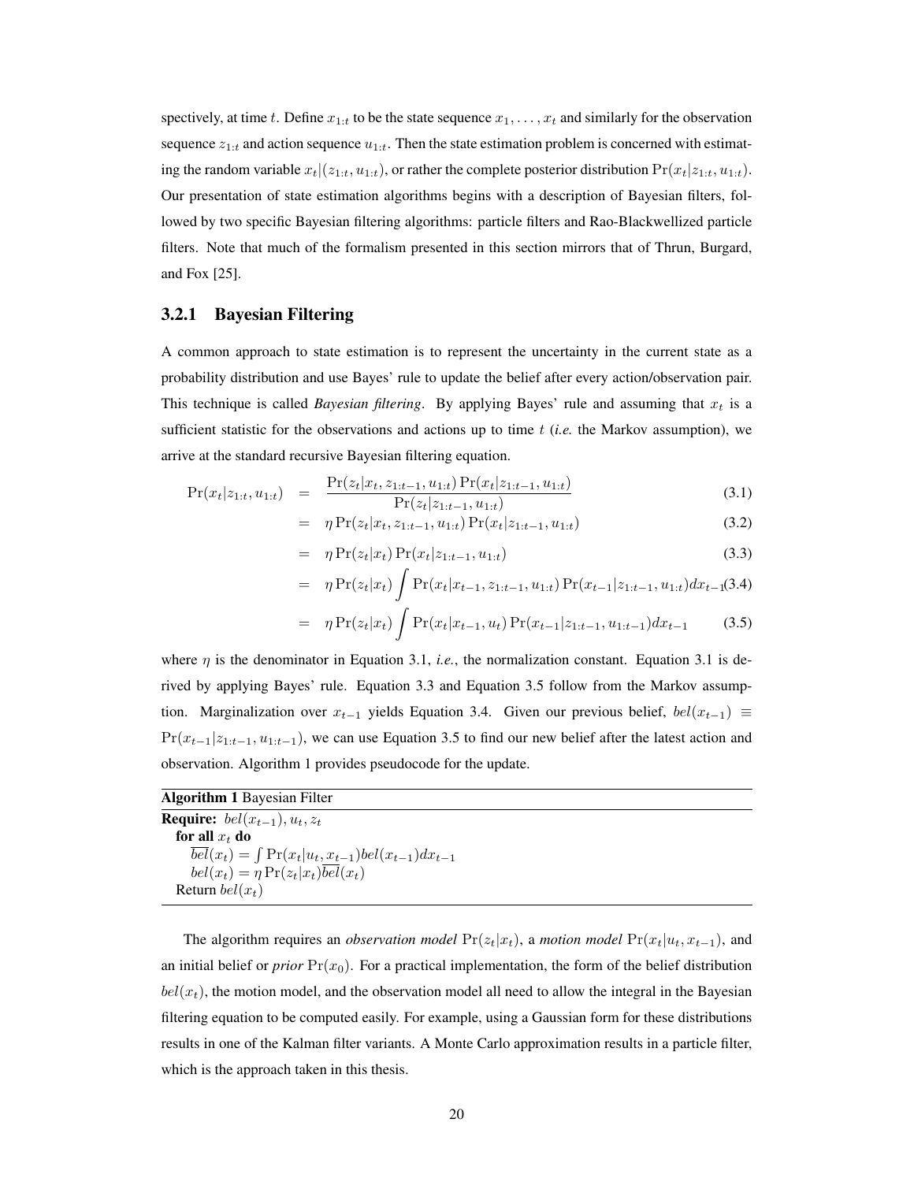spectively, at time $t$. Define $x_{1:t}$ to be the state sequence $x_1, \ldots, x_t$ and similarly for the observation sequence $z_{1:t}$ and action sequence $u_{1:t}$. Then the state estimation problem is concerned with estimating the random variable $x_t|(z_{1:t}, u_{1:t})$, or rather the complete posterior distribution $\Pr(x_t|z_{1:t}, u_{1:t})$. Our presentation of state estimation algorithms begins with a description of Bayesian filters, followed by two specific Bayesian filtering algorithms: particle filters and Rao-Blackwellized particle filters. Note that much of the formalism presented in this section mirrors that of Thrun, Burgard, and Fox [25].

### 3.2.1 Bayesian Filtering

A common approach to state estimation is to represent the uncertainty in the current state as a probability distribution and use Bayes' rule to update the belief after every action/observation pair. This technique is called ***Bayesian filtering***. By applying Bayes' rule and assuming that $x_t$ is a sufficient statistic for the observations and actions up to time $t$ (*i.e.* the Markov assumption), we arrive at the standard recursive Bayesian filtering equation.

$$\Pr(x_t|z_{1:t}, u_{1:t}) = \frac{\Pr(z_t|x_t, z_{1:t-1}, u_{1:t}) \Pr(x_t|z_{1:t-1}, u_{1:t})}{\Pr(z_t|z_{1:t-1}, u_{1:t})} \tag{3.1}$$

$$= \eta \Pr(z_t|x_t, z_{1:t-1}, u_{1:t}) \Pr(x_t|z_{1:t-1}, u_{1:t}) \tag{3.2}$$

$$= \eta \Pr(z_t|x_t) \Pr(x_t|z_{1:t-1}, u_{1:t}) \tag{3.3}$$

$$= \eta \Pr(z_t|x_t) \int \Pr(x_t|x_{t-1}, z_{1:t-1}, u_{1:t}) \Pr(x_{t-1}|z_{1:t-1}, u_{1:t}) dx_{t-1} \tag{3.4}$$

$$= \eta \Pr(z_t|x_t) \int \Pr(x_t|x_{t-1}, u_t) \Pr(x_{t-1}|z_{1:t-1}, u_{1:t-1}) dx_{t-1} \tag{3.5}$$

where $\eta$ is the denominator in Equation 3.1, *i.e.*, the normalization constant. Equation 3.1 is derived by applying Bayes' rule. Equation 3.3 and Equation 3.5 follow from the Markov assumption. Marginalization over $x_{t-1}$ yields Equation 3.4. Given our previous belief, $bel(x_{t-1}) \equiv \Pr(x_{t-1}|z_{1:t-1}, u_{1:t-1})$, we can use Equation 3.5 to find our new belief after the latest action and observation. Algorithm 1 provides pseudocode for the update.

**Algorithm 1** Bayesian Filter

**Require:** $bel(x_{t-1}), u_t, z_t$
**for all** $x_t$ **do**
  $\overline{bel}(x_t) = \int \Pr(x_t|u_t, x_{t-1}) bel(x_{t-1}) dx_{t-1}$
  $bel(x_t) = \eta \Pr(z_t|x_t) \overline{bel}(x_t)$
Return $bel(x_t)$

The algorithm requires an *observation model* $\Pr(z_t|x_t)$, a *motion model* $\Pr(x_t|u_t, x_{t-1})$, and an initial belief or *prior* $\Pr(x_0)$. For a practical implementation, the form of the belief distribution $bel(x_t)$, the motion model, and the observation model all need to allow the integral in the Bayesian filtering equation to be computed easily. For example, using a Gaussian form for these distributions results in one of the Kalman filter variants. A Monte Carlo approximation results in a particle filter, which is the approach taken in this thesis.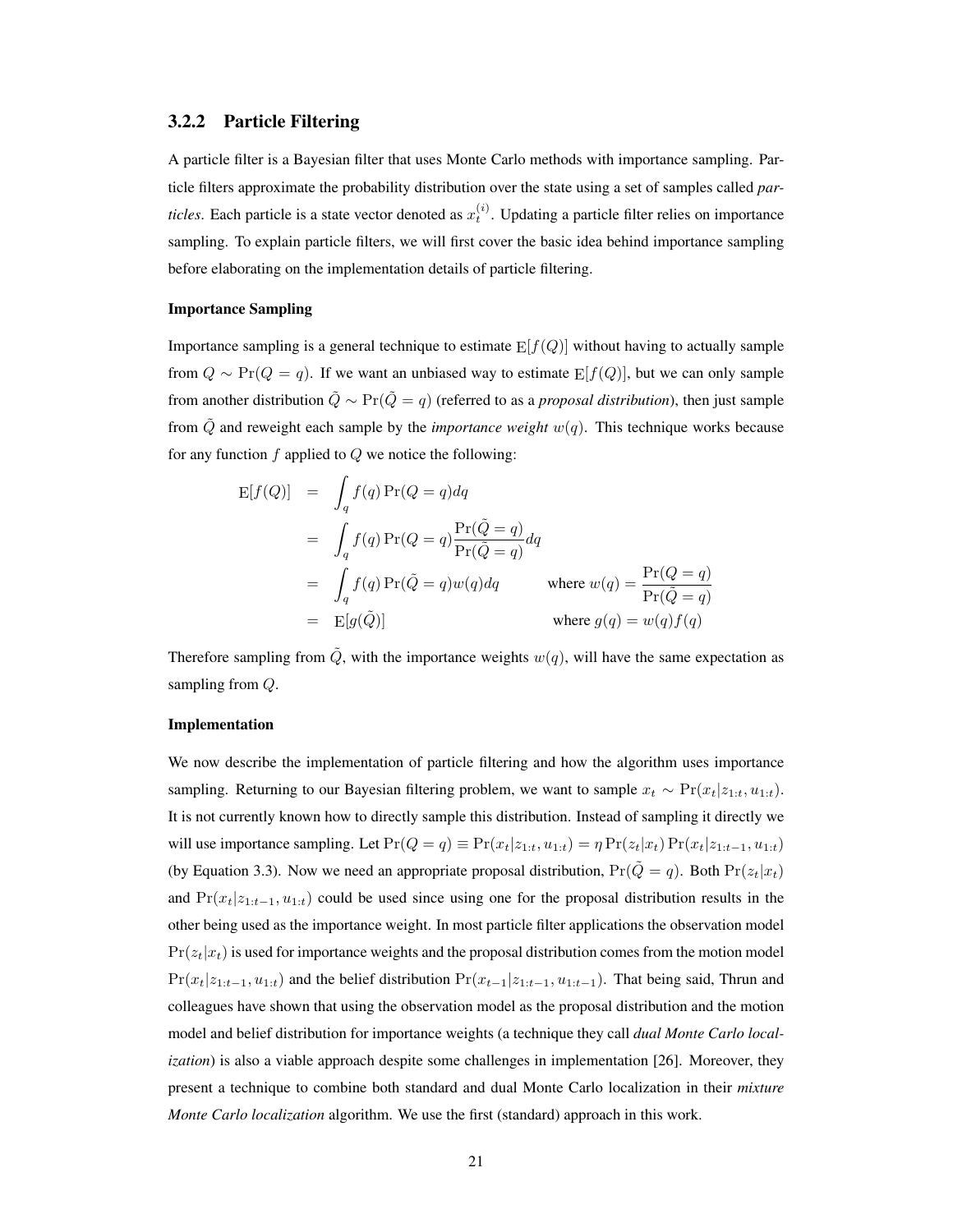### 3.2.2 Particle Filtering

A particle filter is a Bayesian filter that uses Monte Carlo methods with importance sampling. Particle filters approximate the probability distribution over the state using a set of samples called *particles*. Each particle is a state vector denoted as $x_t^{(i)}$. Updating a particle filter relies on importance sampling. To explain particle filters, we will first cover the basic idea behind importance sampling before elaborating on the implementation details of particle filtering.

#### Importance Sampling

Importance sampling is a general technique to estimate $\mathrm{E}[f(Q)]$ without having to actually sample from $Q \sim \Pr(Q = q)$. If we want an unbiased way to estimate $\mathrm{E}[f(Q)]$, but we can only sample from another distribution $\tilde{Q} \sim \Pr(\tilde{Q} = q)$ (referred to as a *proposal distribution*), then just sample from $\tilde{Q}$ and reweight each sample by the *importance weight* $w(q)$. This technique works because for any function $f$ applied to $Q$ we notice the following:

$$
\begin{aligned}
\mathrm{E}[f(Q)] &= \int_q f(q) \Pr(Q = q) dq \\
&= \int_q f(q) \Pr(Q = q) \frac{\Pr(\tilde{Q} = q)}{\Pr(\tilde{Q} = q)} dq \\
&= \int_q f(q) \Pr(\tilde{Q} = q) w(q) dq \qquad \text{where } w(q) = \frac{\Pr(Q = q)}{\Pr(\tilde{Q} = q)} \\
&= \mathrm{E}[g(\tilde{Q})] \qquad \text{where } g(q) = w(q) f(q)
\end{aligned}
$$

Therefore sampling from $\tilde{Q}$, with the importance weights $w(q)$, will have the same expectation as sampling from $Q$.

#### Implementation

We now describe the implementation of particle filtering and how the algorithm uses importance sampling. Returning to our Bayesian filtering problem, we want to sample $x_t \sim \Pr(x_t | z_{1:t}, u_{1:t})$. It is not currently known how to directly sample this distribution. Instead of sampling it directly we will use importance sampling. Let $\Pr(Q = q) \equiv \Pr(x_t | z_{1:t}, u_{1:t}) = \eta \Pr(z_t | x_t) \Pr(x_t | z_{1:t-1}, u_{1:t})$ (by Equation 3.3). Now we need an appropriate proposal distribution, $\Pr(\tilde{Q} = q)$. Both $\Pr(z_t | x_t)$ and $\Pr(x_t | z_{1:t-1}, u_{1:t})$ could be used since using one for the proposal distribution results in the other being used as the importance weight. In most particle filter applications the observation model $\Pr(z_t | x_t)$ is used for importance weights and the proposal distribution comes from the motion model $\Pr(x_t | z_{1:t-1}, u_{1:t})$ and the belief distribution $\Pr(x_{t-1} | z_{1:t-1}, u_{1:t-1})$. That being said, Thrun and colleagues have shown that using the observation model as the proposal distribution and the motion model and belief distribution for importance weights (a technique they call *dual Monte Carlo localization*) is also a viable approach despite some challenges in implementation [26]. Moreover, they present a technique to combine both standard and dual Monte Carlo localization in their *mixture Monte Carlo localization* algorithm. We use the first (standard) approach in this work.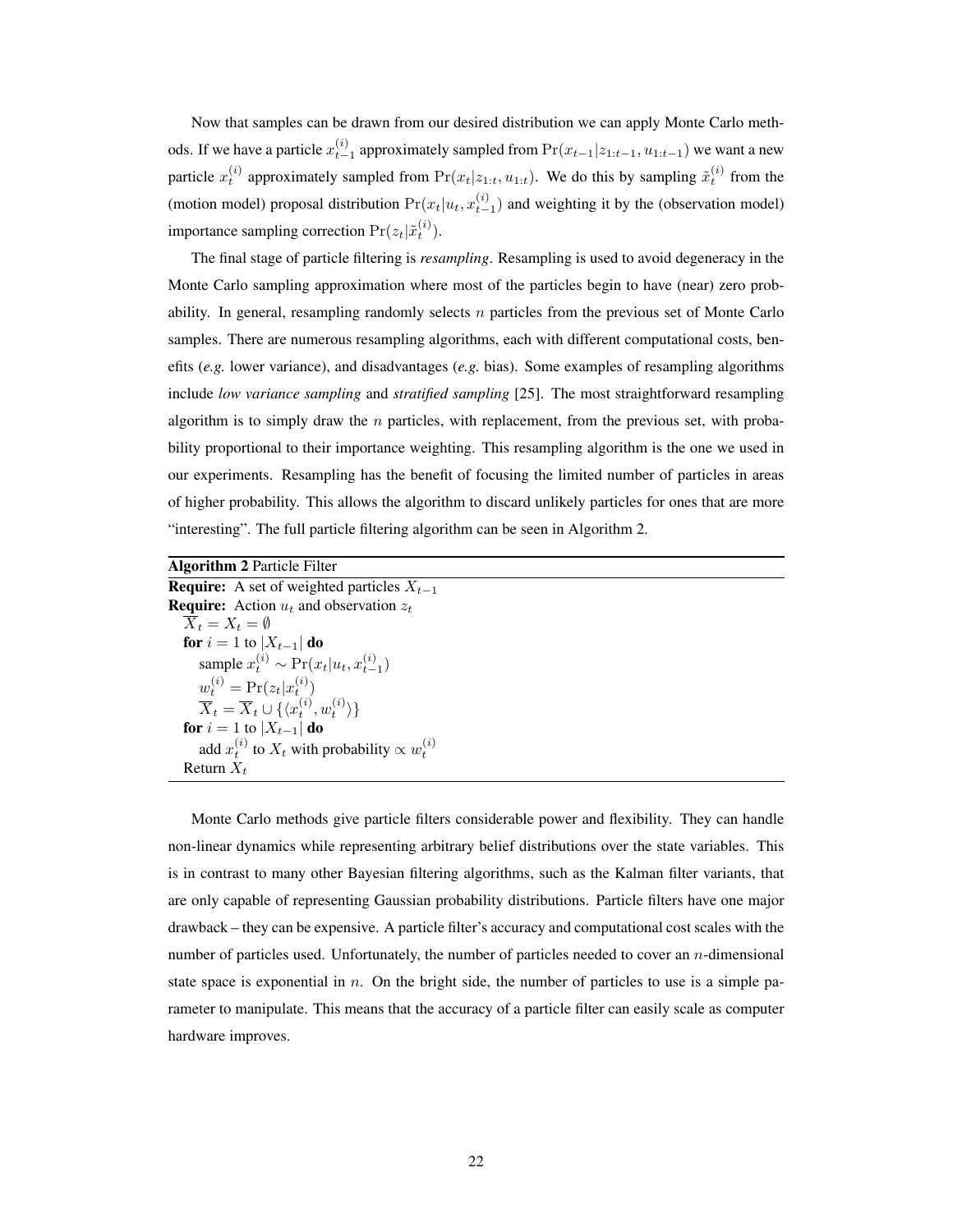Now that samples can be drawn from our desired distribution we can apply Monte Carlo methods. If we have a particle $x_{t-1}^{(i)}$ approximately sampled from $\Pr(x_{t-1}|z_{1:t-1}, u_{1:t-1})$ we want a new particle $x_t^{(i)}$ approximately sampled from $\Pr(x_t|z_{1:t}, u_{1:t})$. We do this by sampling $\tilde{x}_t^{(i)}$ from the (motion model) proposal distribution $\Pr(x_t|u_t, x_{t-1}^{(i)})$ and weighting it by the (observation model) importance sampling correction $\Pr(z_t|\tilde{x}_t^{(i)})$.

The final stage of particle filtering is *resampling*. Resampling is used to avoid degeneracy in the Monte Carlo sampling approximation where most of the particles begin to have (near) zero probability. In general, resampling randomly selects $n$ particles from the previous set of Monte Carlo samples. There are numerous resampling algorithms, each with different computational costs, benefits (*e.g.* lower variance), and disadvantages (*e.g.* bias). Some examples of resampling algorithms include *low variance sampling* and *stratified sampling* [25]. The most straightforward resampling algorithm is to simply draw the $n$ particles, with replacement, from the previous set, with probability proportional to their importance weighting. This resampling algorithm is the one we used in our experiments. Resampling has the benefit of focusing the limited number of particles in areas of higher probability. This allows the algorithm to discard unlikely particles for ones that are more "interesting". The full particle filtering algorithm can be seen in Algorithm 2.

**Algorithm 2** Particle Filter

**Require:** A set of weighted particles $X_{t-1}$
**Require:** Action $u_t$ and observation $z_t$
  $\overline{X}_t = X_t = \emptyset$
  **for** $i = 1$ to $|X_{t-1}|$ **do**
    sample $x_t^{(i)} \sim \Pr(x_t|u_t, x_{t-1}^{(i)})$
    $w_t^{(i)} = \Pr(z_t|x_t^{(i)})$
    $\overline{X}_t = \overline{X}_t \cup \{\langle x_t^{(i)}, w_t^{(i)} \rangle\}$
  **for** $i = 1$ to $|X_{t-1}|$ **do**
    add $x_t^{(i)}$ to $X_t$ with probability $\propto w_t^{(i)}$
  Return $X_t$

Monte Carlo methods give particle filters considerable power and flexibility. They can handle non-linear dynamics while representing arbitrary belief distributions over the state variables. This is in contrast to many other Bayesian filtering algorithms, such as the Kalman filter variants, that are only capable of representing Gaussian probability distributions. Particle filters have one major drawback – they can be expensive. A particle filter's accuracy and computational cost scales with the number of particles used. Unfortunately, the number of particles needed to cover an $n$-dimensional state space is exponential in $n$. On the bright side, the number of particles to use is a simple parameter to manipulate. This means that the accuracy of a particle filter can easily scale as computer hardware improves.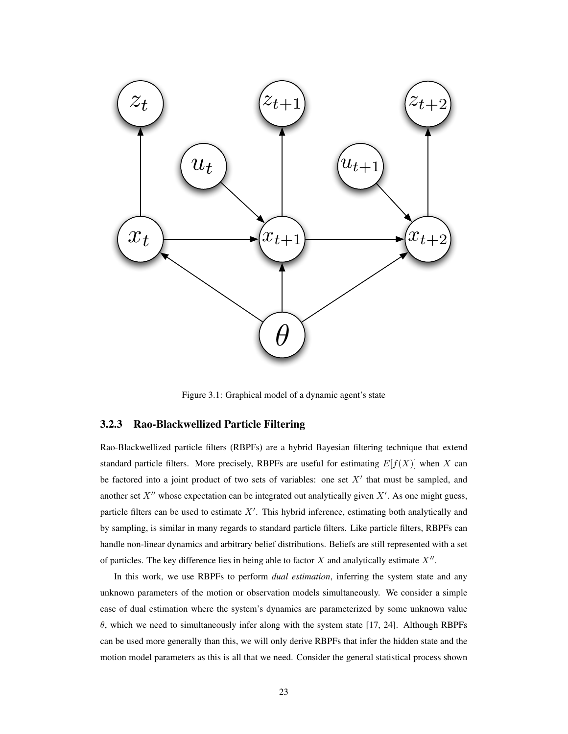Figure 3.1: Graphical model of a dynamic agent's state

### 3.2.3 Rao-Blackwellized Particle Filtering

Rao-Blackwellized particle filters (RBPFs) are a hybrid Bayesian filtering technique that extend standard particle filters. More precisely, RBPFs are useful for estimating $E[f(X)]$ when $X$ can be factored into a joint product of two sets of variables: one set $X'$ that must be sampled, and another set $X''$ whose expectation can be integrated out analytically given $X'$. As one might guess, particle filters can be used to estimate $X'$. This hybrid inference, estimating both analytically and by sampling, is similar in many regards to standard particle filters. Like particle filters, RBPFs can handle non-linear dynamics and arbitrary belief distributions. Beliefs are still represented with a set of particles. The key difference lies in being able to factor $X$ and analytically estimate $X''$.

In this work, we use RBPFs to perform *dual estimation*, inferring the system state and any unknown parameters of the motion or observation models simultaneously. We consider a simple case of dual estimation where the system's dynamics are parameterized by some unknown value $\theta$, which we need to simultaneously infer along with the system state [17, 24]. Although RBPFs can be used more generally than this, we will only derive RBPFs that infer the hidden state and the motion model parameters as this is all that we need. Consider the general statistical process shown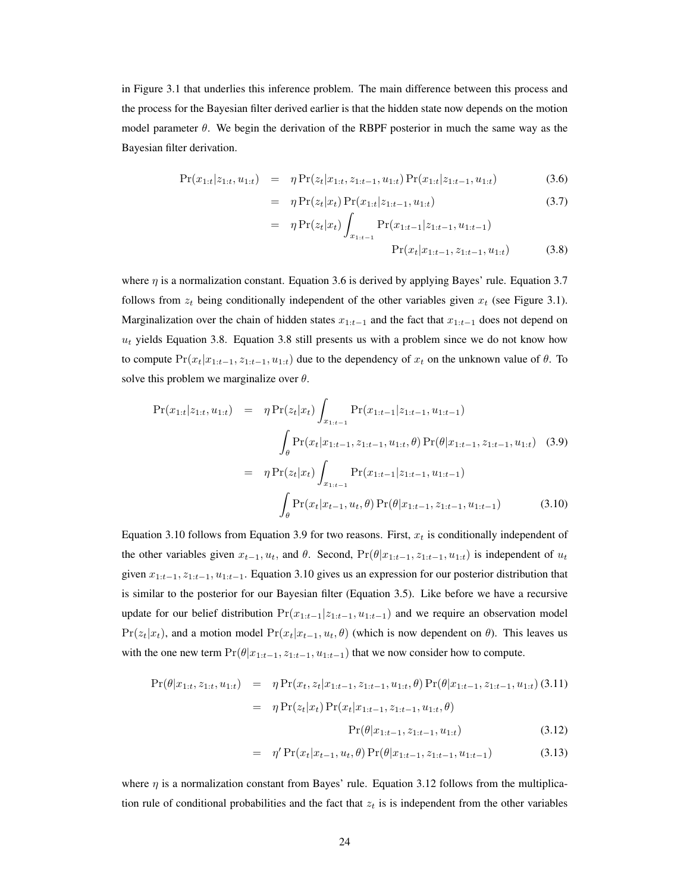in Figure 3.1 that underlies this inference problem. The main difference between this process and the process for the Bayesian filter derived earlier is that the hidden state now depends on the motion model parameter $\theta$. We begin the derivation of the RBPF posterior in much the same way as the Bayesian filter derivation.

$$
\begin{aligned}
\Pr(x_{1:t}|z_{1:t}, u_{1:t}) &= \eta \Pr(z_t|x_{1:t}, z_{1:t-1}, u_{1:t}) \Pr(x_{1:t}|z_{1:t-1}, u_{1:t}) && (3.6)\\
&= \eta \Pr(z_t|x_t) \Pr(x_{1:t}|z_{1:t-1}, u_{1:t}) && (3.7)\\
&= \eta \Pr(z_t|x_t) \int_{x_{1:t-1}} \Pr(x_{1:t-1}|z_{1:t-1}, u_{1:t-1}) \\
&\qquad \Pr(x_t|x_{1:t-1}, z_{1:t-1}, u_{1:t}) && (3.8)
\end{aligned}
$$

where $\eta$ is a normalization constant. Equation 3.6 is derived by applying Bayes' rule. Equation 3.7 follows from $z_t$ being conditionally independent of the other variables given $x_t$ (see Figure 3.1). Marginalization over the chain of hidden states $x_{1:t-1}$ and the fact that $x_{1:t-1}$ does not depend on $u_t$ yields Equation 3.8. Equation 3.8 still presents us with a problem since we do not know how to compute $\Pr(x_t|x_{1:t-1}, z_{1:t-1}, u_{1:t})$ due to the dependency of $x_t$ on the unknown value of $\theta$. To solve this problem we marginalize over $\theta$.

$$
\begin{aligned}
\Pr(x_{1:t}|z_{1:t}, u_{1:t}) &= \eta \Pr(z_t|x_t) \int_{x_{1:t-1}} \Pr(x_{1:t-1}|z_{1:t-1}, u_{1:t-1}) \\
&\qquad \int_{\theta} \Pr(x_t|x_{1:t-1}, z_{1:t-1}, u_{1:t}, \theta) \Pr(\theta|x_{1:t-1}, z_{1:t-1}, u_{1:t}) && (3.9)\\
&= \eta \Pr(z_t|x_t) \int_{x_{1:t-1}} \Pr(x_{1:t-1}|z_{1:t-1}, u_{1:t-1}) \\
&\qquad \int_{\theta} \Pr(x_t|x_{t-1}, u_t, \theta) \Pr(\theta|x_{1:t-1}, z_{1:t-1}, u_{1:t-1}) && (3.10)
\end{aligned}
$$

Equation 3.10 follows from Equation 3.9 for two reasons. First, $x_t$ is conditionally independent of the other variables given $x_{t-1}$, $u_t$, and $\theta$. Second, $\Pr(\theta|x_{1:t-1}, z_{1:t-1}, u_{1:t})$ is independent of $u_t$ given $x_{1:t-1}, z_{1:t-1}, u_{1:t-1}$. Equation 3.10 gives us an expression for our posterior distribution that is similar to the posterior for our Bayesian filter (Equation 3.5). Like before we have a recursive update for our belief distribution $\Pr(x_{1:t-1}|z_{1:t-1}, u_{1:t-1})$ and we require an observation model $\Pr(z_t|x_t)$, and a motion model $\Pr(x_t|x_{t-1}, u_t, \theta)$ (which is now dependent on $\theta$). This leaves us with the one new term $\Pr(\theta|x_{1:t-1}, z_{1:t-1}, u_{1:t-1})$ that we now consider how to compute.

$$
\begin{aligned}
\Pr(\theta|x_{1:t}, z_{1:t}, u_{1:t}) &= \eta \Pr(x_t, z_t|x_{1:t-1}, z_{1:t-1}, u_{1:t}, \theta) \Pr(\theta|x_{1:t-1}, z_{1:t-1}, u_{1:t}) && (3.11)\\
&= \eta \Pr(z_t|x_t) \Pr(x_t|x_{1:t-1}, z_{1:t-1}, u_{1:t}, \theta) \\
&\qquad \Pr(\theta|x_{1:t-1}, z_{1:t-1}, u_{1:t}) && (3.12)\\
&= \eta' \Pr(x_t|x_{t-1}, u_t, \theta) \Pr(\theta|x_{1:t-1}, z_{1:t-1}, u_{1:t-1}) && (3.13)
\end{aligned}
$$

where $\eta$ is a normalization constant from Bayes' rule. Equation 3.12 follows from the multiplication rule of conditional probabilities and the fact that $z_t$ is is independent from the other variables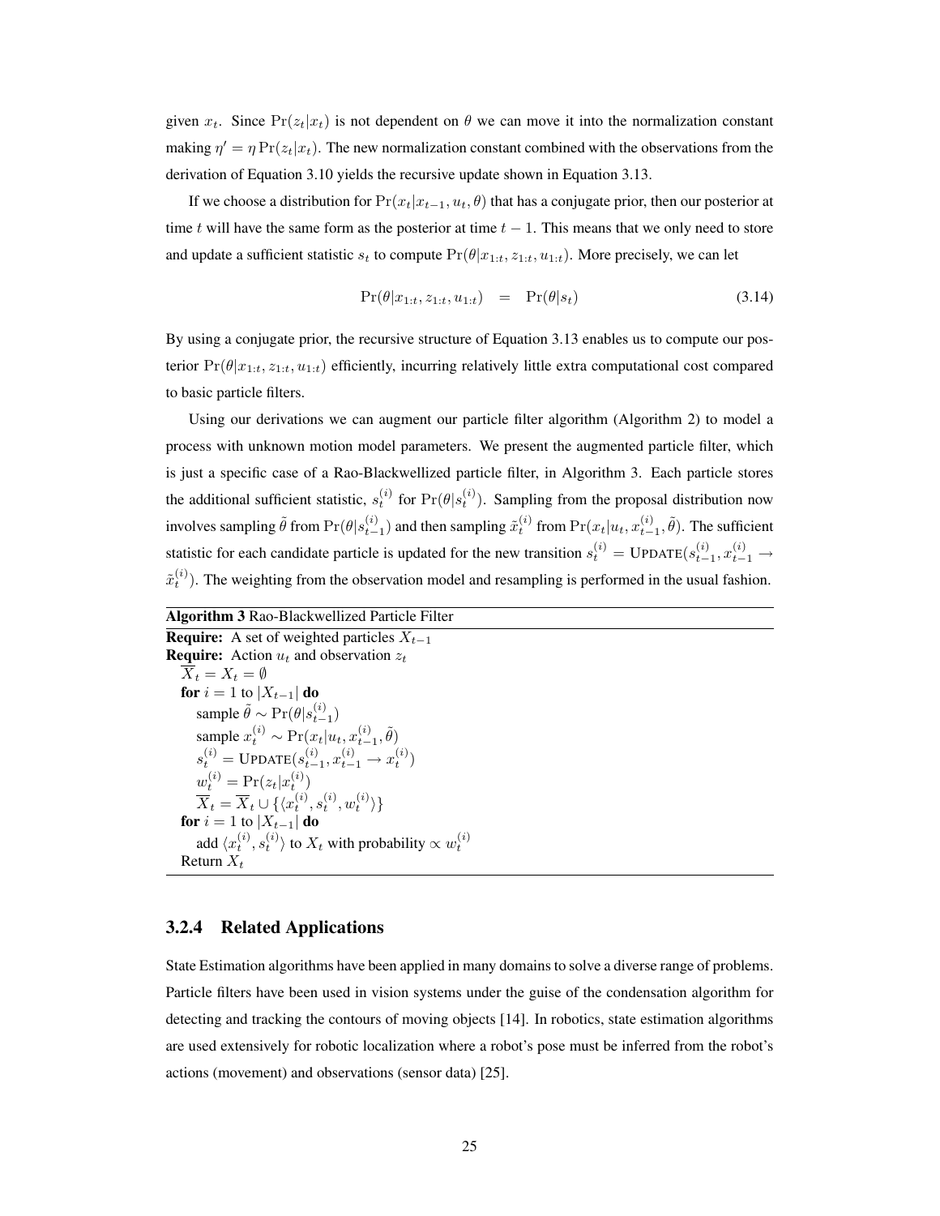given $x_t$. Since $\Pr(z_t|x_t)$ is not dependent on $\theta$ we can move it into the normalization constant making $\eta' = \eta \Pr(z_t|x_t)$. The new normalization constant combined with the observations from the derivation of Equation 3.10 yields the recursive update shown in Equation 3.13.

If we choose a distribution for $\Pr(x_t|x_{t-1}, u_t, \theta)$ that has a conjugate prior, then our posterior at time $t$ will have the same form as the posterior at time $t-1$. This means that we only need to store and update a sufficient statistic $s_t$ to compute $\Pr(\theta|x_{1:t}, z_{1:t}, u_{1:t})$. More precisely, we can let

$$\Pr(\theta|x_{1:t}, z_{1:t}, u_{1:t}) \quad = \quad \Pr(\theta|s_t) \tag{3.14}$$

By using a conjugate prior, the recursive structure of Equation 3.13 enables us to compute our posterior $\Pr(\theta|x_{1:t}, z_{1:t}, u_{1:t})$ efficiently, incurring relatively little extra computational cost compared to basic particle filters.

Using our derivations we can augment our particle filter algorithm (Algorithm 2) to model a process with unknown motion model parameters. We present the augmented particle filter, which is just a specific case of a Rao-Blackwellized particle filter, in Algorithm 3. Each particle stores the additional sufficient statistic, $s_t^{(i)}$ for $\Pr(\theta|s_t^{(i)})$. Sampling from the proposal distribution now involves sampling $\tilde{\theta}$ from $\Pr(\theta|s_{t-1}^{(i)})$ and then sampling $\tilde{x}_t^{(i)}$ from $\Pr(x_t|u_t, x_{t-1}^{(i)}, \tilde{\theta})$. The sufficient statistic for each candidate particle is updated for the new transition $s_t^{(i)} = \text{UPDATE}(s_{t-1}^{(i)}, x_{t-1}^{(i)} \rightarrow \tilde{x}_t^{(i)})$. The weighting from the observation model and resampling is performed in the usual fashion.

**Algorithm 3** Rao-Blackwellized Particle Filter

**Require:** A set of weighted particles $X_{t-1}$
**Require:** Action $u_t$ and observation $z_t$
  $\overline{X}_t = X_t = \emptyset$
  **for** $i = 1$ to $|X_{t-1}|$ **do**
    sample $\tilde{\theta} \sim \Pr(\theta|s_{t-1}^{(i)})$
    sample $x_t^{(i)} \sim \Pr(x_t|u_t, x_{t-1}^{(i)}, \tilde{\theta})$
    $s_t^{(i)} = \text{UPDATE}(s_{t-1}^{(i)}, x_{t-1}^{(i)} \rightarrow x_t^{(i)})$
    $w_t^{(i)} = \Pr(z_t|x_t^{(i)})$
    $\overline{X}_t = \overline{X}_t \cup \{\langle x_t^{(i)}, s_t^{(i)}, w_t^{(i)} \rangle\}$
  **for** $i = 1$ to $|X_{t-1}|$ **do**
    add $\langle x_t^{(i)}, s_t^{(i)} \rangle$ to $X_t$ with probability $\propto w_t^{(i)}$
  Return $X_t$

### 3.2.4 Related Applications

State Estimation algorithms have been applied in many domains to solve a diverse range of problems. Particle filters have been used in vision systems under the guise of the condensation algorithm for detecting and tracking the contours of moving objects [14]. In robotics, state estimation algorithms are used extensively for robotic localization where a robot's pose must be inferred from the robot's actions (movement) and observations (sensor data) [25].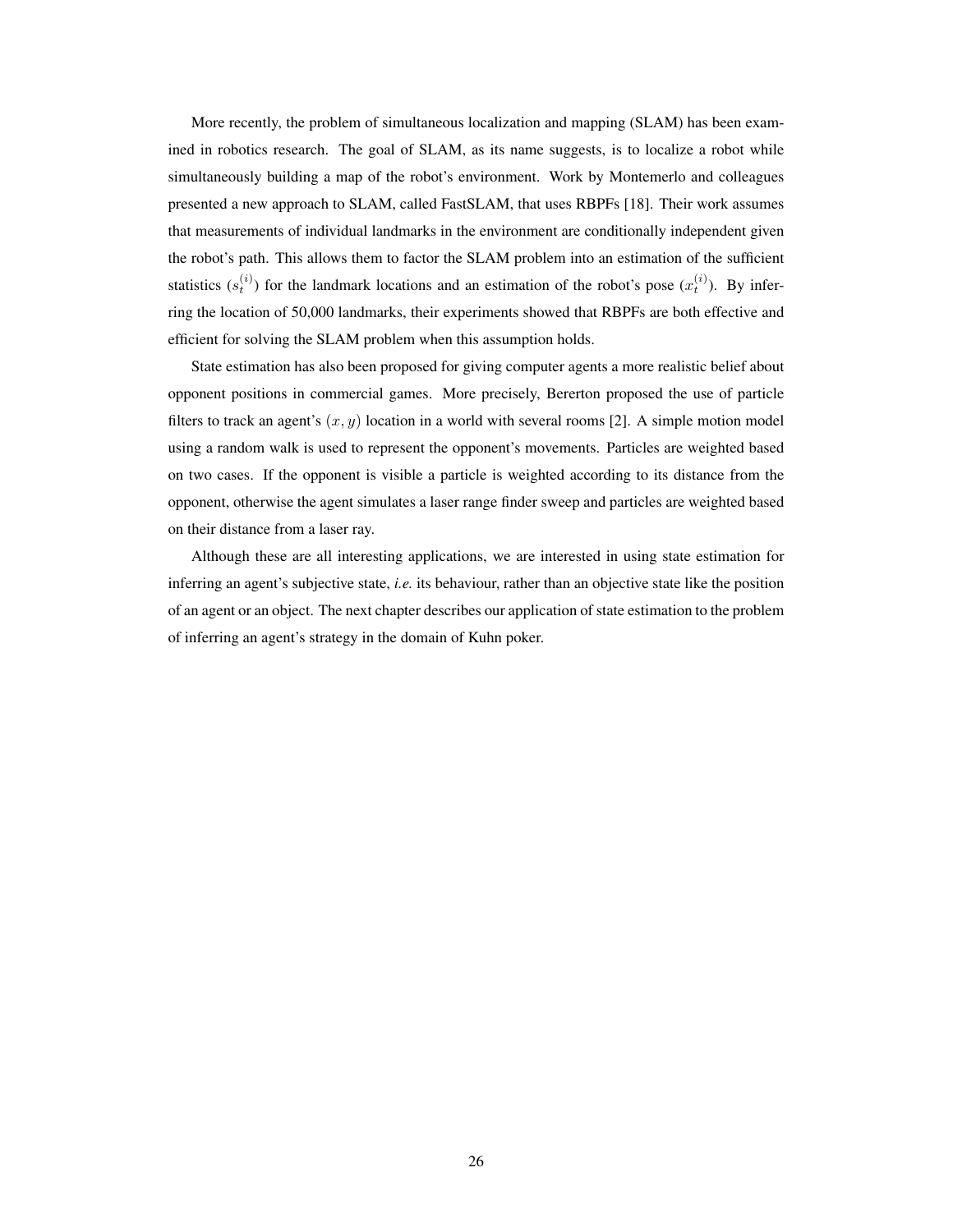More recently, the problem of simultaneous localization and mapping (SLAM) has been examined in robotics research. The goal of SLAM, as its name suggests, is to localize a robot while simultaneously building a map of the robot's environment. Work by Montemerlo and colleagues presented a new approach to SLAM, called FastSLAM, that uses RBPFs [18]. Their work assumes that measurements of individual landmarks in the environment are conditionally independent given the robot's path. This allows them to factor the SLAM problem into an estimation of the sufficient statistics ($s_t^{(i)}$) for the landmark locations and an estimation of the robot's pose ($x_t^{(i)}$). By inferring the location of 50,000 landmarks, their experiments showed that RBPFs are both effective and efficient for solving the SLAM problem when this assumption holds.

State estimation has also been proposed for giving computer agents a more realistic belief about opponent positions in commercial games. More precisely, Bererton proposed the use of particle filters to track an agent's $(x, y)$ location in a world with several rooms [2]. A simple motion model using a random walk is used to represent the opponent's movements. Particles are weighted based on two cases. If the opponent is visible a particle is weighted according to its distance from the opponent, otherwise the agent simulates a laser range finder sweep and particles are weighted based on their distance from a laser ray.

Although these are all interesting applications, we are interested in using state estimation for inferring an agent's subjective state, *i.e.* its behaviour, rather than an objective state like the position of an agent or an object. The next chapter describes our application of state estimation to the problem of inferring an agent's strategy in the domain of Kuhn poker.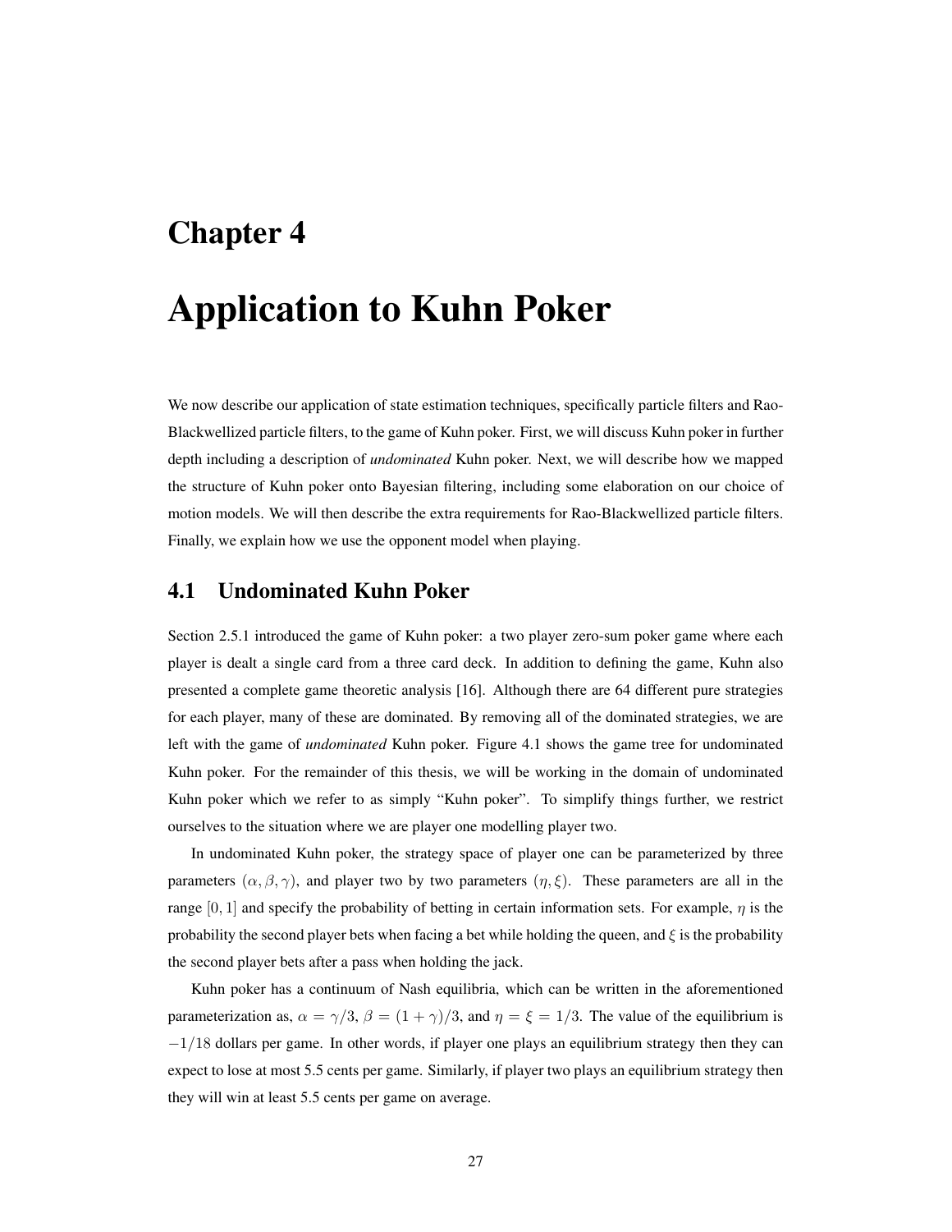# Chapter 4

# Application to Kuhn Poker

We now describe our application of state estimation techniques, specifically particle filters and Rao-Blackwellized particle filters, to the game of Kuhn poker. First, we will discuss Kuhn poker in further depth including a description of *undominated* Kuhn poker. Next, we will describe how we mapped the structure of Kuhn poker onto Bayesian filtering, including some elaboration on our choice of motion models. We will then describe the extra requirements for Rao-Blackwellized particle filters. Finally, we explain how we use the opponent model when playing.

## 4.1 Undominated Kuhn Poker

Section 2.5.1 introduced the game of Kuhn poker: a two player zero-sum poker game where each player is dealt a single card from a three card deck. In addition to defining the game, Kuhn also presented a complete game theoretic analysis [16]. Although there are 64 different pure strategies for each player, many of these are dominated. By removing all of the dominated strategies, we are left with the game of *undominated* Kuhn poker. Figure 4.1 shows the game tree for undominated Kuhn poker. For the remainder of this thesis, we will be working in the domain of undominated Kuhn poker which we refer to as simply "Kuhn poker". To simplify things further, we restrict ourselves to the situation where we are player one modelling player two.

In undominated Kuhn poker, the strategy space of player one can be parameterized by three parameters $(\alpha, \beta, \gamma)$, and player two by two parameters $(\eta, \xi)$. These parameters are all in the range $[0, 1]$ and specify the probability of betting in certain information sets. For example, $\eta$ is the probability the second player bets when facing a bet while holding the queen, and $\xi$ is the probability the second player bets after a pass when holding the jack.

Kuhn poker has a continuum of Nash equilibria, which can be written in the aforementioned parameterization as, $\alpha = \gamma/3$, $\beta = (1 + \gamma)/3$, and $\eta = \xi = 1/3$. The value of the equilibrium is $-1/18$ dollars per game. In other words, if player one plays an equilibrium strategy then they can expect to lose at most 5.5 cents per game. Similarly, if player two plays an equilibrium strategy then they will win at least 5.5 cents per game on average.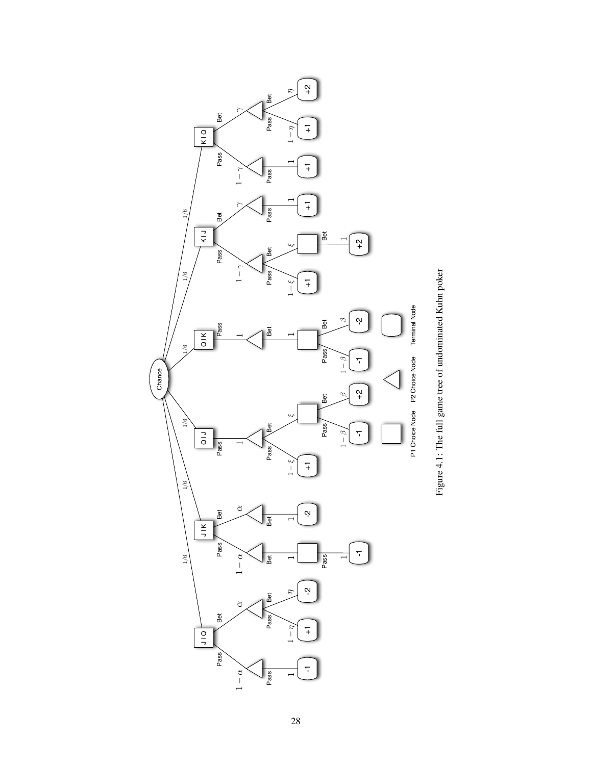Figure 4.1: The full game tree of undominated Kuhn poker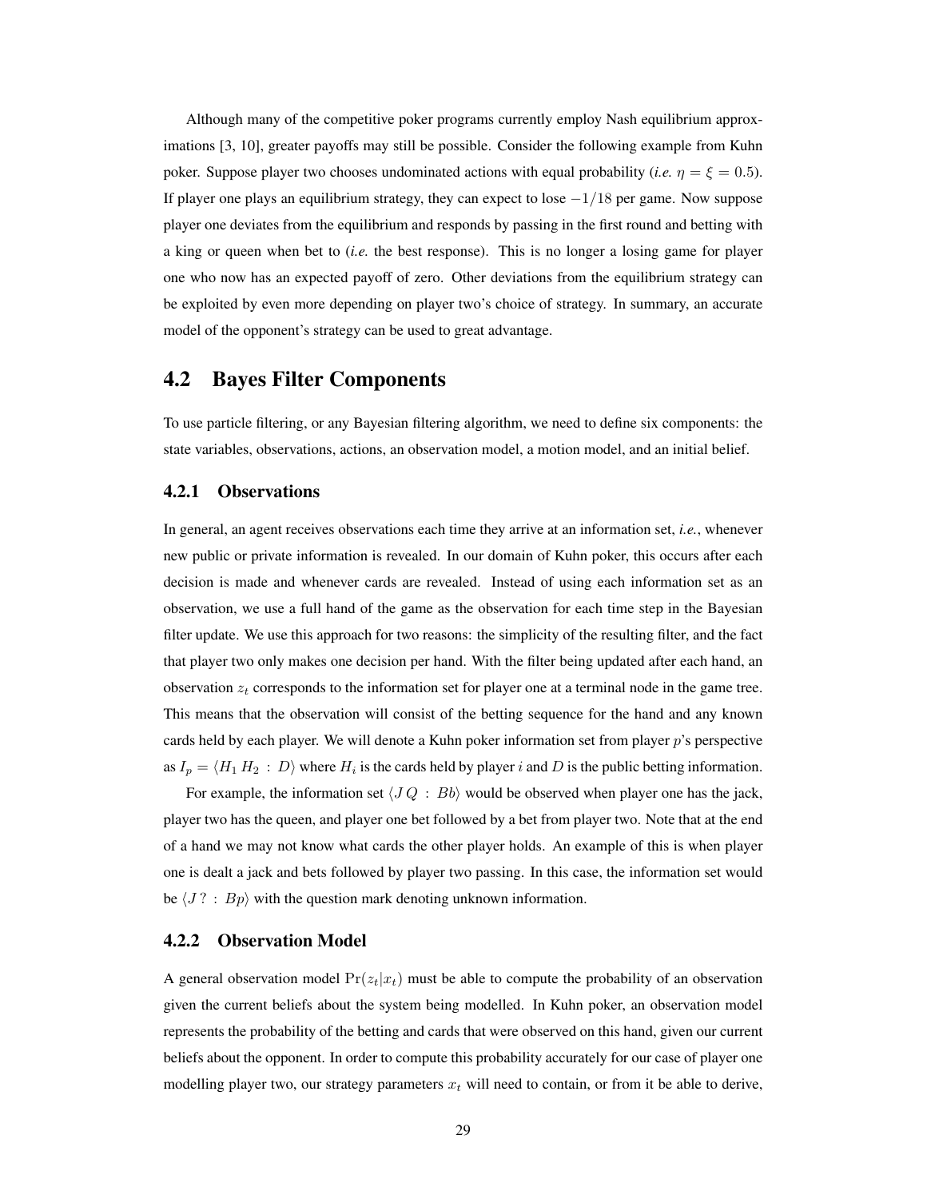Although many of the competitive poker programs currently employ Nash equilibrium approximations [3, 10], greater payoffs may still be possible. Consider the following example from Kuhn poker. Suppose player two chooses undominated actions with equal probability (*i.e.* $\eta = \xi = 0.5$). If player one plays an equilibrium strategy, they can expect to lose $-1/18$ per game. Now suppose player one deviates from the equilibrium and responds by passing in the first round and betting with a king or queen when bet to (*i.e.* the best response). This is no longer a losing game for player one who now has an expected payoff of zero. Other deviations from the equilibrium strategy can be exploited by even more depending on player two's choice of strategy. In summary, an accurate model of the opponent's strategy can be used to great advantage.

## 4.2 Bayes Filter Components

To use particle filtering, or any Bayesian filtering algorithm, we need to define six components: the state variables, observations, actions, an observation model, a motion model, and an initial belief.

### 4.2.1 Observations

In general, an agent receives observations each time they arrive at an information set, *i.e.*, whenever new public or private information is revealed. In our domain of Kuhn poker, this occurs after each decision is made and whenever cards are revealed. Instead of using each information set as an observation, we use a full hand of the game as the observation for each time step in the Bayesian filter update. We use this approach for two reasons: the simplicity of the resulting filter, and the fact that player two only makes one decision per hand. With the filter being updated after each hand, an observation $z_t$ corresponds to the information set for player one at a terminal node in the game tree. This means that the observation will consist of the betting sequence for the hand and any known cards held by each player. We will denote a Kuhn poker information set from player $p$'s perspective as $I_p = \langle H_1\, H_2 \,:\, D \rangle$ where $H_i$ is the cards held by player $i$ and $D$ is the public betting information.

For example, the information set $\langle J\, Q \,:\, Bb \rangle$ would be observed when player one has the jack, player two has the queen, and player one bet followed by a bet from player two. Note that at the end of a hand we may not know what cards the other player holds. An example of this is when player one is dealt a jack and bets followed by player two passing. In this case, the information set would be $\langle J\, ? \,:\, Bp \rangle$ with the question mark denoting unknown information.

### 4.2.2 Observation Model

A general observation model $\Pr(z_t | x_t)$ must be able to compute the probability of an observation given the current beliefs about the system being modelled. In Kuhn poker, an observation model represents the probability of the betting and cards that were observed on this hand, given our current beliefs about the opponent. In order to compute this probability accurately for our case of player one modelling player two, our strategy parameters $x_t$ will need to contain, or from it be able to derive,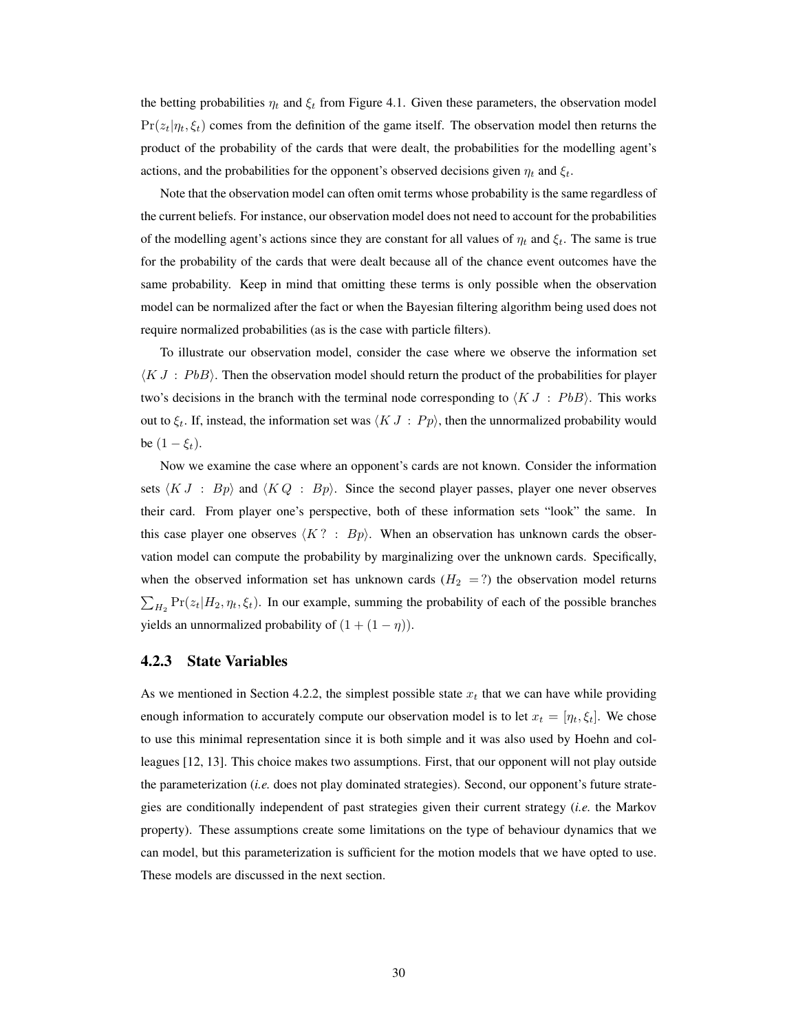the betting probabilities $\eta_t$ and $\xi_t$ from Figure 4.1. Given these parameters, the observation model $\Pr(z_t|\eta_t, \xi_t)$ comes from the definition of the game itself. The observation model then returns the product of the probability of the cards that were dealt, the probabilities for the modelling agent's actions, and the probabilities for the opponent's observed decisions given $\eta_t$ and $\xi_t$.

Note that the observation model can often omit terms whose probability is the same regardless of the current beliefs. For instance, our observation model does not need to account for the probabilities of the modelling agent's actions since they are constant for all values of $\eta_t$ and $\xi_t$. The same is true for the probability of the cards that were dealt because all of the chance event outcomes have the same probability. Keep in mind that omitting these terms is only possible when the observation model can be normalized after the fact or when the Bayesian filtering algorithm being used does not require normalized probabilities (as is the case with particle filters).

To illustrate our observation model, consider the case where we observe the information set $\langle K\,J\,:\,PbB\rangle$. Then the observation model should return the product of the probabilities for player two's decisions in the branch with the terminal node corresponding to $\langle K\,J\,:\,PbB\rangle$. This works out to $\xi_t$. If, instead, the information set was $\langle K\,J\,:\,Pp\rangle$, then the unnormalized probability would be $(1 - \xi_t)$.

Now we examine the case where an opponent's cards are not known. Consider the information sets $\langle K\,J\,:\,Bp\rangle$ and $\langle K\,Q\,:\,Bp\rangle$. Since the second player passes, player one never observes their card. From player one's perspective, both of these information sets "look" the same. In this case player one observes $\langle K\,?\,:\,Bp\rangle$. When an observation has unknown cards the observation model can compute the probability by marginalizing over the unknown cards. Specifically, when the observed information set has unknown cards ($H_2\ = ?$) the observation model returns $\sum_{H_2} \Pr(z_t|H_2, \eta_t, \xi_t)$. In our example, summing the probability of each of the possible branches yields an unnormalized probability of $(1 + (1 - \eta))$.

### 4.2.3 State Variables

As we mentioned in Section 4.2.2, the simplest possible state $x_t$ that we can have while providing enough information to accurately compute our observation model is to let $x_t = [\eta_t, \xi_t]$. We chose to use this minimal representation since it is both simple and it was also used by Hoehn and colleagues [12, 13]. This choice makes two assumptions. First, that our opponent will not play outside the parameterization (*i.e.* does not play dominated strategies). Second, our opponent's future strategies are conditionally independent of past strategies given their current strategy (*i.e.* the Markov property). These assumptions create some limitations on the type of behaviour dynamics that we can model, but this parameterization is sufficient for the motion models that we have opted to use. These models are discussed in the next section.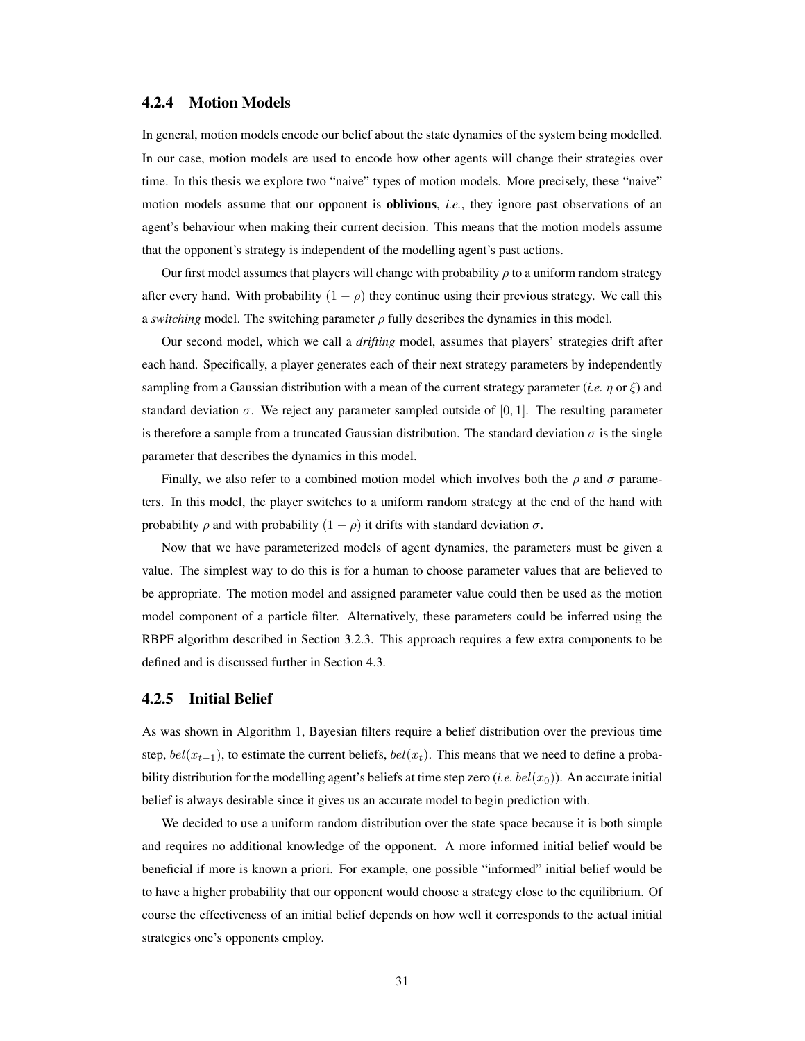### 4.2.4 Motion Models

In general, motion models encode our belief about the state dynamics of the system being modelled. In our case, motion models are used to encode how other agents will change their strategies over time. In this thesis we explore two "naive" types of motion models. More precisely, these "naive" motion models assume that our opponent is **oblivious**, *i.e.*, they ignore past observations of an agent's behaviour when making their current decision. This means that the motion models assume that the opponent's strategy is independent of the modelling agent's past actions.

Our first model assumes that players will change with probability $\rho$ to a uniform random strategy after every hand. With probability $(1 - \rho)$ they continue using their previous strategy. We call this a *switching* model. The switching parameter $\rho$ fully describes the dynamics in this model.

Our second model, which we call a *drifting* model, assumes that players' strategies drift after each hand. Specifically, a player generates each of their next strategy parameters by independently sampling from a Gaussian distribution with a mean of the current strategy parameter (*i.e.* $\eta$ or $\xi$) and standard deviation $\sigma$. We reject any parameter sampled outside of $[0, 1]$. The resulting parameter is therefore a sample from a truncated Gaussian distribution. The standard deviation $\sigma$ is the single parameter that describes the dynamics in this model.

Finally, we also refer to a combined motion model which involves both the $\rho$ and $\sigma$ parameters. In this model, the player switches to a uniform random strategy at the end of the hand with probability $\rho$ and with probability $(1 - \rho)$ it drifts with standard deviation $\sigma$.

Now that we have parameterized models of agent dynamics, the parameters must be given a value. The simplest way to do this is for a human to choose parameter values that are believed to be appropriate. The motion model and assigned parameter value could then be used as the motion model component of a particle filter. Alternatively, these parameters could be inferred using the RBPF algorithm described in Section 3.2.3. This approach requires a few extra components to be defined and is discussed further in Section 4.3.

### 4.2.5 Initial Belief

As was shown in Algorithm 1, Bayesian filters require a belief distribution over the previous time step, $bel(x_{t-1})$, to estimate the current beliefs, $bel(x_t)$. This means that we need to define a probability distribution for the modelling agent's beliefs at time step zero (*i.e.* $bel(x_0)$). An accurate initial belief is always desirable since it gives us an accurate model to begin prediction with.

We decided to use a uniform random distribution over the state space because it is both simple and requires no additional knowledge of the opponent. A more informed initial belief would be beneficial if more is known a priori. For example, one possible "informed" initial belief would be to have a higher probability that our opponent would choose a strategy close to the equilibrium. Of course the effectiveness of an initial belief depends on how well it corresponds to the actual initial strategies one's opponents employ.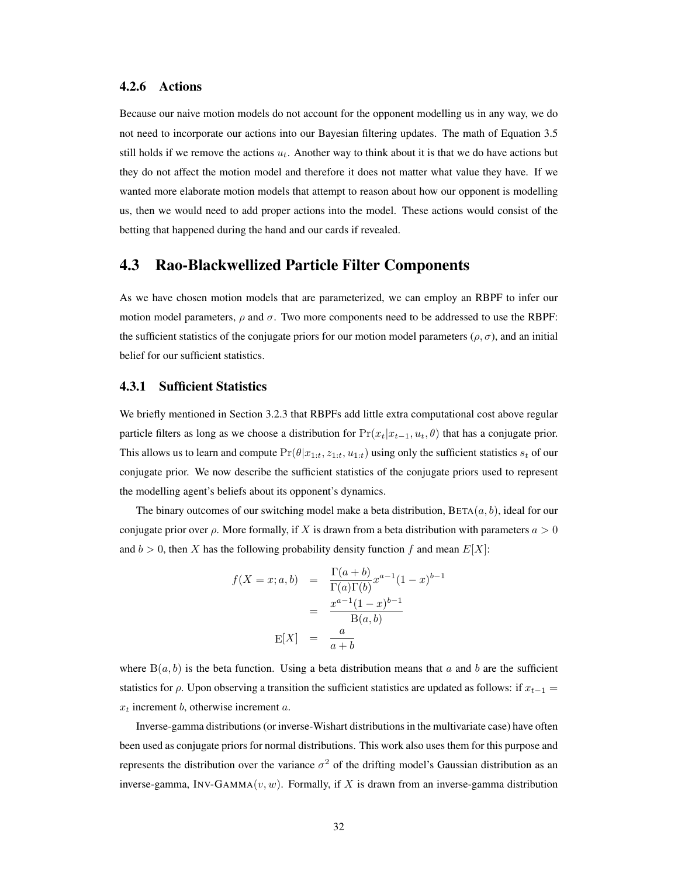### 4.2.6 Actions

Because our naive motion models do not account for the opponent modelling us in any way, we do not need to incorporate our actions into our Bayesian filtering updates. The math of Equation 3.5 still holds if we remove the actions $u_t$. Another way to think about it is that we do have actions but they do not affect the motion model and therefore it does not matter what value they have. If we wanted more elaborate motion models that attempt to reason about how our opponent is modelling us, then we would need to add proper actions into the model. These actions would consist of the betting that happened during the hand and our cards if revealed.

## 4.3 Rao-Blackwellized Particle Filter Components

As we have chosen motion models that are parameterized, we can employ an RBPF to infer our motion model parameters, $\rho$ and $\sigma$. Two more components need to be addressed to use the RBPF: the sufficient statistics of the conjugate priors for our motion model parameters ($\rho, \sigma$), and an initial belief for our sufficient statistics.

### 4.3.1 Sufficient Statistics

We briefly mentioned in Section 3.2.3 that RBPFs add little extra computational cost above regular particle filters as long as we choose a distribution for $\Pr(x_t|x_{t-1}, u_t, \theta)$ that has a conjugate prior. This allows us to learn and compute $\Pr(\theta|x_{1:t}, z_{1:t}, u_{1:t})$ using only the sufficient statistics $s_t$ of our conjugate prior. We now describe the sufficient statistics of the conjugate priors used to represent the modelling agent's beliefs about its opponent's dynamics.

The binary outcomes of our switching model make a beta distribution, $\textsc{Beta}(a, b)$, ideal for our conjugate prior over $\rho$. More formally, if $X$ is drawn from a beta distribution with parameters $a > 0$ and $b > 0$, then $X$ has the following probability density function $f$ and mean $E[X]$:

$$
\begin{aligned}
f(X = x; a, b) &= \frac{\Gamma(a+b)}{\Gamma(a)\Gamma(b)} x^{a-1}(1-x)^{b-1} \\
&= \frac{x^{a-1}(1-x)^{b-1}}{\mathrm{B}(a, b)} \\
\mathrm{E}[X] &= \frac{a}{a+b}
\end{aligned}
$$

where $\mathrm{B}(a, b)$ is the beta function. Using a beta distribution means that $a$ and $b$ are the sufficient statistics for $\rho$. Upon observing a transition the sufficient statistics are updated as follows: if $x_{t-1} = x_t$ increment $b$, otherwise increment $a$.

Inverse-gamma distributions (or inverse-Wishart distributions in the multivariate case) have often been used as conjugate priors for normal distributions. This work also uses them for this purpose and represents the distribution over the variance $\sigma^2$ of the drifting model's Gaussian distribution as an inverse-gamma, $\textsc{Inv-Gamma}(v, w)$. Formally, if $X$ is drawn from an inverse-gamma distribution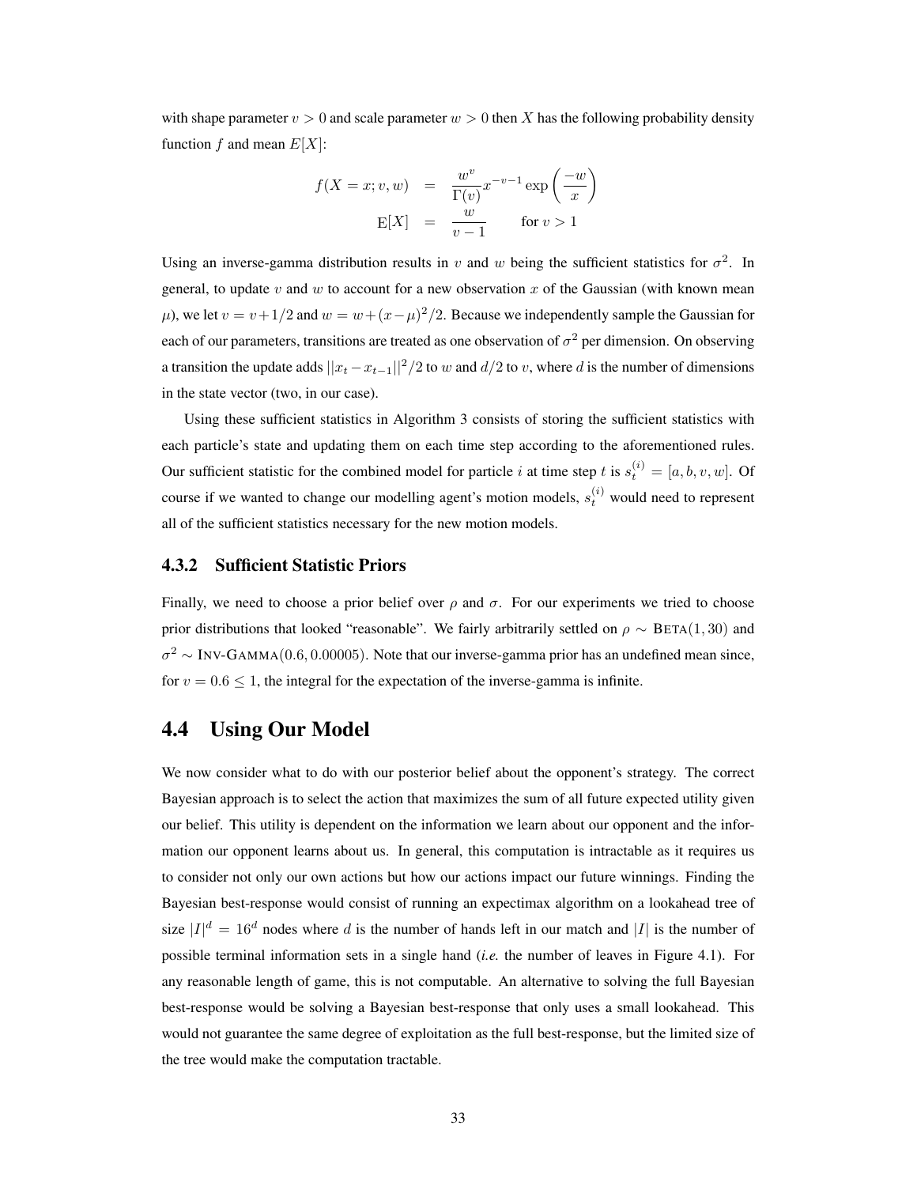with shape parameter $v > 0$ and scale parameter $w > 0$ then $X$ has the following probability density function $f$ and mean $E[X]$:

$$
\begin{aligned}
f(X = x; v, w) &= \frac{w^v}{\Gamma(v)} x^{-v-1} \exp\left(\frac{-w}{x}\right) \\
\mathrm{E}[X] &= \frac{w}{v-1} \qquad \text{for } v > 1
\end{aligned}
$$

Using an inverse-gamma distribution results in $v$ and $w$ being the sufficient statistics for $\sigma^2$. In general, to update $v$ and $w$ to account for a new observation $x$ of the Gaussian (with known mean $\mu$), we let $v = v + 1/2$ and $w = w + (x-\mu)^2/2$. Because we independently sample the Gaussian for each of our parameters, transitions are treated as one observation of $\sigma^2$ per dimension. On observing a transition the update adds $||x_t - x_{t-1}||^2/2$ to $w$ and $d/2$ to $v$, where $d$ is the number of dimensions in the state vector (two, in our case).

Using these sufficient statistics in Algorithm 3 consists of storing the sufficient statistics with each particle's state and updating them on each time step according to the aforementioned rules. Our sufficient statistic for the combined model for particle $i$ at time step $t$ is $s_t^{(i)} = [a, b, v, w]$. Of course if we wanted to change our modelling agent's motion models, $s_t^{(i)}$ would need to represent all of the sufficient statistics necessary for the new motion models.

### 4.3.2 Sufficient Statistic Priors

Finally, we need to choose a prior belief over $\rho$ and $\sigma$. For our experiments we tried to choose prior distributions that looked "reasonable". We fairly arbitrarily settled on $\rho \sim \text{BETA}(1, 30)$ and $\sigma^2 \sim \text{INV-GAMMA}(0.6, 0.00005)$. Note that our inverse-gamma prior has an undefined mean since, for $v = 0.6 \leq 1$, the integral for the expectation of the inverse-gamma is infinite.

## 4.4 Using Our Model

We now consider what to do with our posterior belief about the opponent's strategy. The correct Bayesian approach is to select the action that maximizes the sum of all future expected utility given our belief. This utility is dependent on the information we learn about our opponent and the information our opponent learns about us. In general, this computation is intractable as it requires us to consider not only our own actions but how our actions impact our future winnings. Finding the Bayesian best-response would consist of running an expectimax algorithm on a lookahead tree of size $|I|^d = 16^d$ nodes where $d$ is the number of hands left in our match and $|I|$ is the number of possible terminal information sets in a single hand (*i.e.* the number of leaves in Figure 4.1). For any reasonable length of game, this is not computable. An alternative to solving the full Bayesian best-response would be solving a Bayesian best-response that only uses a small lookahead. This would not guarantee the same degree of exploitation as the full best-response, but the limited size of the tree would make the computation tractable.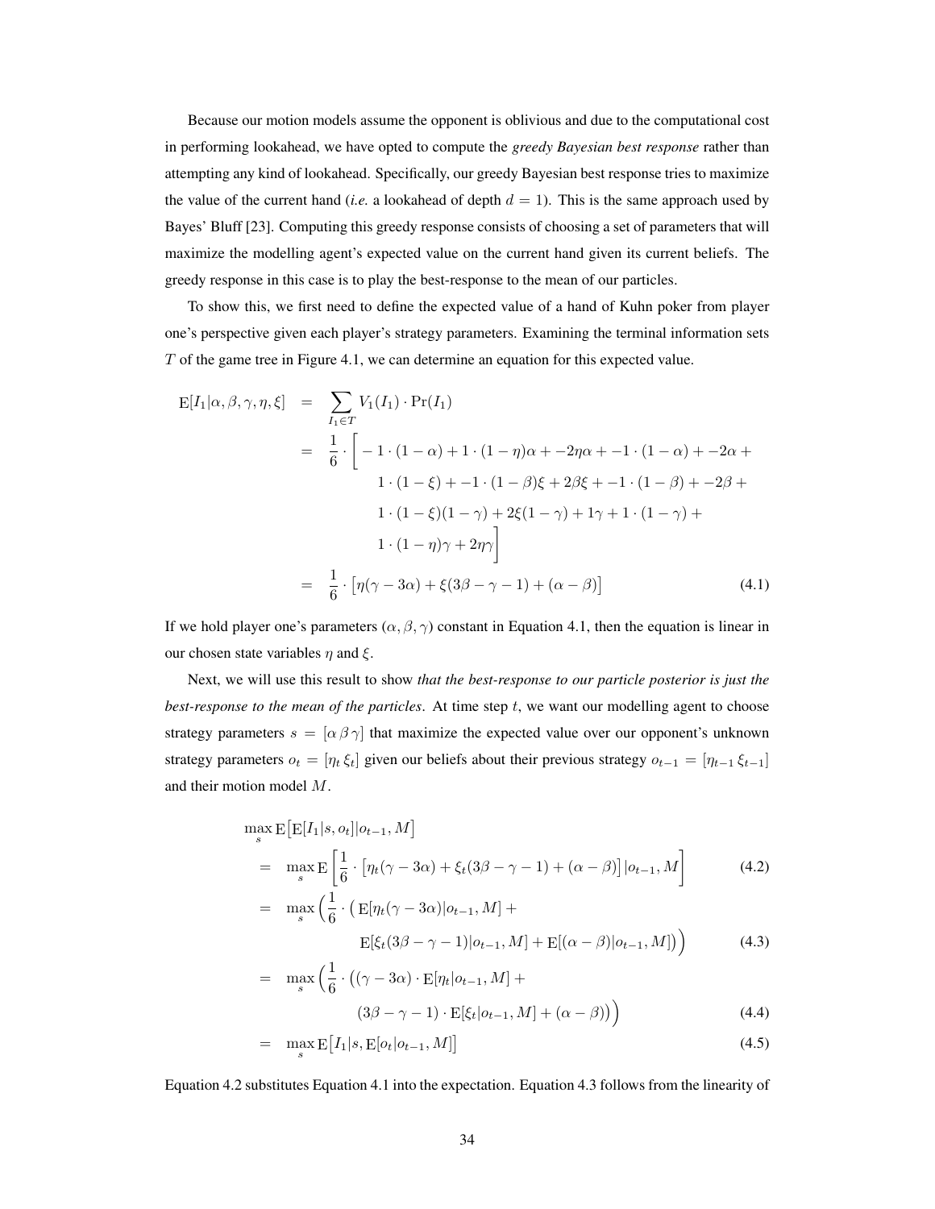Because our motion models assume the opponent is oblivious and due to the computational cost in performing lookahead, we have opted to compute the *greedy Bayesian best response* rather than attempting any kind of lookahead. Specifically, our greedy Bayesian best response tries to maximize the value of the current hand (*i.e.* a lookahead of depth $d = 1$). This is the same approach used by Bayes' Bluff [23]. Computing this greedy response consists of choosing a set of parameters that will maximize the modelling agent's expected value on the current hand given its current beliefs. The greedy response in this case is to play the best-response to the mean of our particles.

To show this, we first need to define the expected value of a hand of Kuhn poker from player one's perspective given each player's strategy parameters. Examining the terminal information sets $T$ of the game tree in Figure 4.1, we can determine an equation for this expected value.

$$
\begin{aligned}
\mathrm{E}[I_1|\alpha,\beta,\gamma,\eta,\xi] &= \sum_{I_1 \in T} V_1(I_1)\cdot \Pr(I_1) \\
&= \frac{1}{6}\cdot\Big[ -1\cdot(1-\alpha) + 1\cdot(1-\eta)\alpha + -2\eta\alpha + -1\cdot(1-\alpha) + -2\alpha + \\
&\qquad 1\cdot(1-\xi) + -1\cdot(1-\beta)\xi + 2\beta\xi + -1\cdot(1-\beta) + -2\beta + \\
&\qquad 1\cdot(1-\xi)(1-\gamma) + 2\xi(1-\gamma) + 1\gamma + 1\cdot(1-\gamma) + \\
&\qquad 1\cdot(1-\eta)\gamma + 2\eta\gamma \Big] \\
&= \frac{1}{6}\cdot\big[\eta(\gamma-3\alpha) + \xi(3\beta-\gamma-1) + (\alpha-\beta)\big] \qquad (4.1)
\end{aligned}
$$

If we hold player one's parameters $(\alpha, \beta, \gamma)$ constant in Equation 4.1, then the equation is linear in our chosen state variables $\eta$ and $\xi$.

Next, we will use this result to show *that the best-response to our particle posterior is just the best-response to the mean of the particles*. At time step $t$, we want our modelling agent to choose strategy parameters $s = [\alpha\,\beta\,\gamma]$ that maximize the expected value over our opponent's unknown strategy parameters $o_t = [\eta_t\,\xi_t]$ given our beliefs about their previous strategy $o_{t-1} = [\eta_{t-1}\,\xi_{t-1}]$ and their motion model $M$.

$$
\begin{aligned}
&\max_s \mathrm{E}\big[\mathrm{E}[I_1|s,o_t]|o_{t-1},M\big] \\
&= \max_s \mathrm{E}\left[\frac{1}{6}\cdot\big[\eta_t(\gamma-3\alpha)+\xi_t(3\beta-\gamma-1)+(\alpha-\beta)\big]|o_{t-1},M\right] \qquad (4.2) \\
&= \max_s \Big(\frac{1}{6}\cdot\big(\,\mathrm{E}[\eta_t(\gamma-3\alpha)|o_{t-1},M] + \\
&\qquad \mathrm{E}[\xi_t(3\beta-\gamma-1)|o_{t-1},M] + \mathrm{E}[(\alpha-\beta)|o_{t-1},M]\big)\Big) \qquad (4.3) \\
&= \max_s \Big(\frac{1}{6}\cdot\big((\gamma-3\alpha)\cdot\mathrm{E}[\eta_t|o_{t-1},M] + \\
&\qquad (3\beta-\gamma-1)\cdot\mathrm{E}[\xi_t|o_{t-1},M] + (\alpha-\beta)\big)\Big) \qquad (4.4) \\
&= \max_s \mathrm{E}\big[I_1|s,\mathrm{E}[o_t|o_{t-1},M]\big] \qquad (4.5)
\end{aligned}
$$

Equation 4.2 substitutes Equation 4.1 into the expectation. Equation 4.3 follows from the linearity of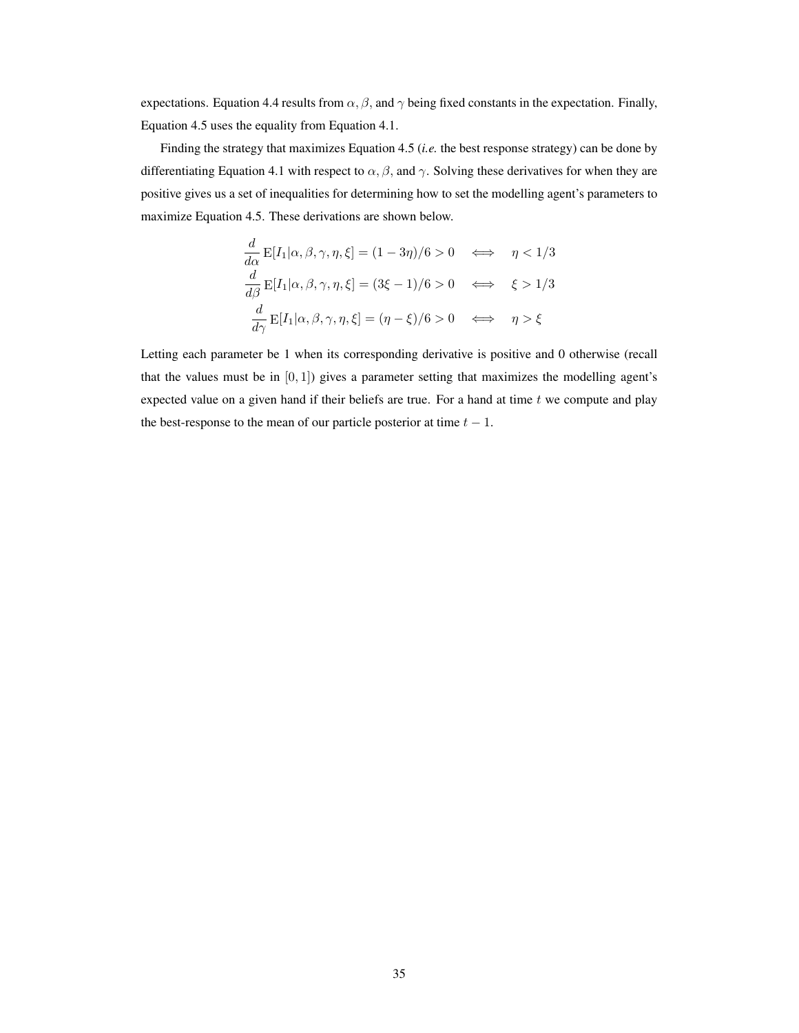expectations. Equation 4.4 results from $\alpha, \beta$, and $\gamma$ being fixed constants in the expectation. Finally, Equation 4.5 uses the equality from Equation 4.1.

Finding the strategy that maximizes Equation 4.5 (*i.e.* the best response strategy) can be done by differentiating Equation 4.1 with respect to $\alpha, \beta$, and $\gamma$. Solving these derivatives for when they are positive gives us a set of inequalities for determining how to set the modelling agent's parameters to maximize Equation 4.5. These derivations are shown below.

$$
\begin{aligned}
\frac{d}{d\alpha} \mathrm{E}[I_1|\alpha, \beta, \gamma, \eta, \xi] = (1 - 3\eta)/6 > 0 \quad &\iff \quad \eta < 1/3 \\
\frac{d}{d\beta} \mathrm{E}[I_1|\alpha, \beta, \gamma, \eta, \xi] = (3\xi - 1)/6 > 0 \quad &\iff \quad \xi > 1/3 \\
\frac{d}{d\gamma} \mathrm{E}[I_1|\alpha, \beta, \gamma, \eta, \xi] = (\eta - \xi)/6 > 0 \quad &\iff \quad \eta > \xi
\end{aligned}
$$

Letting each parameter be 1 when its corresponding derivative is positive and 0 otherwise (recall that the values must be in $[0, 1]$) gives a parameter setting that maximizes the modelling agent's expected value on a given hand if their beliefs are true. For a hand at time $t$ we compute and play the best-response to the mean of our particle posterior at time $t - 1$.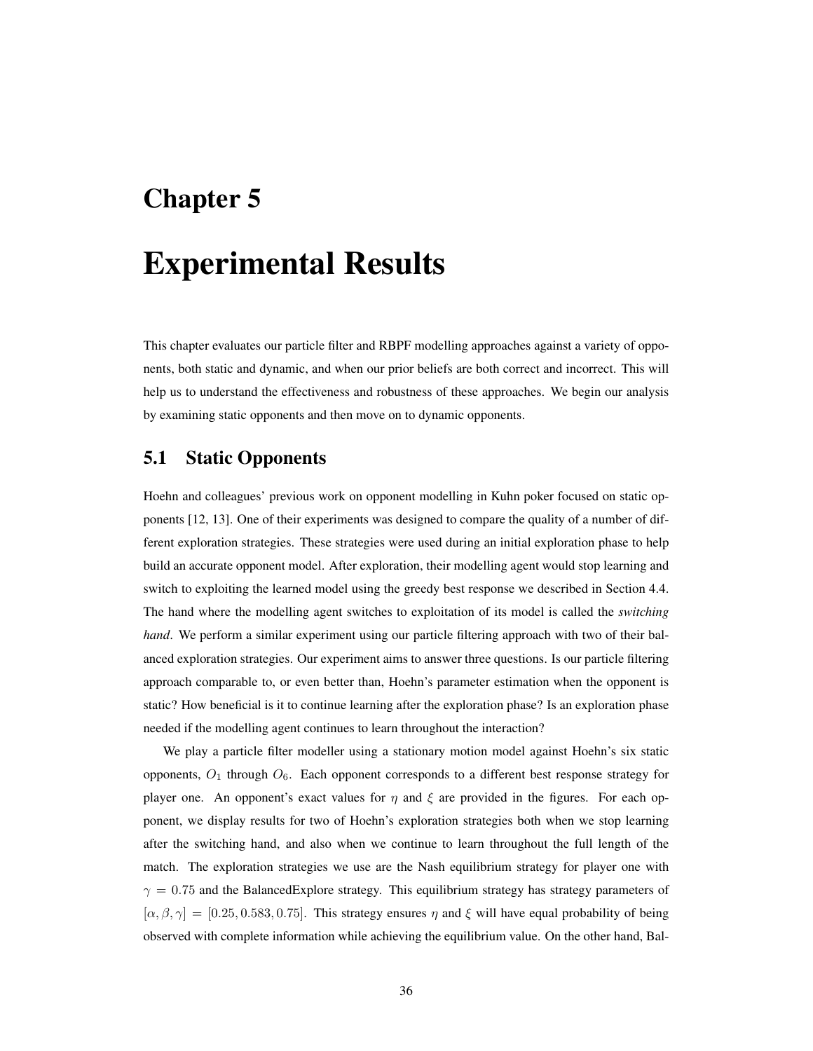# Chapter 5

# Experimental Results

This chapter evaluates our particle filter and RBPF modelling approaches against a variety of opponents, both static and dynamic, and when our prior beliefs are both correct and incorrect. This will help us to understand the effectiveness and robustness of these approaches. We begin our analysis by examining static opponents and then move on to dynamic opponents.

## 5.1 Static Opponents

Hoehn and colleagues' previous work on opponent modelling in Kuhn poker focused on static opponents [12, 13]. One of their experiments was designed to compare the quality of a number of different exploration strategies. These strategies were used during an initial exploration phase to help build an accurate opponent model. After exploration, their modelling agent would stop learning and switch to exploiting the learned model using the greedy best response we described in Section 4.4. The hand where the modelling agent switches to exploitation of its model is called the *switching hand*. We perform a similar experiment using our particle filtering approach with two of their balanced exploration strategies. Our experiment aims to answer three questions. Is our particle filtering approach comparable to, or even better than, Hoehn's parameter estimation when the opponent is static? How beneficial is it to continue learning after the exploration phase? Is an exploration phase needed if the modelling agent continues to learn throughout the interaction?

We play a particle filter modeller using a stationary motion model against Hoehn's six static opponents, $O_1$ through $O_6$. Each opponent corresponds to a different best response strategy for player one. An opponent's exact values for $\eta$ and $\xi$ are provided in the figures. For each opponent, we display results for two of Hoehn's exploration strategies both when we stop learning after the switching hand, and also when we continue to learn throughout the full length of the match. The exploration strategies we use are the Nash equilibrium strategy for player one with $\gamma = 0.75$ and the BalancedExplore strategy. This equilibrium strategy has strategy parameters of $[\alpha, \beta, \gamma] = [0.25, 0.583, 0.75]$. This strategy ensures $\eta$ and $\xi$ will have equal probability of being observed with complete information while achieving the equilibrium value. On the other hand, Bal-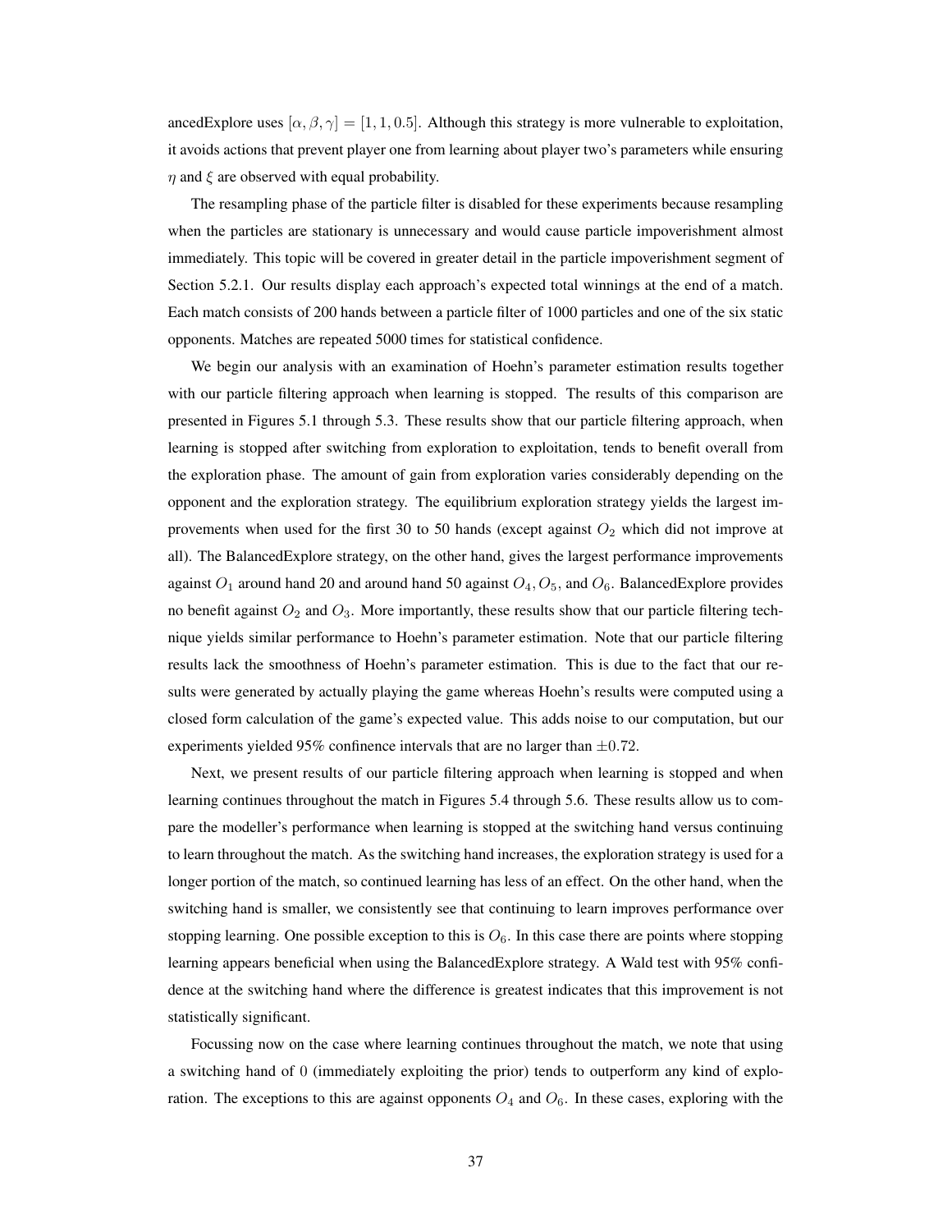ancedExplore uses $[\alpha, \beta, \gamma] = [1, 1, 0.5]$. Although this strategy is more vulnerable to exploitation, it avoids actions that prevent player one from learning about player two's parameters while ensuring $\eta$ and $\xi$ are observed with equal probability.

The resampling phase of the particle filter is disabled for these experiments because resampling when the particles are stationary is unnecessary and would cause particle impoverishment almost immediately. This topic will be covered in greater detail in the particle impoverishment segment of Section 5.2.1. Our results display each approach's expected total winnings at the end of a match. Each match consists of 200 hands between a particle filter of 1000 particles and one of the six static opponents. Matches are repeated 5000 times for statistical confidence.

We begin our analysis with an examination of Hoehn's parameter estimation results together with our particle filtering approach when learning is stopped. The results of this comparison are presented in Figures 5.1 through 5.3. These results show that our particle filtering approach, when learning is stopped after switching from exploration to exploitation, tends to benefit overall from the exploration phase. The amount of gain from exploration varies considerably depending on the opponent and the exploration strategy. The equilibrium exploration strategy yields the largest improvements when used for the first 30 to 50 hands (except against $O_2$ which did not improve at all). The BalancedExplore strategy, on the other hand, gives the largest performance improvements against $O_1$ around hand 20 and around hand 50 against $O_4, O_5$, and $O_6$. BalancedExplore provides no benefit against $O_2$ and $O_3$. More importantly, these results show that our particle filtering technique yields similar performance to Hoehn's parameter estimation. Note that our particle filtering results lack the smoothness of Hoehn's parameter estimation. This is due to the fact that our results were generated by actually playing the game whereas Hoehn's results were computed using a closed form calculation of the game's expected value. This adds noise to our computation, but our experiments yielded 95% confinence intervals that are no larger than $\pm 0.72$.

Next, we present results of our particle filtering approach when learning is stopped and when learning continues throughout the match in Figures 5.4 through 5.6. These results allow us to compare the modeller's performance when learning is stopped at the switching hand versus continuing to learn throughout the match. As the switching hand increases, the exploration strategy is used for a longer portion of the match, so continued learning has less of an effect. On the other hand, when the switching hand is smaller, we consistently see that continuing to learn improves performance over stopping learning. One possible exception to this is $O_6$. In this case there are points where stopping learning appears beneficial when using the BalancedExplore strategy. A Wald test with 95% confidence at the switching hand where the difference is greatest indicates that this improvement is not statistically significant.

Focussing now on the case where learning continues throughout the match, we note that using a switching hand of 0 (immediately exploiting the prior) tends to outperform any kind of exploration. The exceptions to this are against opponents $O_4$ and $O_6$. In these cases, exploring with the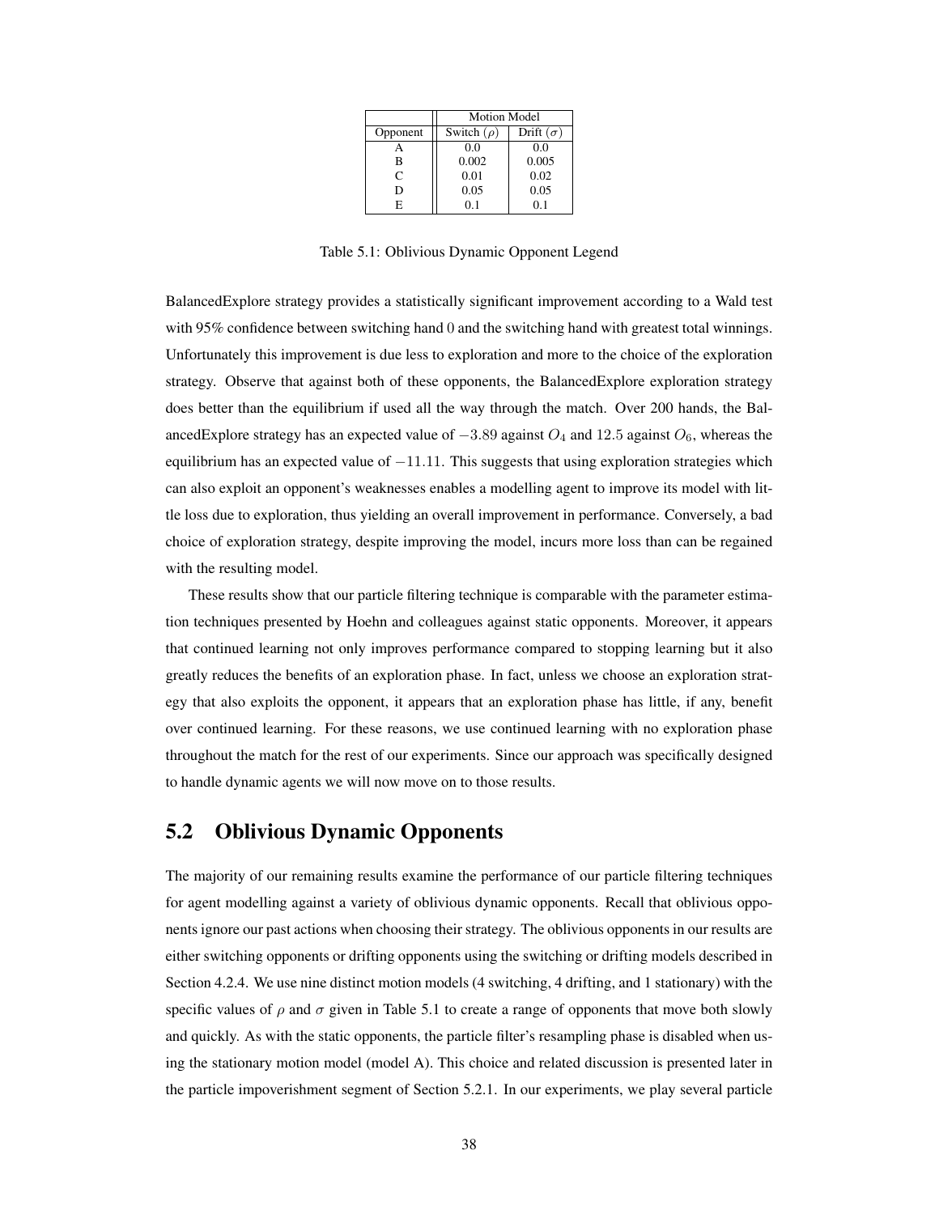| | Motion Model | |
|---|---|---|
| Opponent | Switch ($\rho$) | Drift ($\sigma$) |
| A | 0.0 | 0.0 |
| B | 0.002 | 0.005 |
| C | 0.01 | 0.02 |
| D | 0.05 | 0.05 |
| E | 0.1 | 0.1 |

Table 5.1: Oblivious Dynamic Opponent Legend

BalancedExplore strategy provides a statistically significant improvement according to a Wald test with 95% confidence between switching hand 0 and the switching hand with greatest total winnings. Unfortunately this improvement is due less to exploration and more to the choice of the exploration strategy. Observe that against both of these opponents, the BalancedExplore exploration strategy does better than the equilibrium if used all the way through the match. Over 200 hands, the BalancedExplore strategy has an expected value of $-3.89$ against $O_4$ and $12.5$ against $O_6$, whereas the equilibrium has an expected value of $-11.11$. This suggests that using exploration strategies which can also exploit an opponent's weaknesses enables a modelling agent to improve its model with little loss due to exploration, thus yielding an overall improvement in performance. Conversely, a bad choice of exploration strategy, despite improving the model, incurs more loss than can be regained with the resulting model.

These results show that our particle filtering technique is comparable with the parameter estimation techniques presented by Hoehn and colleagues against static opponents. Moreover, it appears that continued learning not only improves performance compared to stopping learning but it also greatly reduces the benefits of an exploration phase. In fact, unless we choose an exploration strategy that also exploits the opponent, it appears that an exploration phase has little, if any, benefit over continued learning. For these reasons, we use continued learning with no exploration phase throughout the match for the rest of our experiments. Since our approach was specifically designed to handle dynamic agents we will now move on to those results.

## 5.2 Oblivious Dynamic Opponents

The majority of our remaining results examine the performance of our particle filtering techniques for agent modelling against a variety of oblivious dynamic opponents. Recall that oblivious opponents ignore our past actions when choosing their strategy. The oblivious opponents in our results are either switching opponents or drifting opponents using the switching or drifting models described in Section 4.2.4. We use nine distinct motion models (4 switching, 4 drifting, and 1 stationary) with the specific values of $\rho$ and $\sigma$ given in Table 5.1 to create a range of opponents that move both slowly and quickly. As with the static opponents, the particle filter's resampling phase is disabled when using the stationary motion model (model A). This choice and related discussion is presented later in the particle impoverishment segment of Section 5.2.1. In our experiments, we play several particle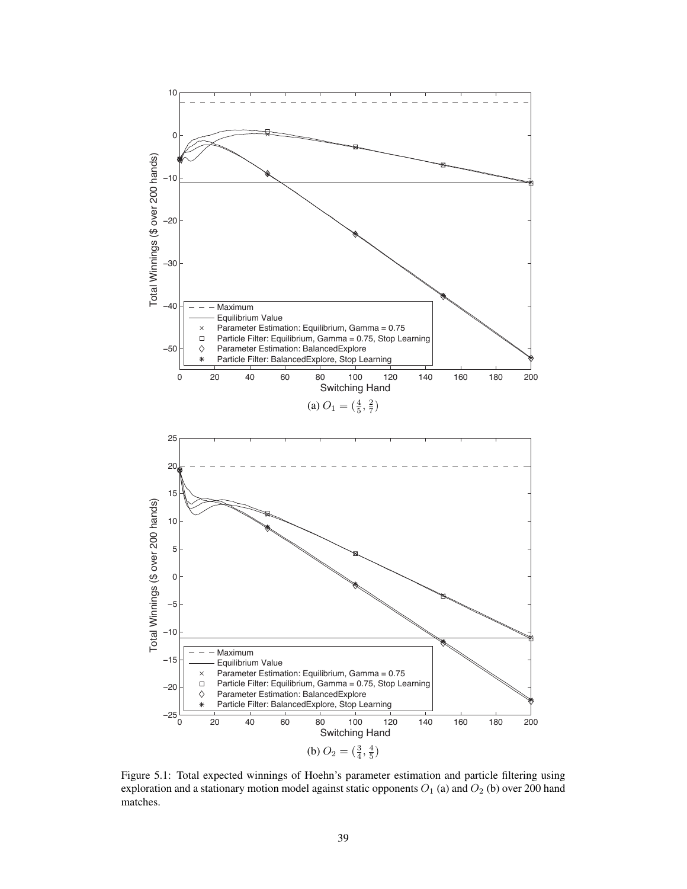Total Winnings ($ over 200 hands)

10
0
−10
−20
−30
−40
−50

0 20 40 60 80 100 120 140 160 180 200

Switching Hand

Maximum
Equilibrium Value
Parameter Estimation: Equilibrium, Gamma = 0.75
Particle Filter: Equilibrium, Gamma = 0.75, Stop Learning
Parameter Estimation: BalancedExplore
Particle Filter: BalancedExplore, Stop Learning

(a) $O_1 = (\frac{4}{5}, \frac{2}{7})$

Total Winnings ($ over 200 hands)

25
20
15
10
5
0
−5
−10
−15
−20
−25

0 20 40 60 80 100 120 140 160 180 200

Switching Hand

Maximum
Equilibrium Value
Parameter Estimation: Equilibrium, Gamma = 0.75
Particle Filter: Equilibrium, Gamma = 0.75, Stop Learning
Parameter Estimation: BalancedExplore
Particle Filter: BalancedExplore, Stop Learning

(b) $O_2 = (\frac{3}{4}, \frac{4}{5})$

Figure 5.1: Total expected winnings of Hoehn's parameter estimation and particle filtering using exploration and a stationary motion model against static opponents $O_1$ (a) and $O_2$ (b) over 200 hand matches.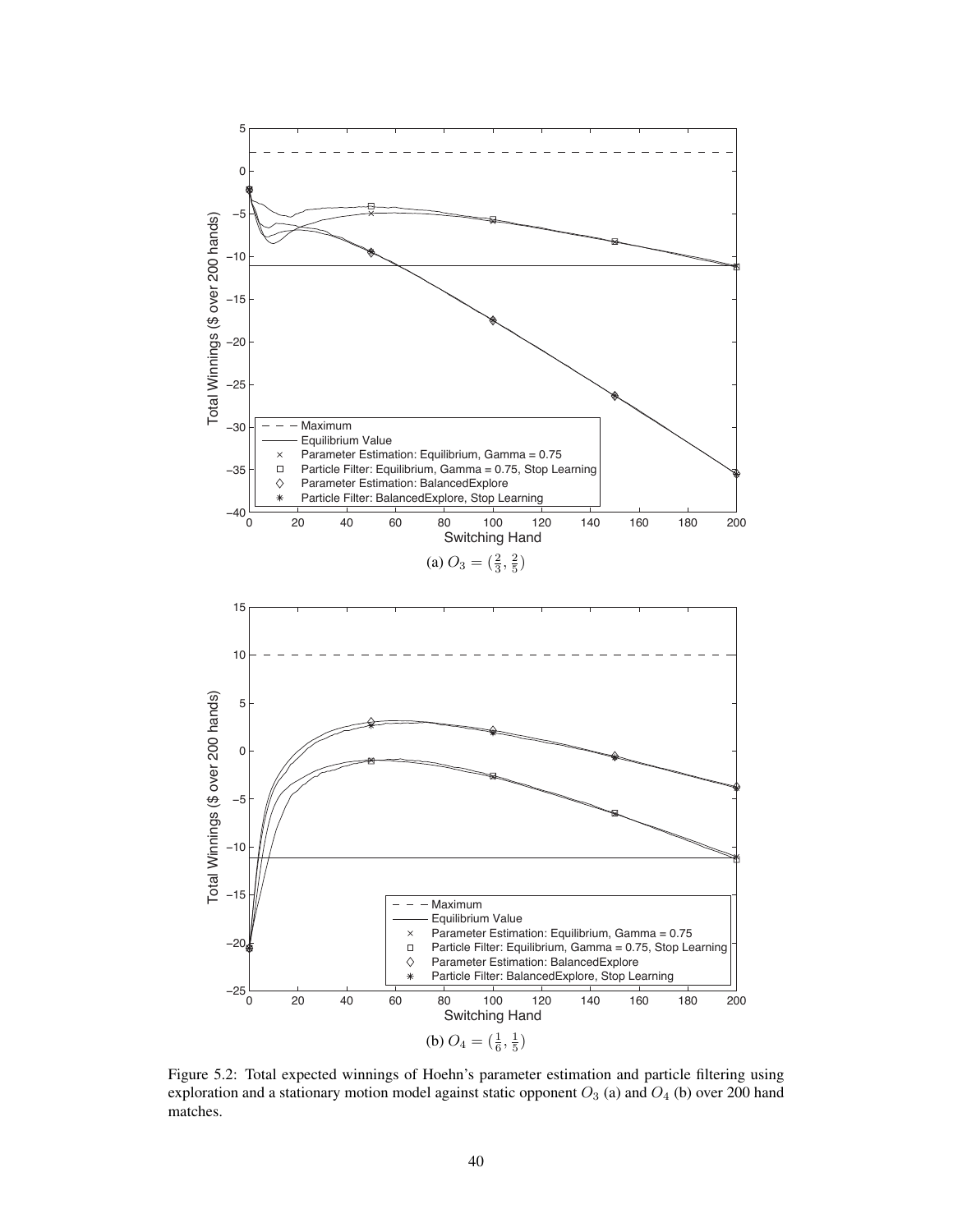Total Winnings ($ over 200 hands)

5
0
−5
−10
−15
−20
−25
−30
−35
−40

0 20 40 60 80 100 120 140 160 180 200

Switching Hand

- - - Maximum
—— Equilibrium Value
× Parameter Estimation: Equilibrium, Gamma = 0.75
□ Particle Filter: Equilibrium, Gamma = 0.75, Stop Learning
◇ Parameter Estimation: BalancedExplore
∗ Particle Filter: BalancedExplore, Stop Learning

(a) $O_3 = (\frac{2}{3}, \frac{2}{5})$

Total Winnings ($ over 200 hands)

15
10
5
0
−5
−10
−15
−20
−25

0 20 40 60 80 100 120 140 160 180 200

Switching Hand

- - - Maximum
—— Equilibrium Value
× Parameter Estimation: Equilibrium, Gamma = 0.75
□ Particle Filter: Equilibrium, Gamma = 0.75, Stop Learning
◇ Parameter Estimation: BalancedExplore
∗ Particle Filter: BalancedExplore, Stop Learning

(b) $O_4 = (\frac{1}{6}, \frac{1}{5})$

Figure 5.2: Total expected winnings of Hoehn's parameter estimation and particle filtering using exploration and a stationary motion model against static opponent $O_3$ (a) and $O_4$ (b) over 200 hand matches.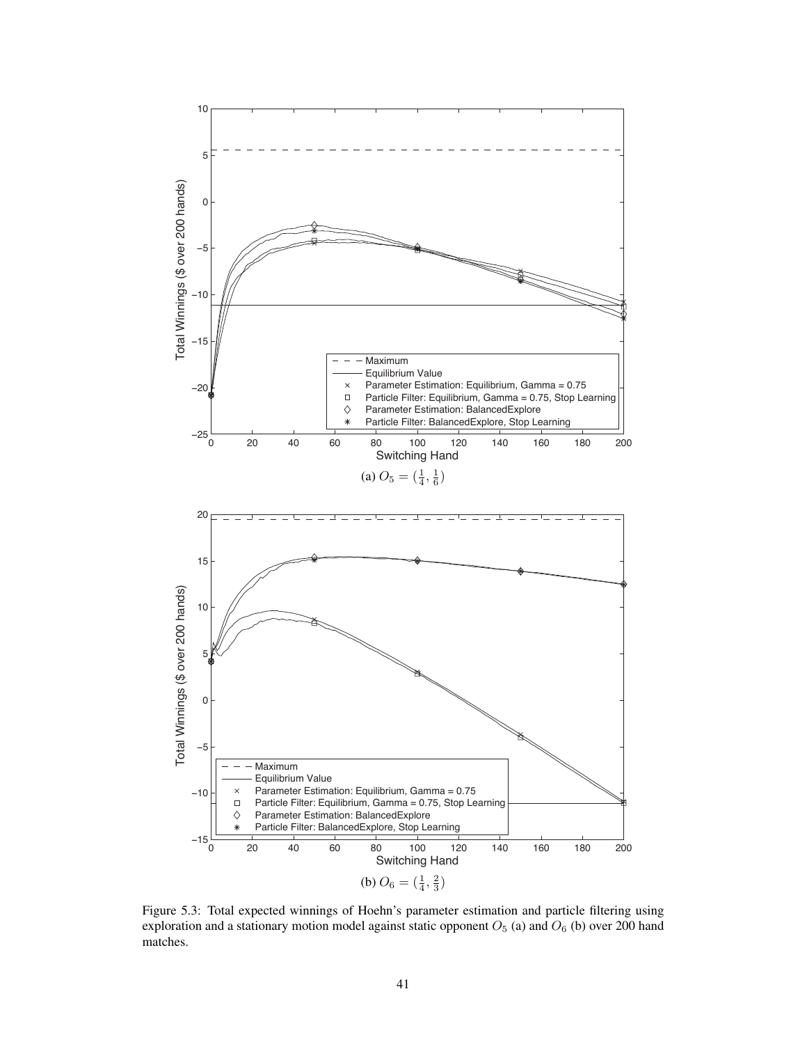10
5
0
−5
−10
−15
−20
−25

Total Winnings ($ over 200 hands)

0 20 40 60 80 100 120 140 160 180 200

Switching Hand

Maximum
Equilibrium Value
Parameter Estimation: Equilibrium, Gamma = 0.75
Particle Filter: Equilibrium, Gamma = 0.75, Stop Learning
Parameter Estimation: BalancedExplore
Particle Filter: BalancedExplore, Stop Learning

(a) $O_5 = (\frac{1}{4}, \frac{1}{6})$

20
15
10
5
0
−5
−10
−15

Total Winnings ($ over 200 hands)

0 20 40 60 80 100 120 140 160 180 200

Switching Hand

Maximum
Equilibrium Value
Parameter Estimation: Equilibrium, Gamma = 0.75
Particle Filter: Equilibrium, Gamma = 0.75, Stop Learning
Parameter Estimation: BalancedExplore
Particle Filter: BalancedExplore, Stop Learning

(b) $O_6 = (\frac{1}{4}, \frac{2}{3})$

Figure 5.3: Total expected winnings of Hoehn's parameter estimation and particle filtering using exploration and a stationary motion model against static opponent $O_5$ (a) and $O_6$ (b) over 200 hand matches.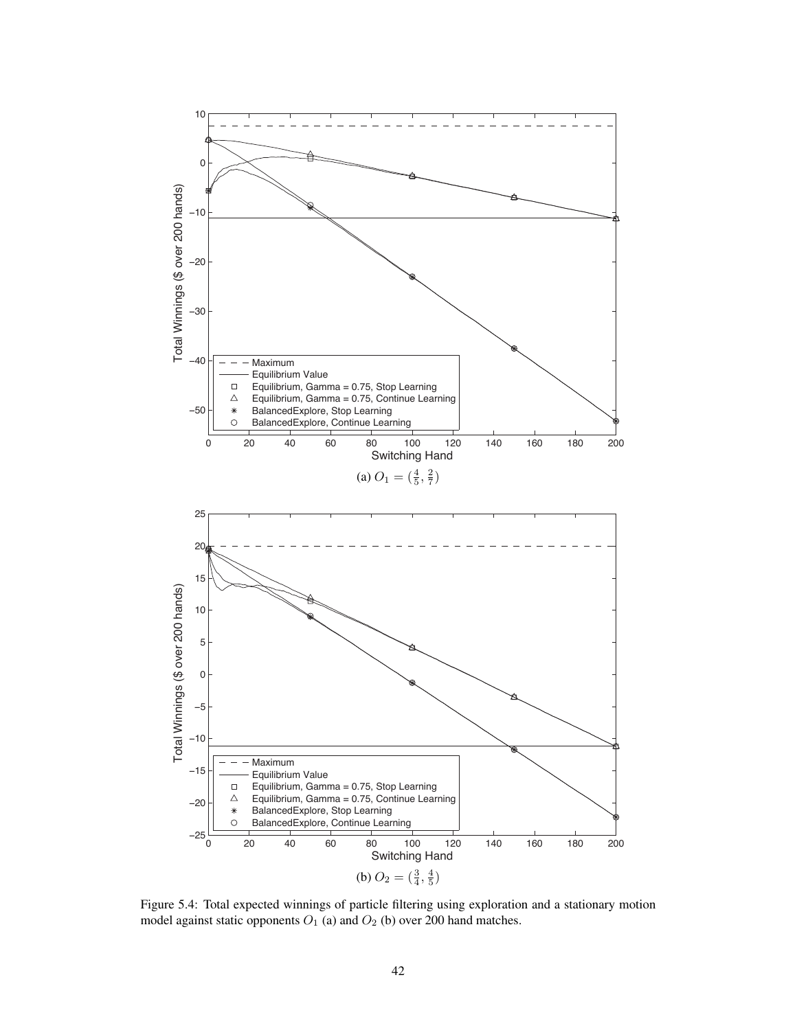Total Winnings ($ over 200 hands)

10
0
−10
−20
−30
−40
−50

Maximum
Equilibrium Value
Equilibrium, Gamma = 0.75, Stop Learning
Equilibrium, Gamma = 0.75, Continue Learning
BalancedExplore, Stop Learning
BalancedExplore, Continue Learning

0 20 40 60 80 100 120 140 160 180 200

Switching Hand

(a) $O_1 = (\frac{4}{5}, \frac{2}{7})$

Total Winnings ($ over 200 hands)

25
20
15
10
5
0
−5
−10
−15
−20
−25

Maximum
Equilibrium Value
Equilibrium, Gamma = 0.75, Stop Learning
Equilibrium, Gamma = 0.75, Continue Learning
BalancedExplore, Stop Learning
BalancedExplore, Continue Learning

0 20 40 60 80 100 120 140 160 180 200

Switching Hand

(b) $O_2 = (\frac{3}{4}, \frac{4}{5})$

Figure 5.4: Total expected winnings of particle filtering using exploration and a stationary motion model against static opponents $O_1$ (a) and $O_2$ (b) over 200 hand matches.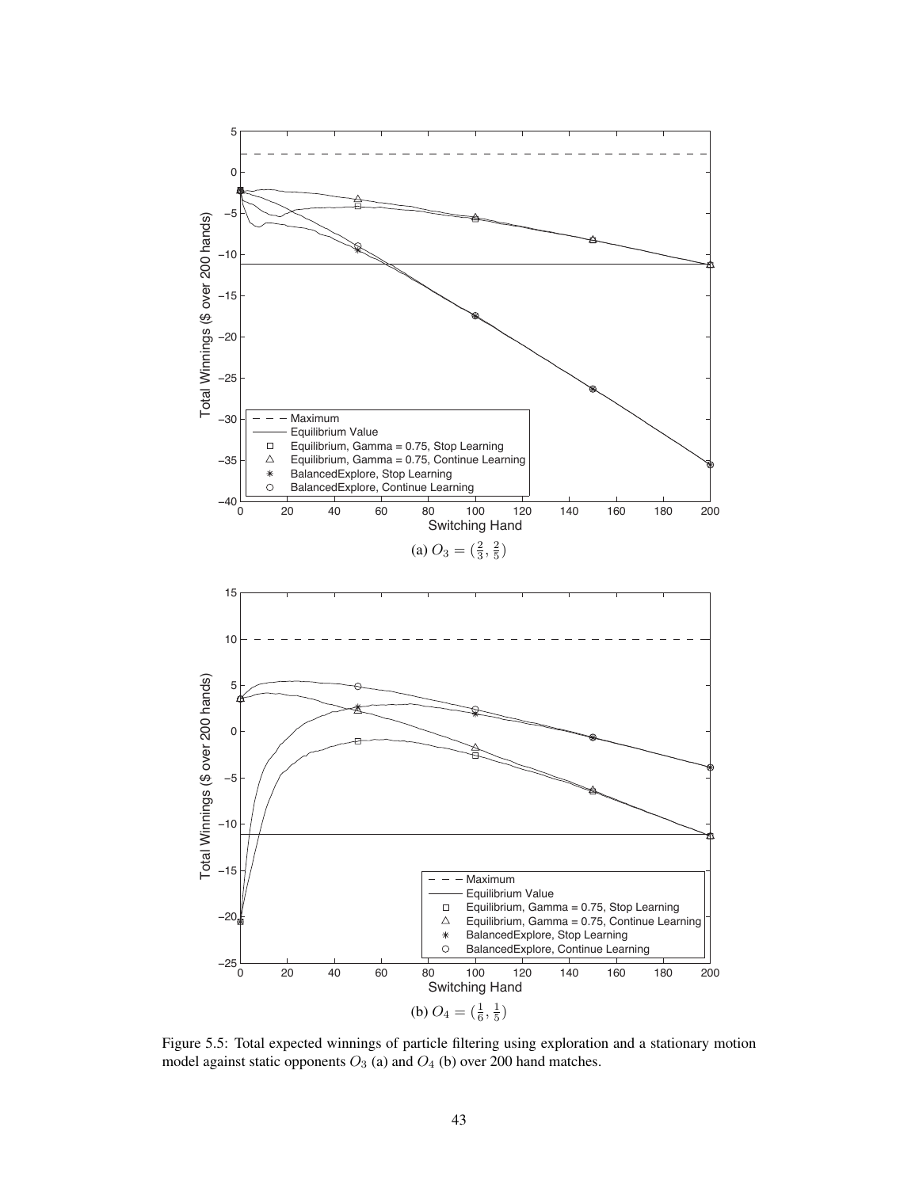Total Winnings ($ over 200 hands)

5
0
−5
−10
−15
−20
−25
−30
−35
−40

0 20 40 60 80 100 120 140 160 180 200

Switching Hand

- - - Maximum
—— Equilibrium Value
□ Equilibrium, Gamma = 0.75, Stop Learning
△ Equilibrium, Gamma = 0.75, Continue Learning
∗ BalancedExplore, Stop Learning
○ BalancedExplore, Continue Learning

(a) $O_3 = (\frac{2}{3}, \frac{2}{5})$

Total Winnings ($ over 200 hands)

15
10
5
0
−5
−10
−15
−20
−25

0 20 40 60 80 100 120 140 160 180 200

Switching Hand

- - - Maximum
—— Equilibrium Value
□ Equilibrium, Gamma = 0.75, Stop Learning
△ Equilibrium, Gamma = 0.75, Continue Learning
∗ BalancedExplore, Stop Learning
○ BalancedExplore, Continue Learning

(b) $O_4 = (\frac{1}{6}, \frac{1}{5})$

Figure 5.5: Total expected winnings of particle filtering using exploration and a stationary motion model against static opponents $O_3$ (a) and $O_4$ (b) over 200 hand matches.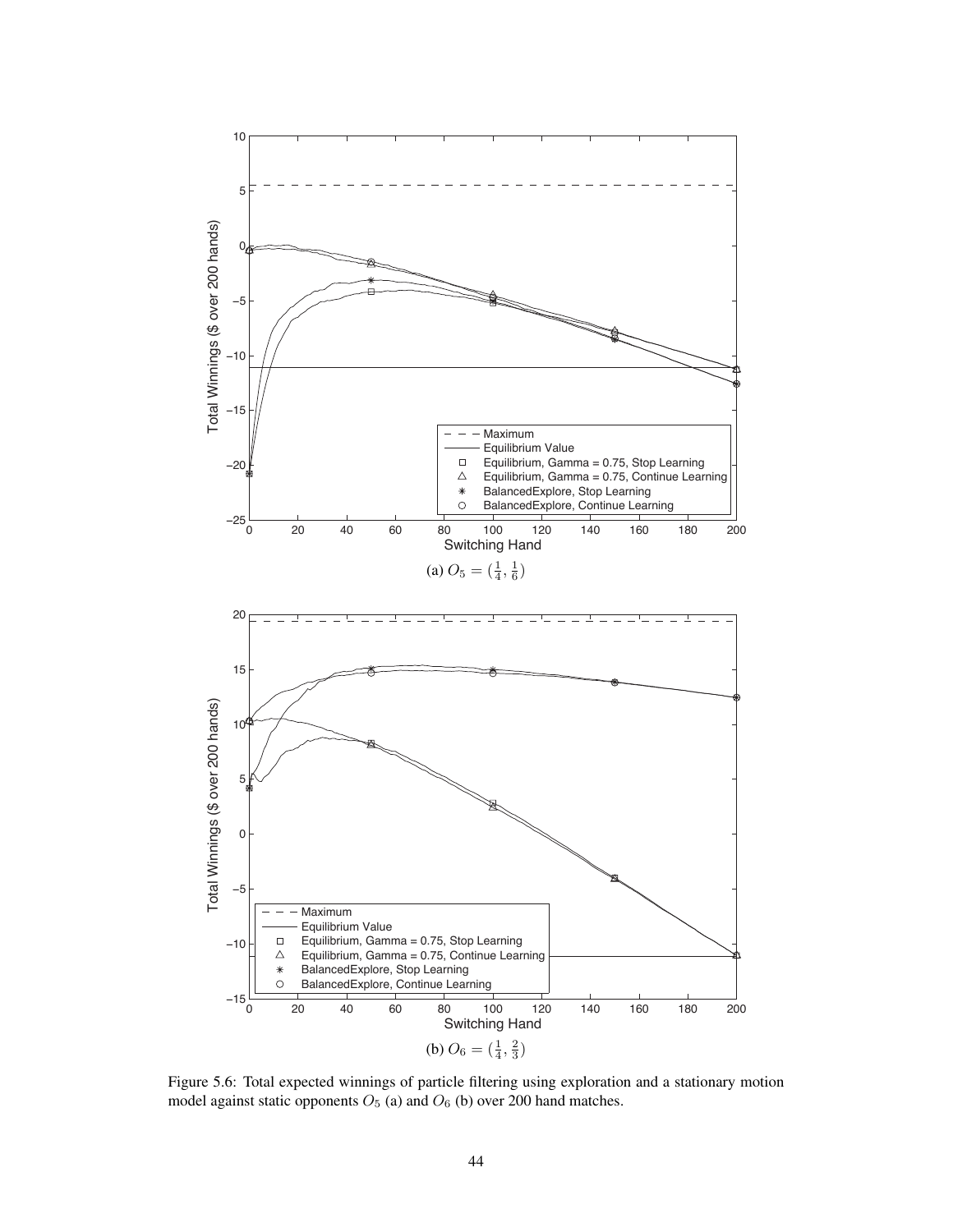Total Winnings ($ over 200 hands)

10
5
0
−5
−10
−15
−20
−25

0 20 40 60 80 100 120 140 160 180 200

Switching Hand

Maximum
Equilibrium Value
Equilibrium, Gamma = 0.75, Stop Learning
Equilibrium, Gamma = 0.75, Continue Learning
BalancedExplore, Stop Learning
BalancedExplore, Continue Learning

(a) $O_5 = (\frac{1}{4}, \frac{1}{6})$

Total Winnings ($ over 200 hands)

20
15
10
5
0
−5
−10
−15

0 20 40 60 80 100 120 140 160 180 200

Switching Hand

Maximum
Equilibrium Value
Equilibrium, Gamma = 0.75, Stop Learning
Equilibrium, Gamma = 0.75, Continue Learning
BalancedExplore, Stop Learning
BalancedExplore, Continue Learning

(b) $O_6 = (\frac{1}{4}, \frac{2}{3})$

Figure 5.6: Total expected winnings of particle filtering using exploration and a stationary motion model against static opponents $O_5$ (a) and $O_6$ (b) over 200 hand matches.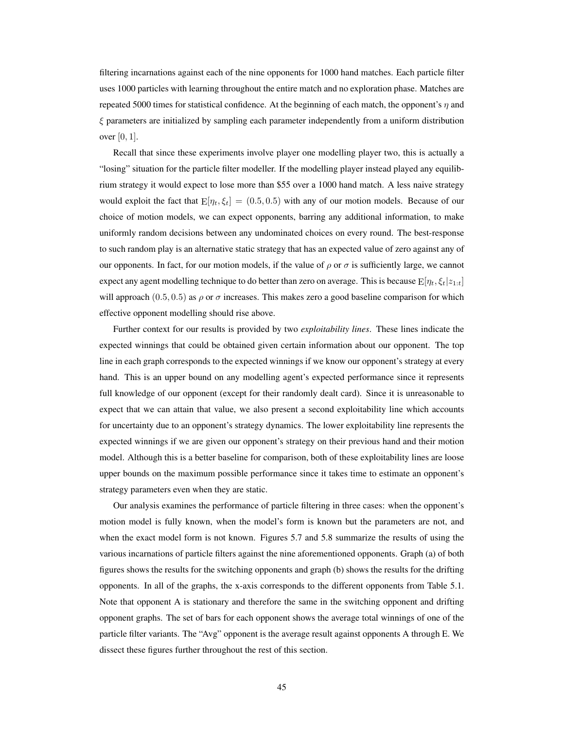filtering incarnations against each of the nine opponents for 1000 hand matches. Each particle filter uses 1000 particles with learning throughout the entire match and no exploration phase. Matches are repeated 5000 times for statistical confidence. At the beginning of each match, the opponent's $\eta$ and $\xi$ parameters are initialized by sampling each parameter independently from a uniform distribution over $[0, 1]$.

Recall that since these experiments involve player one modelling player two, this is actually a "losing" situation for the particle filter modeller. If the modelling player instead played any equilibrium strategy it would expect to lose more than \$55 over a 1000 hand match. A less naive strategy would exploit the fact that $\mathrm{E}[\eta_t, \xi_t] = (0.5, 0.5)$ with any of our motion models. Because of our choice of motion models, we can expect opponents, barring any additional information, to make uniformly random decisions between any undominated choices on every round. The best-response to such random play is an alternative static strategy that has an expected value of zero against any of our opponents. In fact, for our motion models, if the value of $\rho$ or $\sigma$ is sufficiently large, we cannot expect any agent modelling technique to do better than zero on average. This is because $\mathrm{E}[\eta_t, \xi_t | z_{1:t}]$ will approach $(0.5, 0.5)$ as $\rho$ or $\sigma$ increases. This makes zero a good baseline comparison for which effective opponent modelling should rise above.

Further context for our results is provided by two *exploitability lines*. These lines indicate the expected winnings that could be obtained given certain information about our opponent. The top line in each graph corresponds to the expected winnings if we know our opponent's strategy at every hand. This is an upper bound on any modelling agent's expected performance since it represents full knowledge of our opponent (except for their randomly dealt card). Since it is unreasonable to expect that we can attain that value, we also present a second exploitability line which accounts for uncertainty due to an opponent's strategy dynamics. The lower exploitability line represents the expected winnings if we are given our opponent's strategy on their previous hand and their motion model. Although this is a better baseline for comparison, both of these exploitability lines are loose upper bounds on the maximum possible performance since it takes time to estimate an opponent's strategy parameters even when they are static.

Our analysis examines the performance of particle filtering in three cases: when the opponent's motion model is fully known, when the model's form is known but the parameters are not, and when the exact model form is not known. Figures 5.7 and 5.8 summarize the results of using the various incarnations of particle filters against the nine aforementioned opponents. Graph (a) of both figures shows the results for the switching opponents and graph (b) shows the results for the drifting opponents. In all of the graphs, the x-axis corresponds to the different opponents from Table 5.1. Note that opponent A is stationary and therefore the same in the switching opponent and drifting opponent graphs. The set of bars for each opponent shows the average total winnings of one of the particle filter variants. The "Avg" opponent is the average result against opponents A through E. We dissect these figures further throughout the rest of this section.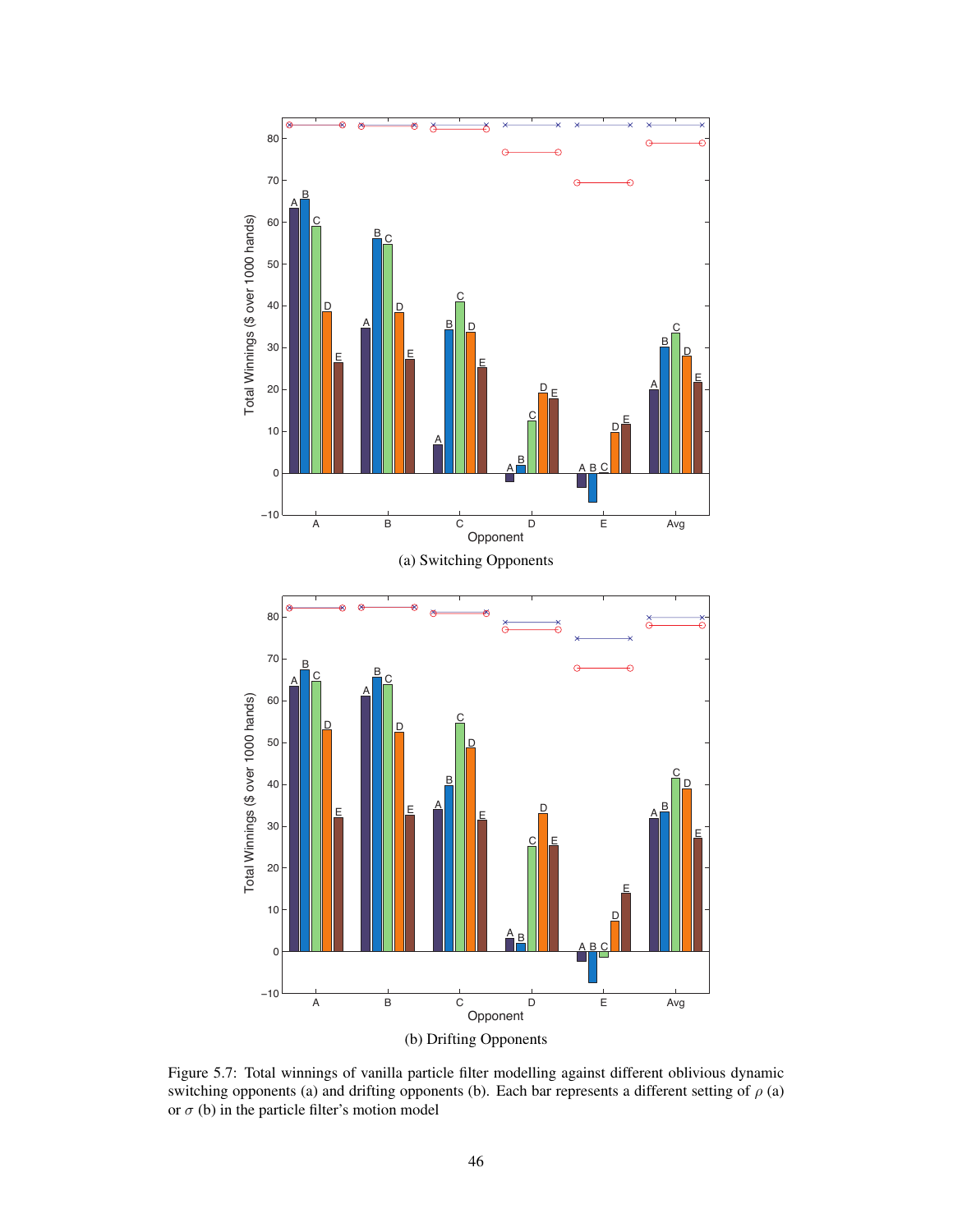Total Winnings ($ over 1000 hands)

80
70
60
50
40
30
20
10
0
−10

A B C D E A B C D E A B C D E A B C D E A B C D E A B C D E

A B C D E Avg

Opponent

(a) Switching Opponents

Total Winnings ($ over 1000 hands)

80
70
60
50
40
30
20
10
0
−10

A B C D E A B C D E A B C D E A B C D E A B C D E A B C D E

A B C D E Avg

Opponent

(b) Drifting Opponents

Figure 5.7: Total winnings of vanilla particle filter modelling against different oblivious dynamic switching opponents (a) and drifting opponents (b). Each bar represents a different setting of $\rho$ (a) or $\sigma$ (b) in the particle filter's motion model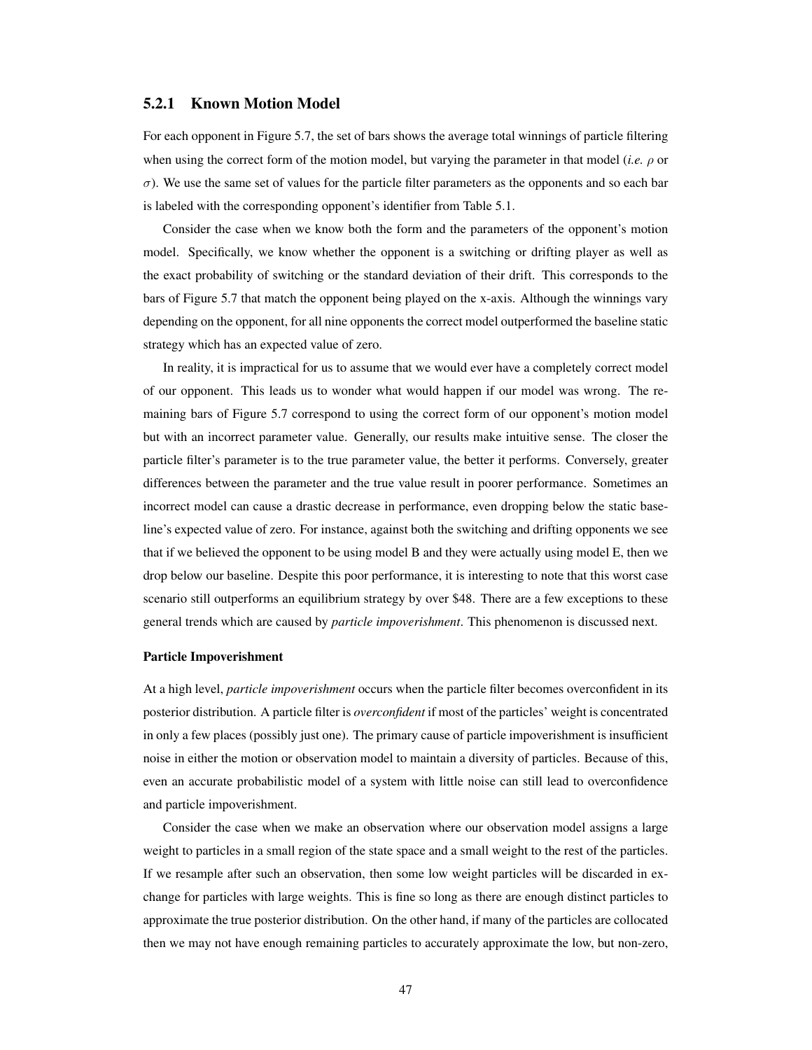### 5.2.1 Known Motion Model

For each opponent in Figure 5.7, the set of bars shows the average total winnings of particle filtering when using the correct form of the motion model, but varying the parameter in that model (*i.e.* $\rho$ or $\sigma$). We use the same set of values for the particle filter parameters as the opponents and so each bar is labeled with the corresponding opponent's identifier from Table 5.1.

Consider the case when we know both the form and the parameters of the opponent's motion model. Specifically, we know whether the opponent is a switching or drifting player as well as the exact probability of switching or the standard deviation of their drift. This corresponds to the bars of Figure 5.7 that match the opponent being played on the x-axis. Although the winnings vary depending on the opponent, for all nine opponents the correct model outperformed the baseline static strategy which has an expected value of zero.

In reality, it is impractical for us to assume that we would ever have a completely correct model of our opponent. This leads us to wonder what would happen if our model was wrong. The remaining bars of Figure 5.7 correspond to using the correct form of our opponent's motion model but with an incorrect parameter value. Generally, our results make intuitive sense. The closer the particle filter's parameter is to the true parameter value, the better it performs. Conversely, greater differences between the parameter and the true value result in poorer performance. Sometimes an incorrect model can cause a drastic decrease in performance, even dropping below the static baseline's expected value of zero. For instance, against both the switching and drifting opponents we see that if we believed the opponent to be using model B and they were actually using model E, then we drop below our baseline. Despite this poor performance, it is interesting to note that this worst case scenario still outperforms an equilibrium strategy by over $48. There are a few exceptions to these general trends which are caused by *particle impoverishment*. This phenomenon is discussed next.

#### Particle Impoverishment

At a high level, *particle impoverishment* occurs when the particle filter becomes overconfident in its posterior distribution. A particle filter is *overconfident* if most of the particles' weight is concentrated in only a few places (possibly just one). The primary cause of particle impoverishment is insufficient noise in either the motion or observation model to maintain a diversity of particles. Because of this, even an accurate probabilistic model of a system with little noise can still lead to overconfidence and particle impoverishment.

Consider the case when we make an observation where our observation model assigns a large weight to particles in a small region of the state space and a small weight to the rest of the particles. If we resample after such an observation, then some low weight particles will be discarded in exchange for particles with large weights. This is fine so long as there are enough distinct particles to approximate the true posterior distribution. On the other hand, if many of the particles are collocated then we may not have enough remaining particles to accurately approximate the low, but non-zero,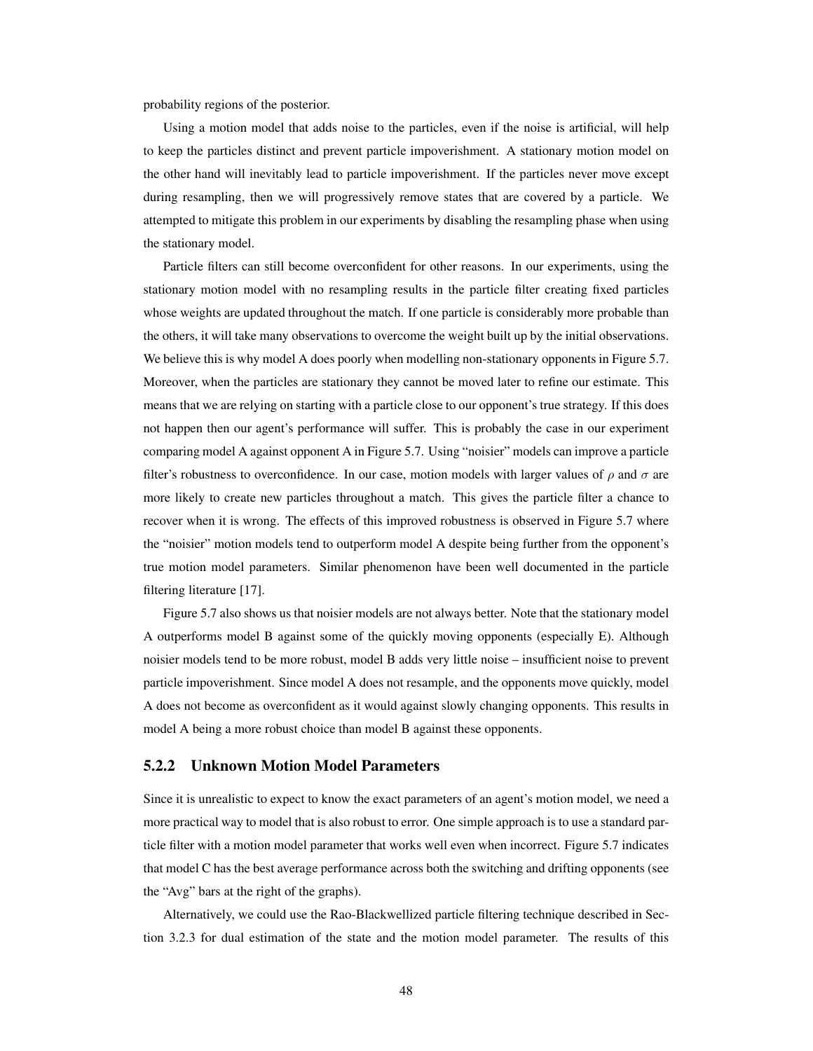probability regions of the posterior.

Using a motion model that adds noise to the particles, even if the noise is artificial, will help to keep the particles distinct and prevent particle impoverishment. A stationary motion model on the other hand will inevitably lead to particle impoverishment. If the particles never move except during resampling, then we will progressively remove states that are covered by a particle. We attempted to mitigate this problem in our experiments by disabling the resampling phase when using the stationary model.

Particle filters can still become overconfident for other reasons. In our experiments, using the stationary motion model with no resampling results in the particle filter creating fixed particles whose weights are updated throughout the match. If one particle is considerably more probable than the others, it will take many observations to overcome the weight built up by the initial observations. We believe this is why model A does poorly when modelling non-stationary opponents in Figure 5.7. Moreover, when the particles are stationary they cannot be moved later to refine our estimate. This means that we are relying on starting with a particle close to our opponent's true strategy. If this does not happen then our agent's performance will suffer. This is probably the case in our experiment comparing model A against opponent A in Figure 5.7. Using "noisier" models can improve a particle filter's robustness to overconfidence. In our case, motion models with larger values of $\rho$ and $\sigma$ are more likely to create new particles throughout a match. This gives the particle filter a chance to recover when it is wrong. The effects of this improved robustness is observed in Figure 5.7 where the "noisier" motion models tend to outperform model A despite being further from the opponent's true motion model parameters. Similar phenomenon have been well documented in the particle filtering literature [17].

Figure 5.7 also shows us that noisier models are not always better. Note that the stationary model A outperforms model B against some of the quickly moving opponents (especially E). Although noisier models tend to be more robust, model B adds very little noise – insufficient noise to prevent particle impoverishment. Since model A does not resample, and the opponents move quickly, model A does not become as overconfident as it would against slowly changing opponents. This results in model A being a more robust choice than model B against these opponents.

### 5.2.2 Unknown Motion Model Parameters

Since it is unrealistic to expect to know the exact parameters of an agent's motion model, we need a more practical way to model that is also robust to error. One simple approach is to use a standard particle filter with a motion model parameter that works well even when incorrect. Figure 5.7 indicates that model C has the best average performance across both the switching and drifting opponents (see the "Avg" bars at the right of the graphs).

Alternatively, we could use the Rao-Blackwellized particle filtering technique described in Section 3.2.3 for dual estimation of the state and the motion model parameter. The results of this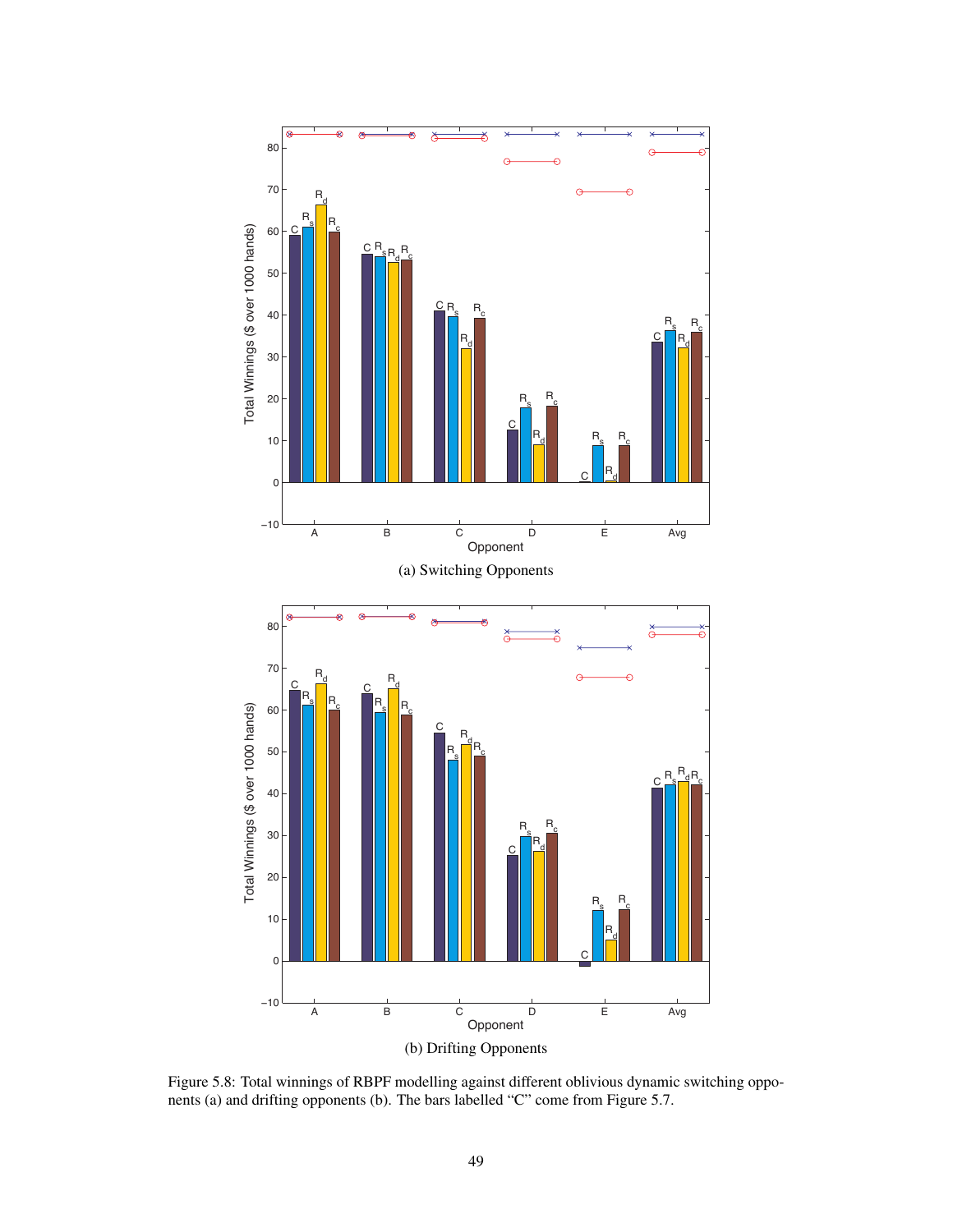Total Winnings ($ over 1000 hands)

80
70
60
50
40
30
20
10
0
−10

C $R_s$ $R_d$ $R_c$

A B C D E Avg

Opponent

(a) Switching Opponents

Total Winnings ($ over 1000 hands)

80
70
60
50
40
30
20
10
0
−10

C $R_s$ $R_d$ $R_c$

A B C D E Avg

Opponent

(b) Drifting Opponents

Figure 5.8: Total winnings of RBPF modelling against different oblivious dynamic switching opponents (a) and drifting opponents (b). The bars labelled "C" come from Figure 5.7.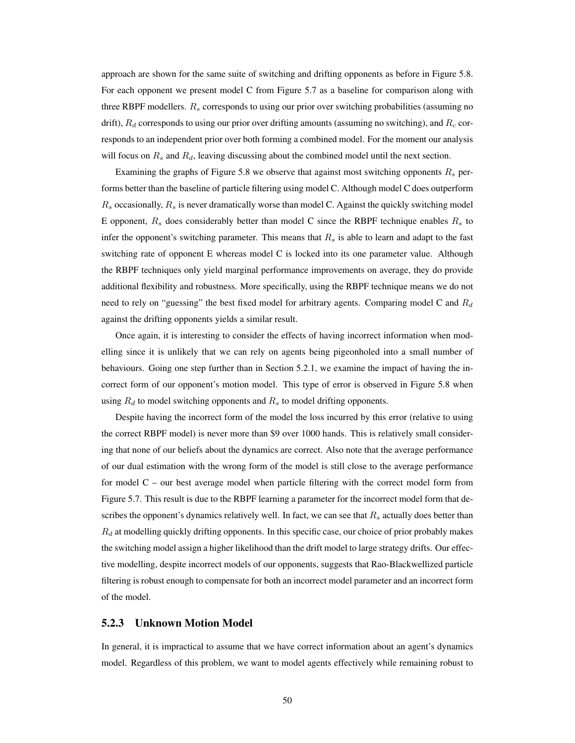approach are shown for the same suite of switching and drifting opponents as before in Figure 5.8. For each opponent we present model C from Figure 5.7 as a baseline for comparison along with three RBPF modellers. $R_s$ corresponds to using our prior over switching probabilities (assuming no drift), $R_d$ corresponds to using our prior over drifting amounts (assuming no switching), and $R_c$ corresponds to an independent prior over both forming a combined model. For the moment our analysis will focus on $R_s$ and $R_d$, leaving discussing about the combined model until the next section.

Examining the graphs of Figure 5.8 we observe that against most switching opponents $R_s$ performs better than the baseline of particle filtering using model C. Although model C does outperform $R_s$ occasionally, $R_s$ is never dramatically worse than model C. Against the quickly switching model E opponent, $R_s$ does considerably better than model C since the RBPF technique enables $R_s$ to infer the opponent's switching parameter. This means that $R_s$ is able to learn and adapt to the fast switching rate of opponent E whereas model C is locked into its one parameter value. Although the RBPF techniques only yield marginal performance improvements on average, they do provide additional flexibility and robustness. More specifically, using the RBPF technique means we do not need to rely on "guessing" the best fixed model for arbitrary agents. Comparing model C and $R_d$ against the drifting opponents yields a similar result.

Once again, it is interesting to consider the effects of having incorrect information when modelling since it is unlikely that we can rely on agents being pigeonholed into a small number of behaviours. Going one step further than in Section 5.2.1, we examine the impact of having the incorrect form of our opponent's motion model. This type of error is observed in Figure 5.8 when using $R_d$ to model switching opponents and $R_s$ to model drifting opponents.

Despite having the incorrect form of the model the loss incurred by this error (relative to using the correct RBPF model) is never more than \$9 over 1000 hands. This is relatively small considering that none of our beliefs about the dynamics are correct. Also note that the average performance of our dual estimation with the wrong form of the model is still close to the average performance for model C – our best average model when particle filtering with the correct model form from Figure 5.7. This result is due to the RBPF learning a parameter for the incorrect model form that describes the opponent's dynamics relatively well. In fact, we can see that $R_s$ actually does better than $R_d$ at modelling quickly drifting opponents. In this specific case, our choice of prior probably makes the switching model assign a higher likelihood than the drift model to large strategy drifts. Our effective modelling, despite incorrect models of our opponents, suggests that Rao-Blackwellized particle filtering is robust enough to compensate for both an incorrect model parameter and an incorrect form of the model.

### 5.2.3 Unknown Motion Model

In general, it is impractical to assume that we have correct information about an agent's dynamics model. Regardless of this problem, we want to model agents effectively while remaining robust to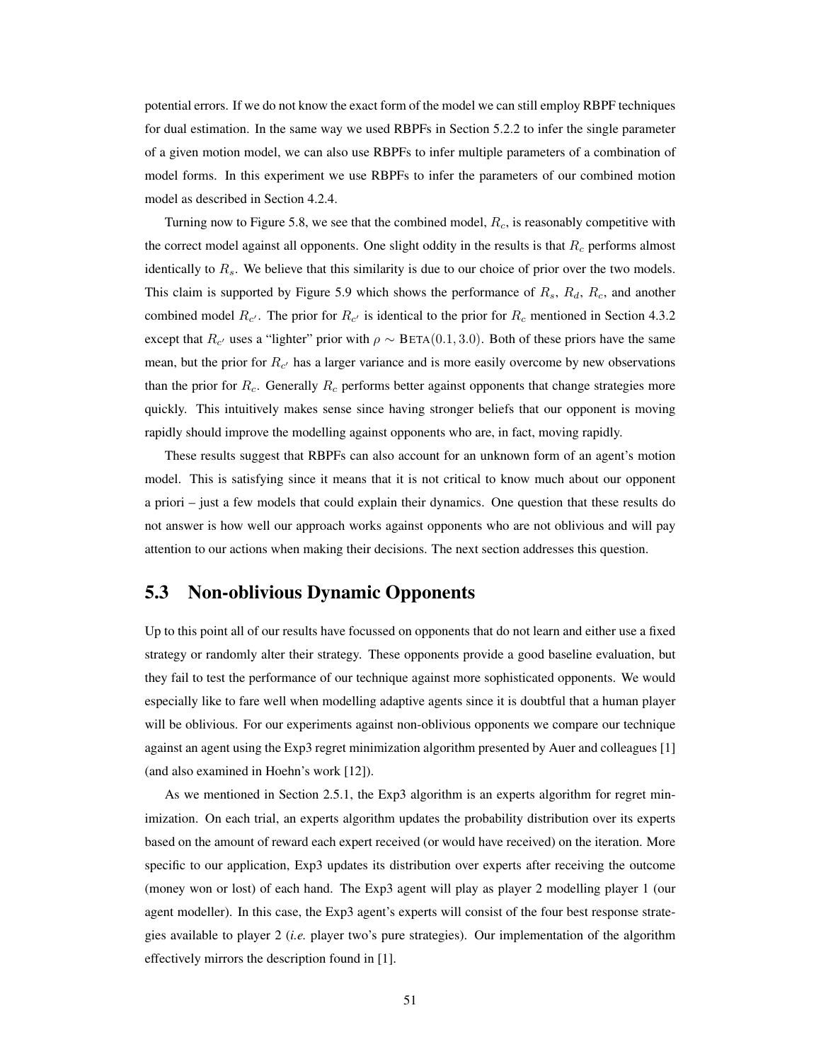potential errors. If we do not know the exact form of the model we can still employ RBPF techniques for dual estimation. In the same way we used RBPFs in Section 5.2.2 to infer the single parameter of a given motion model, we can also use RBPFs to infer multiple parameters of a combination of model forms. In this experiment we use RBPFs to infer the parameters of our combined motion model as described in Section 4.2.4.

Turning now to Figure 5.8, we see that the combined model, $R_c$, is reasonably competitive with the correct model against all opponents. One slight oddity in the results is that $R_c$ performs almost identically to $R_s$. We believe that this similarity is due to our choice of prior over the two models. This claim is supported by Figure 5.9 which shows the performance of $R_s$, $R_d$, $R_c$, and another combined model $R_{c'}$. The prior for $R_{c'}$ is identical to the prior for $R_c$ mentioned in Section 4.3.2 except that $R_{c'}$ uses a "lighter" prior with $\rho \sim \text{BETA}(0.1, 3.0)$. Both of these priors have the same mean, but the prior for $R_{c'}$ has a larger variance and is more easily overcome by new observations than the prior for $R_c$. Generally $R_c$ performs better against opponents that change strategies more quickly. This intuitively makes sense since having stronger beliefs that our opponent is moving rapidly should improve the modelling against opponents who are, in fact, moving rapidly.

These results suggest that RBPFs can also account for an unknown form of an agent's motion model. This is satisfying since it means that it is not critical to know much about our opponent a priori – just a few models that could explain their dynamics. One question that these results do not answer is how well our approach works against opponents who are not oblivious and will pay attention to our actions when making their decisions. The next section addresses this question.

## 5.3 Non-oblivious Dynamic Opponents

Up to this point all of our results have focussed on opponents that do not learn and either use a fixed strategy or randomly alter their strategy. These opponents provide a good baseline evaluation, but they fail to test the performance of our technique against more sophisticated opponents. We would especially like to fare well when modelling adaptive agents since it is doubtful that a human player will be oblivious. For our experiments against non-oblivious opponents we compare our technique against an agent using the Exp3 regret minimization algorithm presented by Auer and colleagues [1] (and also examined in Hoehn's work [12]).

As we mentioned in Section 2.5.1, the Exp3 algorithm is an experts algorithm for regret minimization. On each trial, an experts algorithm updates the probability distribution over its experts based on the amount of reward each expert received (or would have received) on the iteration. More specific to our application, Exp3 updates its distribution over experts after receiving the outcome (money won or lost) of each hand. The Exp3 agent will play as player 2 modelling player 1 (our agent modeller). In this case, the Exp3 agent's experts will consist of the four best response strategies available to player 2 (*i.e.* player two's pure strategies). Our implementation of the algorithm effectively mirrors the description found in [1].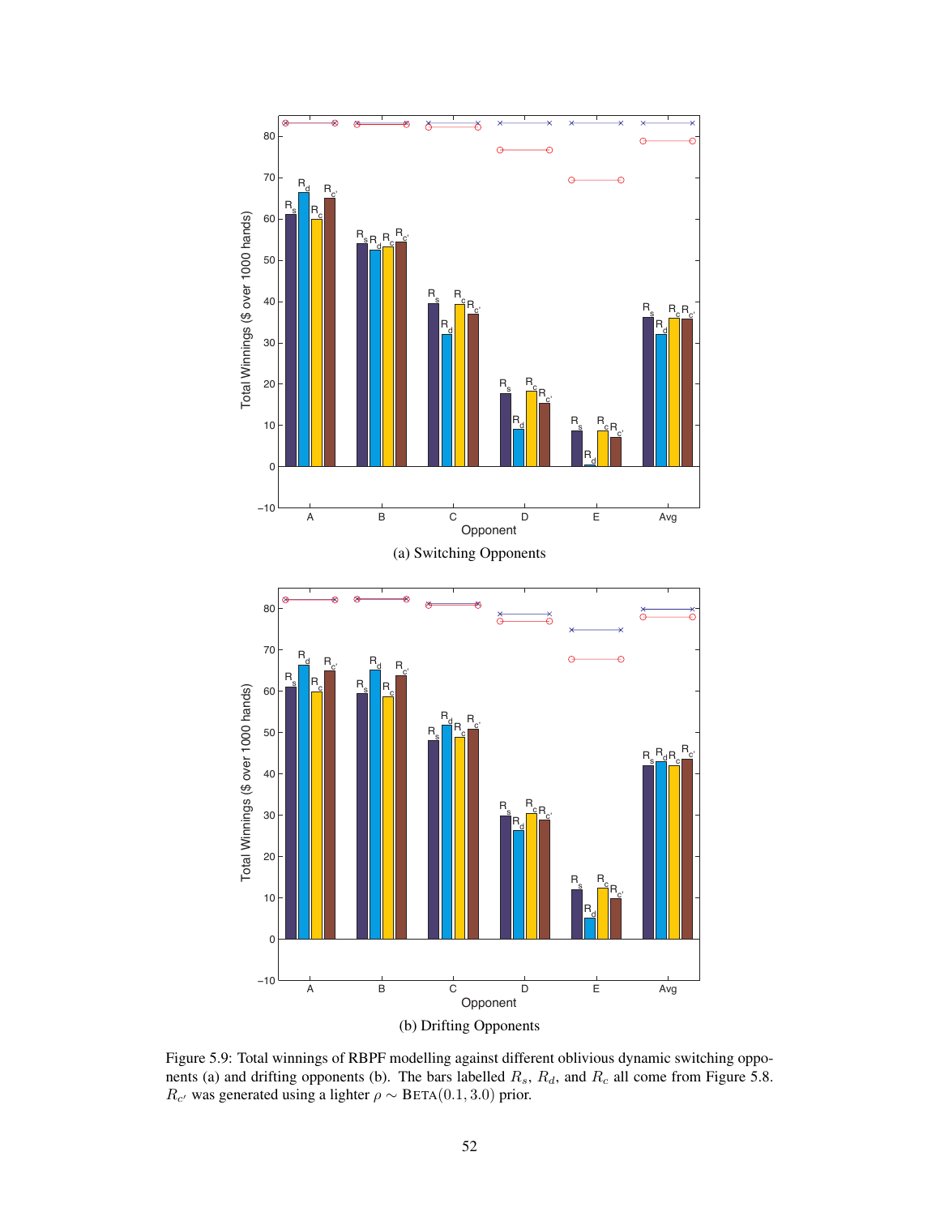(a) Switching Opponents

(b) Drifting Opponents

Figure 5.9: Total winnings of RBPF modelling against different oblivious dynamic switching opponents (a) and drifting opponents (b). The bars labelled $R_s$, $R_d$, and $R_c$ all come from Figure 5.8. $R_{c'}$ was generated using a lighter $\rho \sim \text{BETA}(0.1, 3.0)$ prior.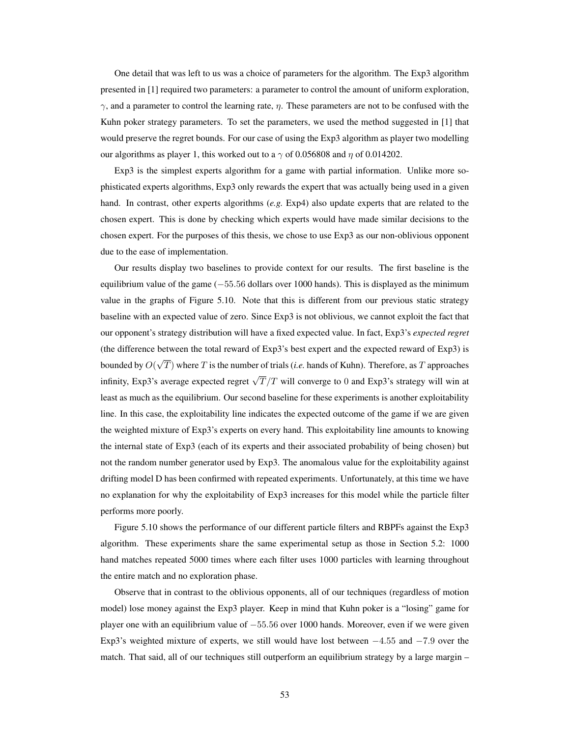One detail that was left to us was a choice of parameters for the algorithm. The Exp3 algorithm presented in [1] required two parameters: a parameter to control the amount of uniform exploration, $\gamma$, and a parameter to control the learning rate, $\eta$. These parameters are not to be confused with the Kuhn poker strategy parameters. To set the parameters, we used the method suggested in [1] that would preserve the regret bounds. For our case of using the Exp3 algorithm as player two modelling our algorithms as player 1, this worked out to a $\gamma$ of 0.056808 and $\eta$ of 0.014202.

Exp3 is the simplest experts algorithm for a game with partial information. Unlike more sophisticated experts algorithms, Exp3 only rewards the expert that was actually being used in a given hand. In contrast, other experts algorithms (*e.g.* Exp4) also update experts that are related to the chosen expert. This is done by checking which experts would have made similar decisions to the chosen expert. For the purposes of this thesis, we chose to use Exp3 as our non-oblivious opponent due to the ease of implementation.

Our results display two baselines to provide context for our results. The first baseline is the equilibrium value of the game ($-55.56$ dollars over 1000 hands). This is displayed as the minimum value in the graphs of Figure 5.10. Note that this is different from our previous static strategy baseline with an expected value of zero. Since Exp3 is not oblivious, we cannot exploit the fact that our opponent's strategy distribution will have a fixed expected value. In fact, Exp3's *expected regret* (the difference between the total reward of Exp3's best expert and the expected reward of Exp3) is bounded by $O(\sqrt{T})$ where $T$ is the number of trials (*i.e.* hands of Kuhn). Therefore, as $T$ approaches infinity, Exp3's average expected regret $\sqrt{T}/T$ will converge to $0$ and Exp3's strategy will win at least as much as the equilibrium. Our second baseline for these experiments is another exploitability line. In this case, the exploitability line indicates the expected outcome of the game if we are given the weighted mixture of Exp3's experts on every hand. This exploitability line amounts to knowing the internal state of Exp3 (each of its experts and their associated probability of being chosen) but not the random number generator used by Exp3. The anomalous value for the exploitability against drifting model D has been confirmed with repeated experiments. Unfortunately, at this time we have no explanation for why the exploitability of Exp3 increases for this model while the particle filter performs more poorly.

Figure 5.10 shows the performance of our different particle filters and RBPFs against the Exp3 algorithm. These experiments share the same experimental setup as those in Section 5.2: 1000 hand matches repeated 5000 times where each filter uses 1000 particles with learning throughout the entire match and no exploration phase.

Observe that in contrast to the oblivious opponents, all of our techniques (regardless of motion model) lose money against the Exp3 player. Keep in mind that Kuhn poker is a "losing" game for player one with an equilibrium value of $-55.56$ over 1000 hands. Moreover, even if we were given Exp3's weighted mixture of experts, we still would have lost between $-4.55$ and $-7.9$ over the match. That said, all of our techniques still outperform an equilibrium strategy by a large margin –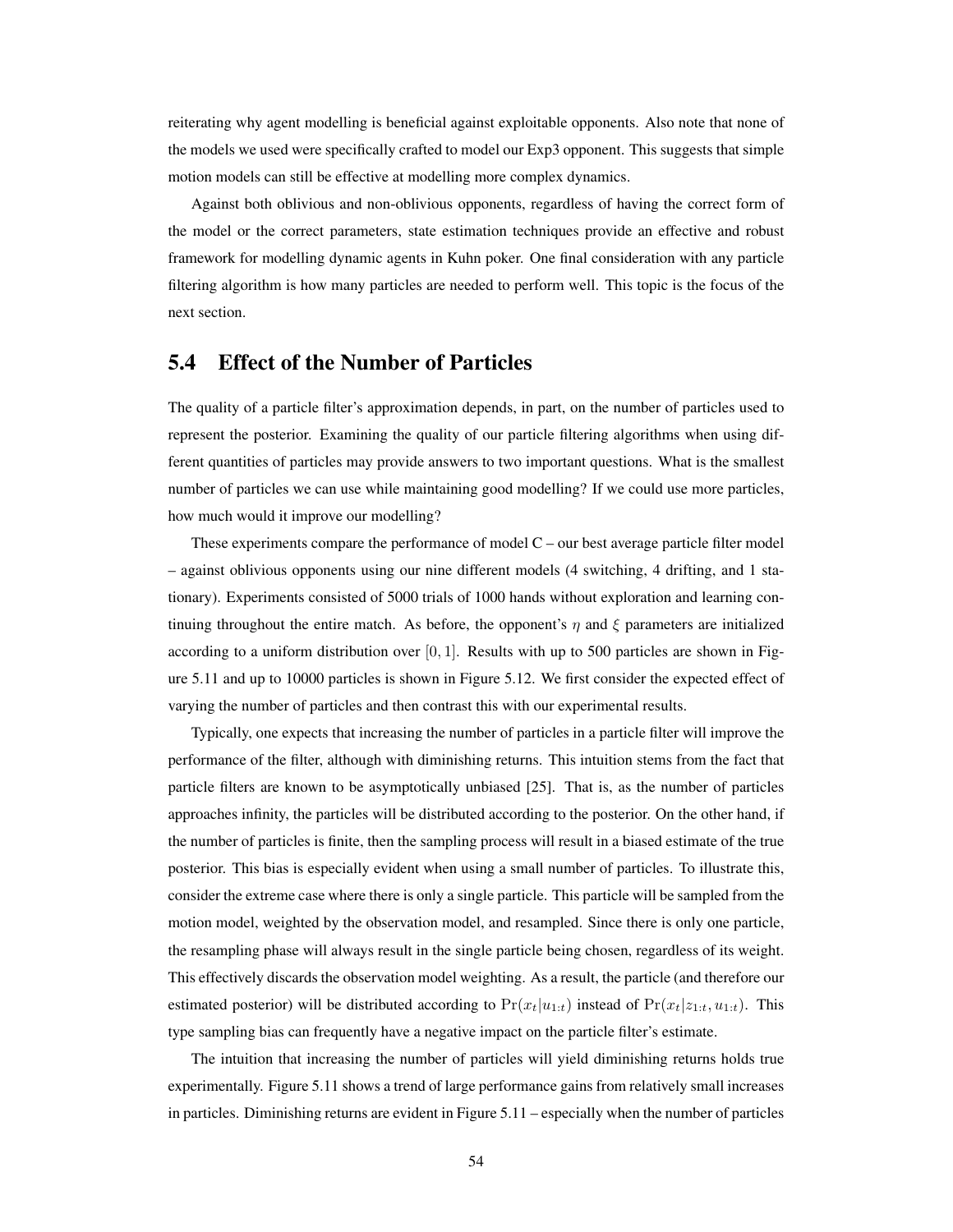reiterating why agent modelling is beneficial against exploitable opponents. Also note that none of the models we used were specifically crafted to model our Exp3 opponent. This suggests that simple motion models can still be effective at modelling more complex dynamics.

Against both oblivious and non-oblivious opponents, regardless of having the correct form of the model or the correct parameters, state estimation techniques provide an effective and robust framework for modelling dynamic agents in Kuhn poker. One final consideration with any particle filtering algorithm is how many particles are needed to perform well. This topic is the focus of the next section.

## 5.4 Effect of the Number of Particles

The quality of a particle filter's approximation depends, in part, on the number of particles used to represent the posterior. Examining the quality of our particle filtering algorithms when using different quantities of particles may provide answers to two important questions. What is the smallest number of particles we can use while maintaining good modelling? If we could use more particles, how much would it improve our modelling?

These experiments compare the performance of model C – our best average particle filter model – against oblivious opponents using our nine different models (4 switching, 4 drifting, and 1 stationary). Experiments consisted of 5000 trials of 1000 hands without exploration and learning continuing throughout the entire match. As before, the opponent's $\eta$ and $\xi$ parameters are initialized according to a uniform distribution over $[0, 1]$. Results with up to 500 particles are shown in Figure 5.11 and up to 10000 particles is shown in Figure 5.12. We first consider the expected effect of varying the number of particles and then contrast this with our experimental results.

Typically, one expects that increasing the number of particles in a particle filter will improve the performance of the filter, although with diminishing returns. This intuition stems from the fact that particle filters are known to be asymptotically unbiased [25]. That is, as the number of particles approaches infinity, the particles will be distributed according to the posterior. On the other hand, if the number of particles is finite, then the sampling process will result in a biased estimate of the true posterior. This bias is especially evident when using a small number of particles. To illustrate this, consider the extreme case where there is only a single particle. This particle will be sampled from the motion model, weighted by the observation model, and resampled. Since there is only one particle, the resampling phase will always result in the single particle being chosen, regardless of its weight. This effectively discards the observation model weighting. As a result, the particle (and therefore our estimated posterior) will be distributed according to $\Pr(x_t|u_{1:t})$ instead of $\Pr(x_t|z_{1:t}, u_{1:t})$. This type sampling bias can frequently have a negative impact on the particle filter's estimate.

The intuition that increasing the number of particles will yield diminishing returns holds true experimentally. Figure 5.11 shows a trend of large performance gains from relatively small increases in particles. Diminishing returns are evident in Figure 5.11 – especially when the number of particles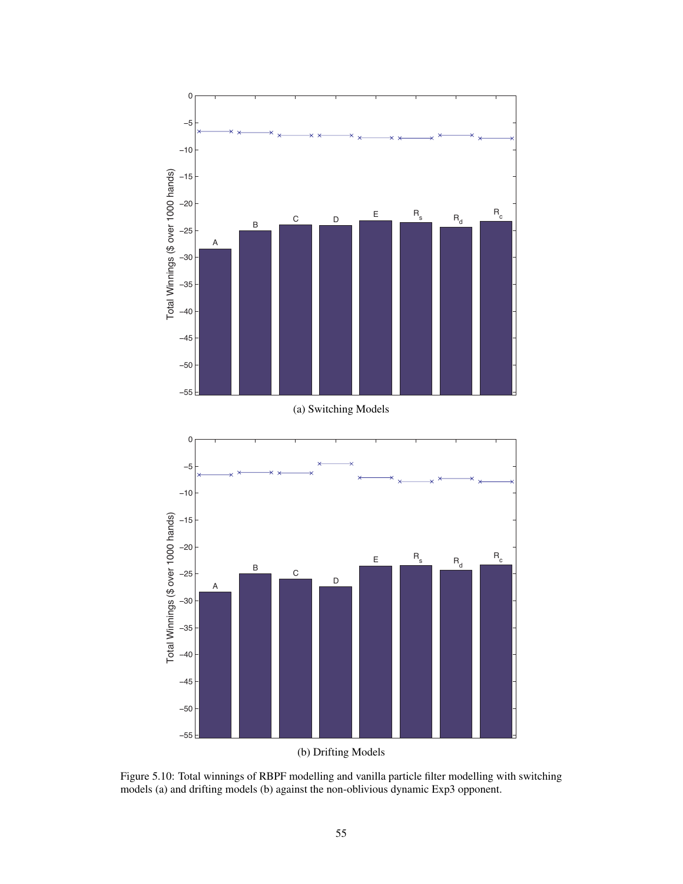Total Winnings ($ over 1000 hands)

0
−5
−10
−15
−20
−25
−30
−35
−40
−45
−50
−55

A B C D E $R_s$ $R_d$ $R_c$

(a) Switching Models

Total Winnings ($ over 1000 hands)

0
−5
−10
−15
−20
−25
−30
−35
−40
−45
−50
−55

A B C D E $R_s$ $R_d$ $R_c$

(b) Drifting Models

Figure 5.10: Total winnings of RBPF modelling and vanilla particle filter modelling with switching models (a) and drifting models (b) against the non-oblivious dynamic Exp3 opponent.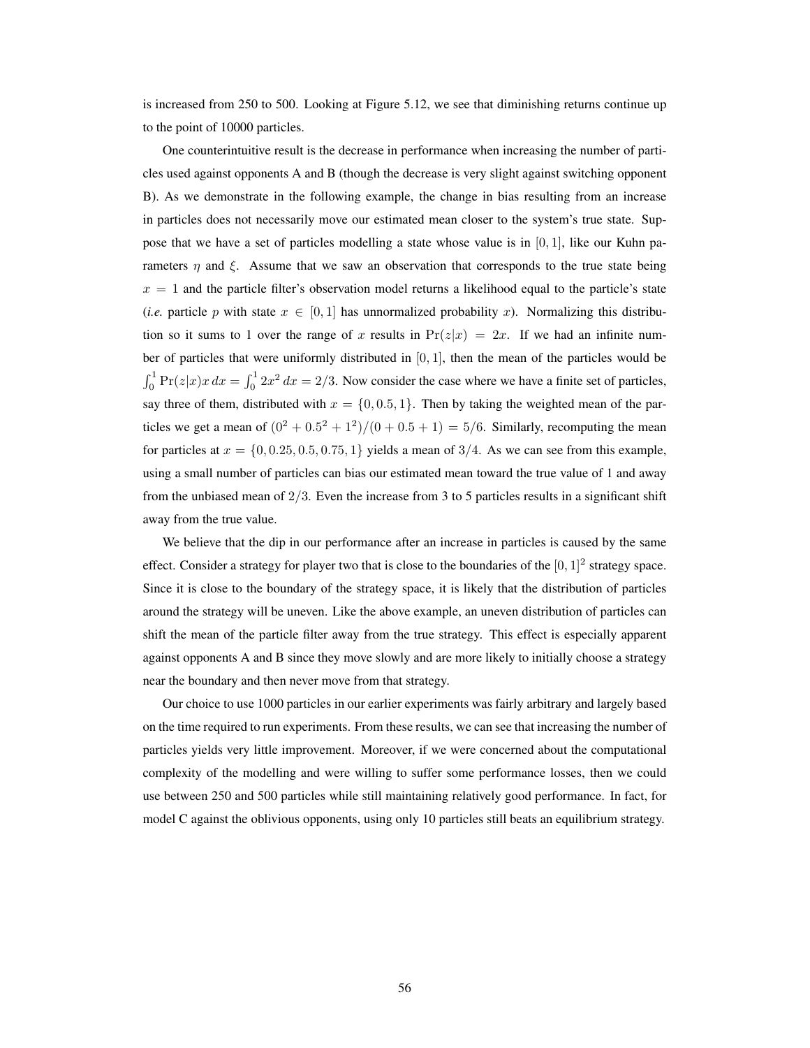is increased from 250 to 500. Looking at Figure 5.12, we see that diminishing returns continue up to the point of 10000 particles.

One counterintuitive result is the decrease in performance when increasing the number of particles used against opponents A and B (though the decrease is very slight against switching opponent B). As we demonstrate in the following example, the change in bias resulting from an increase in particles does not necessarily move our estimated mean closer to the system's true state. Suppose that we have a set of particles modelling a state whose value is in $[0, 1]$, like our Kuhn parameters $\eta$ and $\xi$. Assume that we saw an observation that corresponds to the true state being $x = 1$ and the particle filter's observation model returns a likelihood equal to the particle's state (*i.e.* particle $p$ with state $x \in [0, 1]$ has unnormalized probability $x$). Normalizing this distribution so it sums to 1 over the range of $x$ results in $\Pr(z|x) = 2x$. If we had an infinite number of particles that were uniformly distributed in $[0, 1]$, then the mean of the particles would be $\int_0^1 \Pr(z|x)x\, dx = \int_0^1 2x^2\, dx = 2/3$. Now consider the case where we have a finite set of particles, say three of them, distributed with $x = \{0, 0.5, 1\}$. Then by taking the weighted mean of the particles we get a mean of $(0^2 + 0.5^2 + 1^2)/(0 + 0.5 + 1) = 5/6$. Similarly, recomputing the mean for particles at $x = \{0, 0.25, 0.5, 0.75, 1\}$ yields a mean of $3/4$. As we can see from this example, using a small number of particles can bias our estimated mean toward the true value of 1 and away from the unbiased mean of $2/3$. Even the increase from 3 to 5 particles results in a significant shift away from the true value.

We believe that the dip in our performance after an increase in particles is caused by the same effect. Consider a strategy for player two that is close to the boundaries of the $[0, 1]^2$ strategy space. Since it is close to the boundary of the strategy space, it is likely that the distribution of particles around the strategy will be uneven. Like the above example, an uneven distribution of particles can shift the mean of the particle filter away from the true strategy. This effect is especially apparent against opponents A and B since they move slowly and are more likely to initially choose a strategy near the boundary and then never move from that strategy.

Our choice to use 1000 particles in our earlier experiments was fairly arbitrary and largely based on the time required to run experiments. From these results, we can see that increasing the number of particles yields very little improvement. Moreover, if we were concerned about the computational complexity of the modelling and were willing to suffer some performance losses, then we could use between 250 and 500 particles while still maintaining relatively good performance. In fact, for model C against the oblivious opponents, using only 10 particles still beats an equilibrium strategy.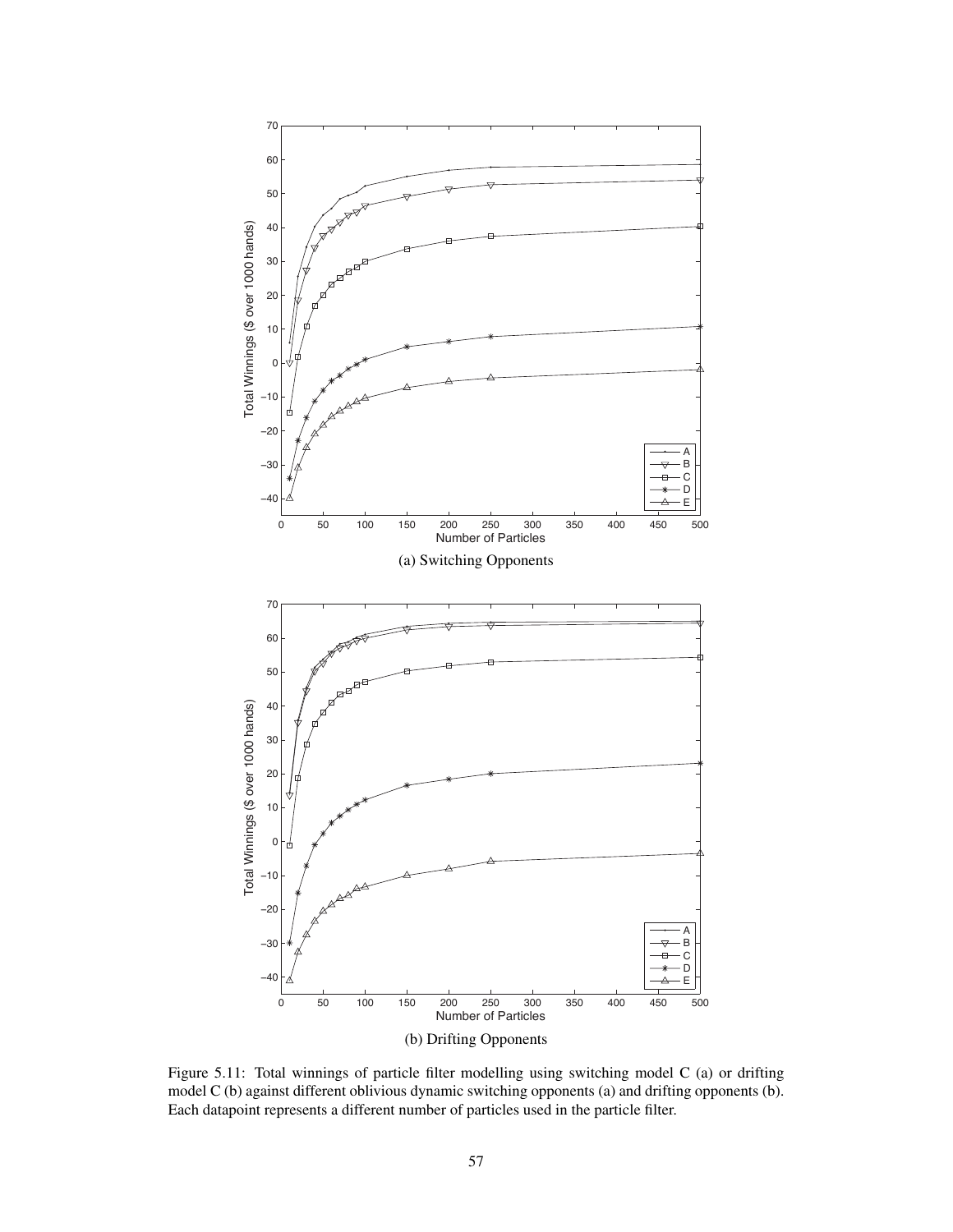70

60

50

40

30

20

10

0

−10

−20

−30

−40

Total Winnings ($ over 1000 hands)

0 50 100 150 200 250 300 350 400 450 500

Number of Particles

A
B
C
D
E

(a) Switching Opponents

70

60

50

40

30

20

10

0

−10

−20

−30

−40

Total Winnings ($ over 1000 hands)

0 50 100 150 200 250 300 350 400 450 500

Number of Particles

A
B
C
D
E

(b) Drifting Opponents

Figure 5.11: Total winnings of particle filter modelling using switching model C (a) or drifting model C (b) against different oblivious dynamic switching opponents (a) and drifting opponents (b). Each datapoint represents a different number of particles used in the particle filter.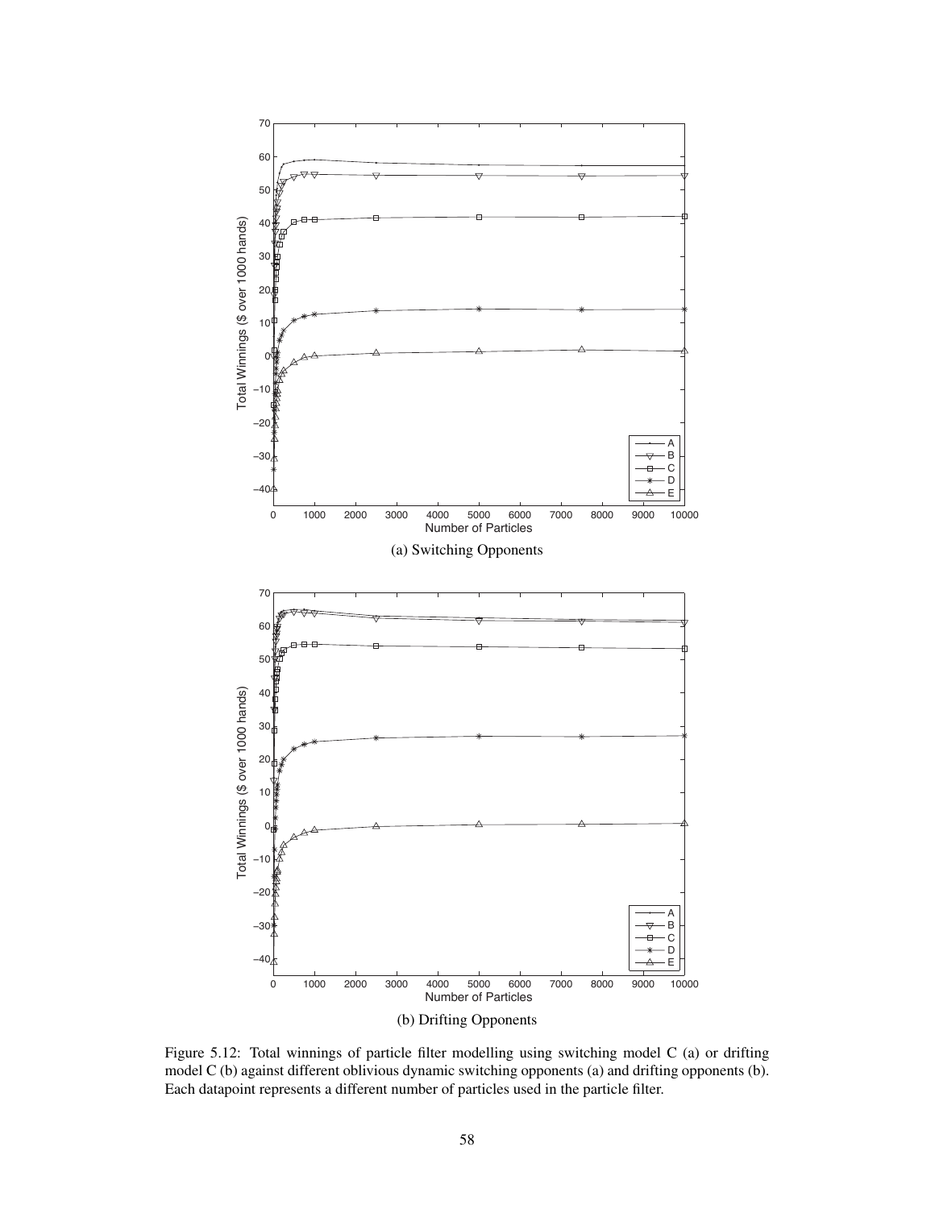Total Winnings ($ over 1000 hands)

70
60
50
40
30
20
10
0
-10
-20
-30
-40

0 1000 2000 3000 4000 5000 6000 7000 8000 9000 10000

Number of Particles

A
B
C
D
E

(a) Switching Opponents

Total Winnings ($ over 1000 hands)

70
60
50
40
30
20
10
0
-10
-20
-30
-40

0 1000 2000 3000 4000 5000 6000 7000 8000 9000 10000

Number of Particles

A
B
C
D
E

(b) Drifting Opponents

Figure 5.12: Total winnings of particle filter modelling using switching model C (a) or drifting model C (b) against different oblivious dynamic switching opponents (a) and drifting opponents (b). Each datapoint represents a different number of particles used in the particle filter.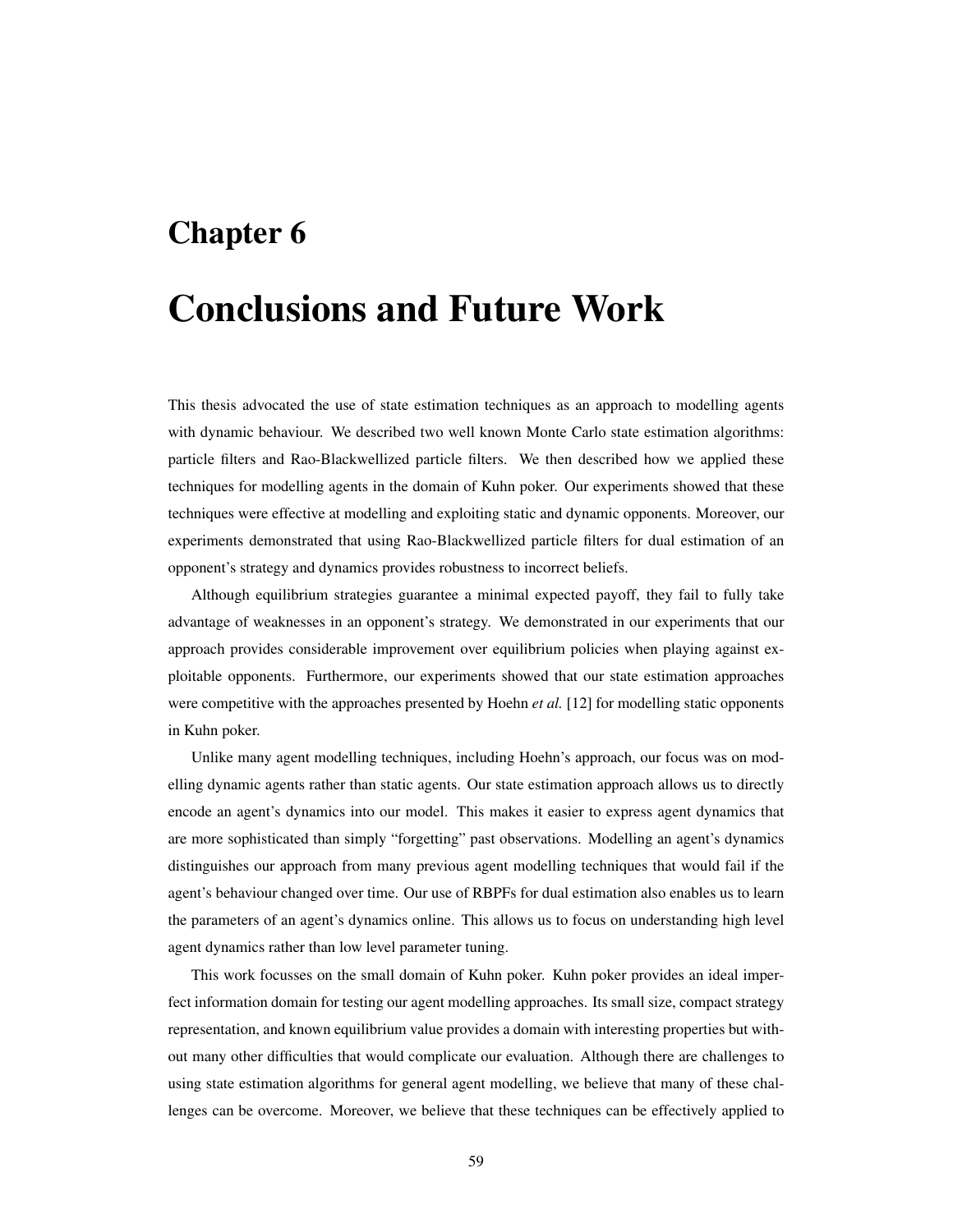# Chapter 6

# Conclusions and Future Work

This thesis advocated the use of state estimation techniques as an approach to modelling agents with dynamic behaviour. We described two well known Monte Carlo state estimation algorithms: particle filters and Rao-Blackwellized particle filters. We then described how we applied these techniques for modelling agents in the domain of Kuhn poker. Our experiments showed that these techniques were effective at modelling and exploiting static and dynamic opponents. Moreover, our experiments demonstrated that using Rao-Blackwellized particle filters for dual estimation of an opponent's strategy and dynamics provides robustness to incorrect beliefs.

Although equilibrium strategies guarantee a minimal expected payoff, they fail to fully take advantage of weaknesses in an opponent's strategy. We demonstrated in our experiments that our approach provides considerable improvement over equilibrium policies when playing against exploitable opponents. Furthermore, our experiments showed that our state estimation approaches were competitive with the approaches presented by Hoehn *et al.* [12] for modelling static opponents in Kuhn poker.

Unlike many agent modelling techniques, including Hoehn's approach, our focus was on modelling dynamic agents rather than static agents. Our state estimation approach allows us to directly encode an agent's dynamics into our model. This makes it easier to express agent dynamics that are more sophisticated than simply "forgetting" past observations. Modelling an agent's dynamics distinguishes our approach from many previous agent modelling techniques that would fail if the agent's behaviour changed over time. Our use of RBPFs for dual estimation also enables us to learn the parameters of an agent's dynamics online. This allows us to focus on understanding high level agent dynamics rather than low level parameter tuning.

This work focusses on the small domain of Kuhn poker. Kuhn poker provides an ideal imperfect information domain for testing our agent modelling approaches. Its small size, compact strategy representation, and known equilibrium value provides a domain with interesting properties but without many other difficulties that would complicate our evaluation. Although there are challenges to using state estimation algorithms for general agent modelling, we believe that many of these challenges can be overcome. Moreover, we believe that these techniques can be effectively applied to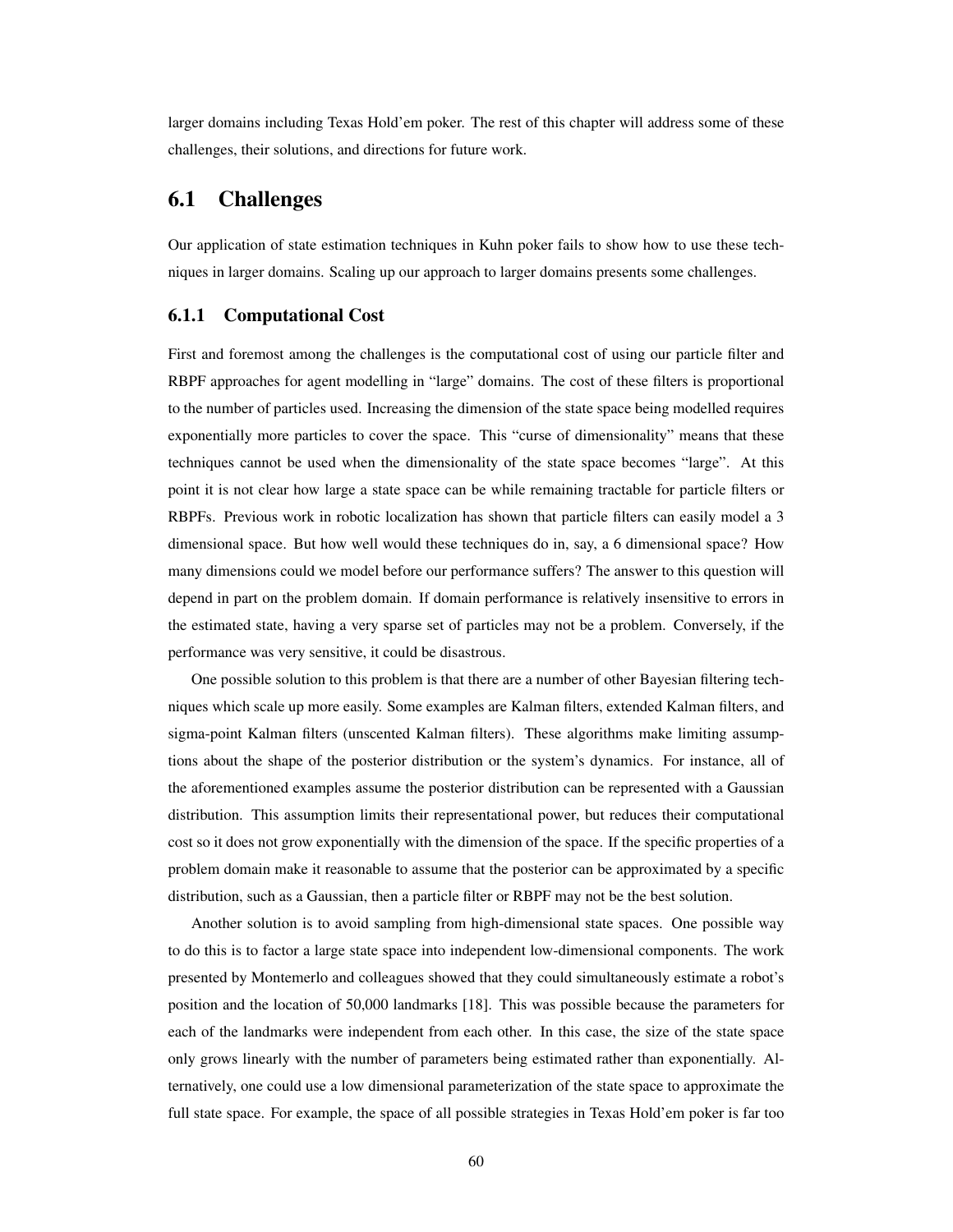larger domains including Texas Hold'em poker. The rest of this chapter will address some of these challenges, their solutions, and directions for future work.

## 6.1 Challenges

Our application of state estimation techniques in Kuhn poker fails to show how to use these techniques in larger domains. Scaling up our approach to larger domains presents some challenges.

### 6.1.1 Computational Cost

First and foremost among the challenges is the computational cost of using our particle filter and RBPF approaches for agent modelling in "large" domains. The cost of these filters is proportional to the number of particles used. Increasing the dimension of the state space being modelled requires exponentially more particles to cover the space. This "curse of dimensionality" means that these techniques cannot be used when the dimensionality of the state space becomes "large". At this point it is not clear how large a state space can be while remaining tractable for particle filters or RBPFs. Previous work in robotic localization has shown that particle filters can easily model a 3 dimensional space. But how well would these techniques do in, say, a 6 dimensional space? How many dimensions could we model before our performance suffers? The answer to this question will depend in part on the problem domain. If domain performance is relatively insensitive to errors in the estimated state, having a very sparse set of particles may not be a problem. Conversely, if the performance was very sensitive, it could be disastrous.

One possible solution to this problem is that there are a number of other Bayesian filtering techniques which scale up more easily. Some examples are Kalman filters, extended Kalman filters, and sigma-point Kalman filters (unscented Kalman filters). These algorithms make limiting assumptions about the shape of the posterior distribution or the system's dynamics. For instance, all of the aforementioned examples assume the posterior distribution can be represented with a Gaussian distribution. This assumption limits their representational power, but reduces their computational cost so it does not grow exponentially with the dimension of the space. If the specific properties of a problem domain make it reasonable to assume that the posterior can be approximated by a specific distribution, such as a Gaussian, then a particle filter or RBPF may not be the best solution.

Another solution is to avoid sampling from high-dimensional state spaces. One possible way to do this is to factor a large state space into independent low-dimensional components. The work presented by Montemerlo and colleagues showed that they could simultaneously estimate a robot's position and the location of 50,000 landmarks [18]. This was possible because the parameters for each of the landmarks were independent from each other. In this case, the size of the state space only grows linearly with the number of parameters being estimated rather than exponentially. Alternatively, one could use a low dimensional parameterization of the state space to approximate the full state space. For example, the space of all possible strategies in Texas Hold'em poker is far too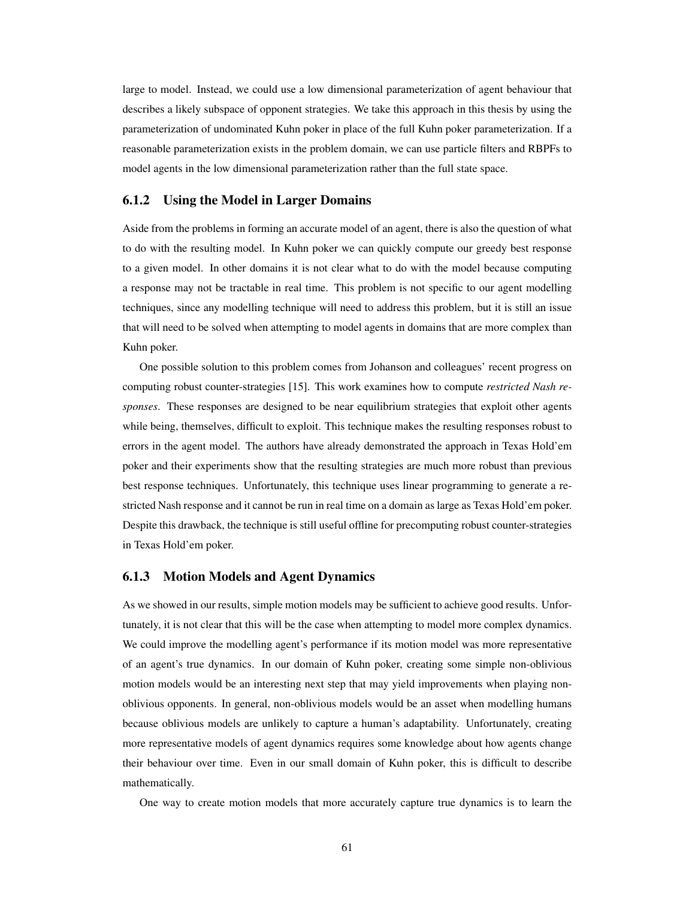large to model. Instead, we could use a low dimensional parameterization of agent behaviour that describes a likely subspace of opponent strategies. We take this approach in this thesis by using the parameterization of undominated Kuhn poker in place of the full Kuhn poker parameterization. If a reasonable parameterization exists in the problem domain, we can use particle filters and RBPFs to model agents in the low dimensional parameterization rather than the full state space.

### 6.1.2 Using the Model in Larger Domains

Aside from the problems in forming an accurate model of an agent, there is also the question of what to do with the resulting model. In Kuhn poker we can quickly compute our greedy best response to a given model. In other domains it is not clear what to do with the model because computing a response may not be tractable in real time. This problem is not specific to our agent modelling techniques, since any modelling technique will need to address this problem, but it is still an issue that will need to be solved when attempting to model agents in domains that are more complex than Kuhn poker.

One possible solution to this problem comes from Johanson and colleagues' recent progress on computing robust counter-strategies [15]. This work examines how to compute *restricted Nash responses*. These responses are designed to be near equilibrium strategies that exploit other agents while being, themselves, difficult to exploit. This technique makes the resulting responses robust to errors in the agent model. The authors have already demonstrated the approach in Texas Hold'em poker and their experiments show that the resulting strategies are much more robust than previous best response techniques. Unfortunately, this technique uses linear programming to generate a restricted Nash response and it cannot be run in real time on a domain as large as Texas Hold'em poker. Despite this drawback, the technique is still useful offline for precomputing robust counter-strategies in Texas Hold'em poker.

### 6.1.3 Motion Models and Agent Dynamics

As we showed in our results, simple motion models may be sufficient to achieve good results. Unfortunately, it is not clear that this will be the case when attempting to model more complex dynamics. We could improve the modelling agent's performance if its motion model was more representative of an agent's true dynamics. In our domain of Kuhn poker, creating some simple non-oblivious motion models would be an interesting next step that may yield improvements when playing non-oblivious opponents. In general, non-oblivious models would be an asset when modelling humans because oblivious models are unlikely to capture a human's adaptability. Unfortunately, creating more representative models of agent dynamics requires some knowledge about how agents change their behaviour over time. Even in our small domain of Kuhn poker, this is difficult to describe mathematically.

One way to create motion models that more accurately capture true dynamics is to learn the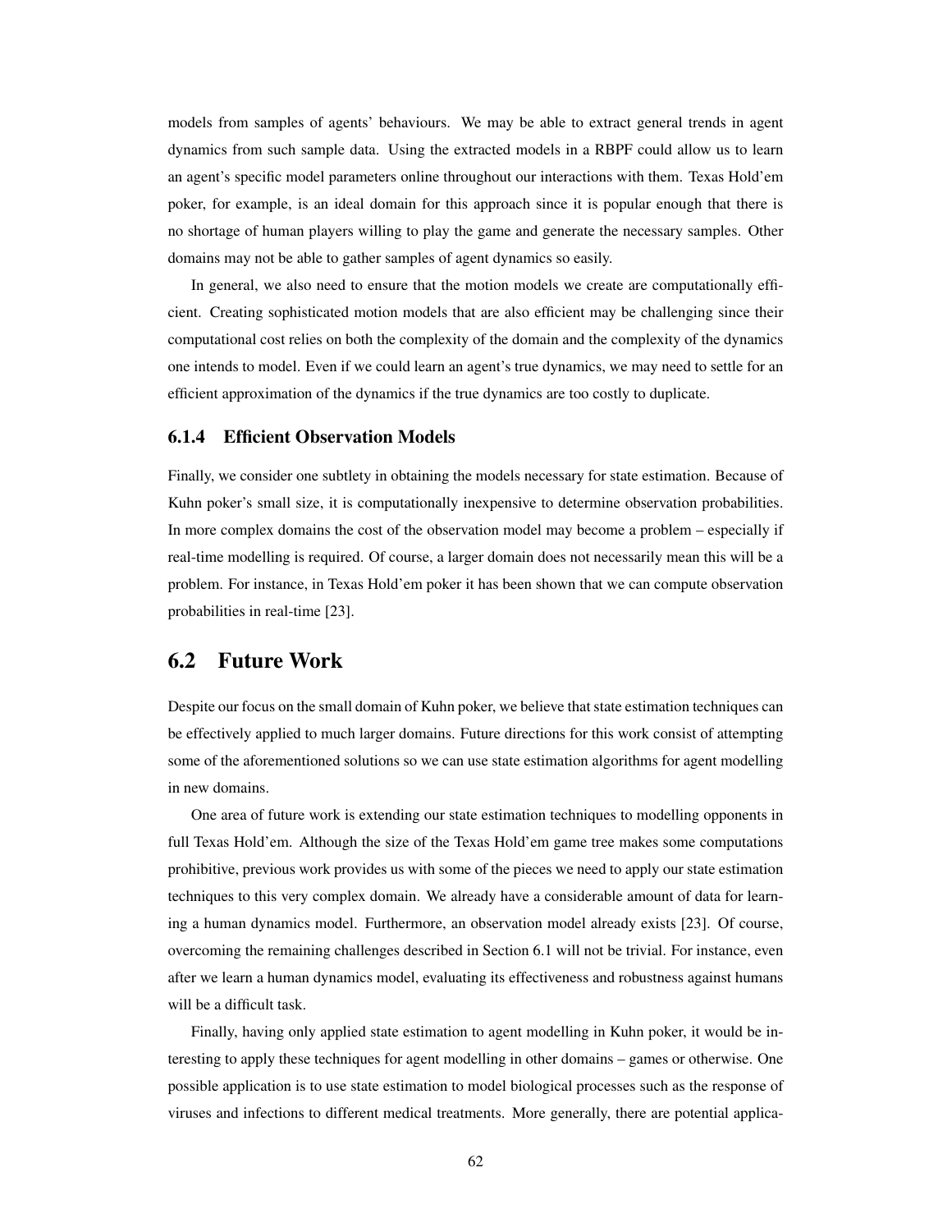models from samples of agents' behaviours. We may be able to extract general trends in agent dynamics from such sample data. Using the extracted models in a RBPF could allow us to learn an agent's specific model parameters online throughout our interactions with them. Texas Hold'em poker, for example, is an ideal domain for this approach since it is popular enough that there is no shortage of human players willing to play the game and generate the necessary samples. Other domains may not be able to gather samples of agent dynamics so easily.

In general, we also need to ensure that the motion models we create are computationally efficient. Creating sophisticated motion models that are also efficient may be challenging since their computational cost relies on both the complexity of the domain and the complexity of the dynamics one intends to model. Even if we could learn an agent's true dynamics, we may need to settle for an efficient approximation of the dynamics if the true dynamics are too costly to duplicate.

### 6.1.4 Efficient Observation Models

Finally, we consider one subtlety in obtaining the models necessary for state estimation. Because of Kuhn poker's small size, it is computationally inexpensive to determine observation probabilities. In more complex domains the cost of the observation model may become a problem – especially if real-time modelling is required. Of course, a larger domain does not necessarily mean this will be a problem. For instance, in Texas Hold'em poker it has been shown that we can compute observation probabilities in real-time [23].

## 6.2 Future Work

Despite our focus on the small domain of Kuhn poker, we believe that state estimation techniques can be effectively applied to much larger domains. Future directions for this work consist of attempting some of the aforementioned solutions so we can use state estimation algorithms for agent modelling in new domains.

One area of future work is extending our state estimation techniques to modelling opponents in full Texas Hold'em. Although the size of the Texas Hold'em game tree makes some computations prohibitive, previous work provides us with some of the pieces we need to apply our state estimation techniques to this very complex domain. We already have a considerable amount of data for learning a human dynamics model. Furthermore, an observation model already exists [23]. Of course, overcoming the remaining challenges described in Section 6.1 will not be trivial. For instance, even after we learn a human dynamics model, evaluating its effectiveness and robustness against humans will be a difficult task.

Finally, having only applied state estimation to agent modelling in Kuhn poker, it would be interesting to apply these techniques for agent modelling in other domains – games or otherwise. One possible application is to use state estimation to model biological processes such as the response of viruses and infections to different medical treatments. More generally, there are potential applica-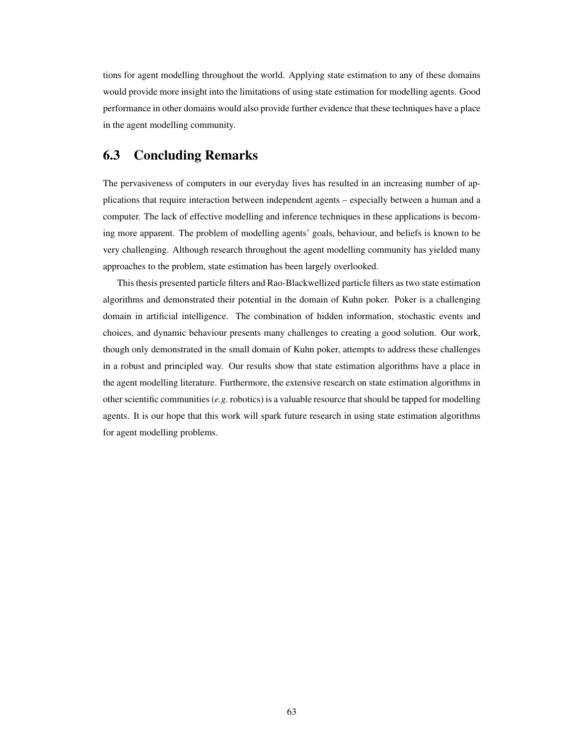tions for agent modelling throughout the world. Applying state estimation to any of these domains would provide more insight into the limitations of using state estimation for modelling agents. Good performance in other domains would also provide further evidence that these techniques have a place in the agent modelling community.

## 6.3 Concluding Remarks

The pervasiveness of computers in our everyday lives has resulted in an increasing number of applications that require interaction between independent agents – especially between a human and a computer. The lack of effective modelling and inference techniques in these applications is becoming more apparent. The problem of modelling agents' goals, behaviour, and beliefs is known to be very challenging. Although research throughout the agent modelling community has yielded many approaches to the problem, state estimation has been largely overlooked.

This thesis presented particle filters and Rao-Blackwellized particle filters as two state estimation algorithms and demonstrated their potential in the domain of Kuhn poker. Poker is a challenging domain in artificial intelligence. The combination of hidden information, stochastic events and choices, and dynamic behaviour presents many challenges to creating a good solution. Our work, though only demonstrated in the small domain of Kuhn poker, attempts to address these challenges in a robust and principled way. Our results show that state estimation algorithms have a place in the agent modelling literature. Furthermore, the extensive research on state estimation algorithms in other scientific communities (*e.g.* robotics) is a valuable resource that should be tapped for modelling agents. It is our hope that this work will spark future research in using state estimation algorithms for agent modelling problems.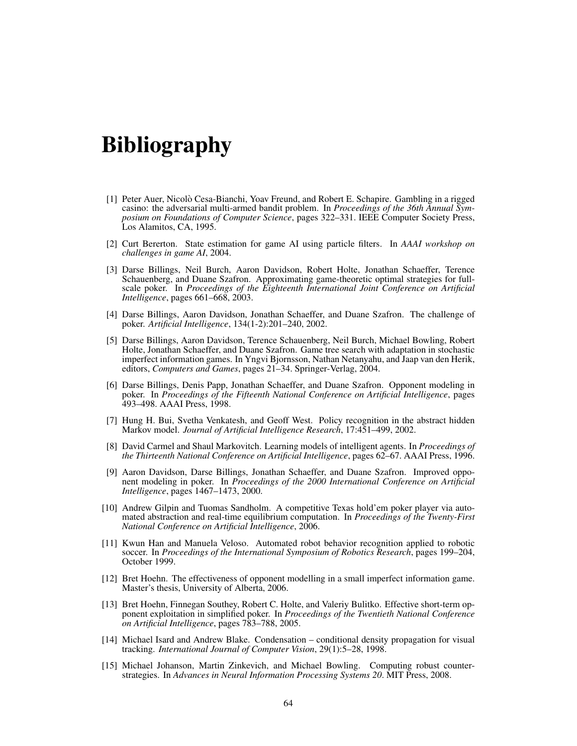# Bibliography

[1] Peter Auer, Nicolò Cesa-Bianchi, Yoav Freund, and Robert E. Schapire. Gambling in a rigged casino: the adversarial multi-armed bandit problem. In *Proceedings of the 36th Annual Symposium on Foundations of Computer Science*, pages 322–331. IEEE Computer Society Press, Los Alamitos, CA, 1995.

[2] Curt Bererton. State estimation for game AI using particle filters. In *AAAI workshop on challenges in game AI*, 2004.

[3] Darse Billings, Neil Burch, Aaron Davidson, Robert Holte, Jonathan Schaeffer, Terence Schauenberg, and Duane Szafron. Approximating game-theoretic optimal strategies for full-scale poker. In *Proceedings of the Eighteenth International Joint Conference on Artificial Intelligence*, pages 661–668, 2003.

[4] Darse Billings, Aaron Davidson, Jonathan Schaeffer, and Duane Szafron. The challenge of poker. *Artificial Intelligence*, 134(1-2):201–240, 2002.

[5] Darse Billings, Aaron Davidson, Terence Schauenberg, Neil Burch, Michael Bowling, Robert Holte, Jonathan Schaeffer, and Duane Szafron. Game tree search with adaptation in stochastic imperfect information games. In Yngvi Bjornsson, Nathan Netanyahu, and Jaap van den Herik, editors, *Computers and Games*, pages 21–34. Springer-Verlag, 2004.

[6] Darse Billings, Denis Papp, Jonathan Schaeffer, and Duane Szafron. Opponent modeling in poker. In *Proceedings of the Fifteenth National Conference on Artificial Intelligence*, pages 493–498. AAAI Press, 1998.

[7] Hung H. Bui, Svetha Venkatesh, and Geoff West. Policy recognition in the abstract hidden Markov model. *Journal of Artificial Intelligence Research*, 17:451–499, 2002.

[8] David Carmel and Shaul Markovitch. Learning models of intelligent agents. In *Proceedings of the Thirteenth National Conference on Artificial Intelligence*, pages 62–67. AAAI Press, 1996.

[9] Aaron Davidson, Darse Billings, Jonathan Schaeffer, and Duane Szafron. Improved opponent modeling in poker. In *Proceedings of the 2000 International Conference on Artificial Intelligence*, pages 1467–1473, 2000.

[10] Andrew Gilpin and Tuomas Sandholm. A competitive Texas hold'em poker player via automated abstraction and real-time equilibrium computation. In *Proceedings of the Twenty-First National Conference on Artificial Intelligence*, 2006.

[11] Kwun Han and Manuela Veloso. Automated robot behavior recognition applied to robotic soccer. In *Proceedings of the International Symposium of Robotics Research*, pages 199–204, October 1999.

[12] Bret Hoehn. The effectiveness of opponent modelling in a small imperfect information game. Master's thesis, University of Alberta, 2006.

[13] Bret Hoehn, Finnegan Southey, Robert C. Holte, and Valeriy Bulitko. Effective short-term opponent exploitation in simplified poker. In *Proceedings of the Twentieth National Conference on Artificial Intelligence*, pages 783–788, 2005.

[14] Michael Isard and Andrew Blake. Condensation – conditional density propagation for visual tracking. *International Journal of Computer Vision*, 29(1):5–28, 1998.

[15] Michael Johanson, Martin Zinkevich, and Michael Bowling. Computing robust counter-strategies. In *Advances in Neural Information Processing Systems 20*. MIT Press, 2008.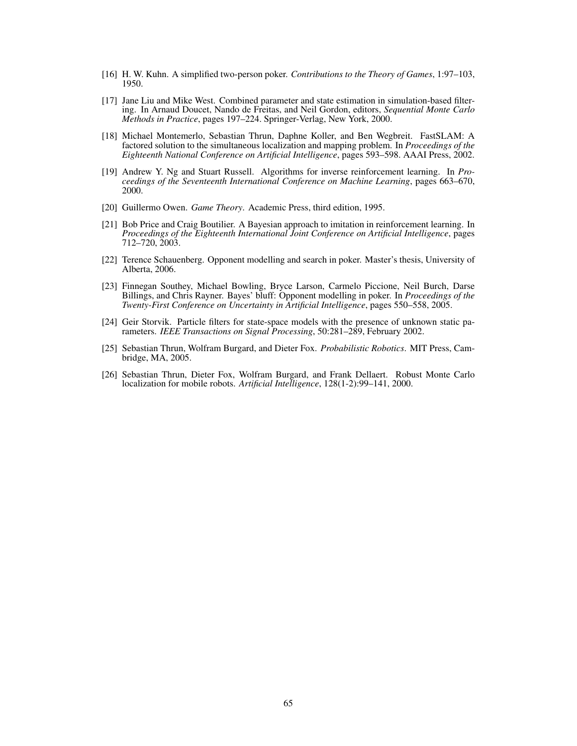[16] H. W. Kuhn. A simplified two-person poker. *Contributions to the Theory of Games*, 1:97–103, 1950.

[17] Jane Liu and Mike West. Combined parameter and state estimation in simulation-based filtering. In Arnaud Doucet, Nando de Freitas, and Neil Gordon, editors, *Sequential Monte Carlo Methods in Practice*, pages 197–224. Springer-Verlag, New York, 2000.

[18] Michael Montemerlo, Sebastian Thrun, Daphne Koller, and Ben Wegbreit. FastSLAM: A factored solution to the simultaneous localization and mapping problem. In *Proceedings of the Eighteenth National Conference on Artificial Intelligence*, pages 593–598. AAAI Press, 2002.

[19] Andrew Y. Ng and Stuart Russell. Algorithms for inverse reinforcement learning. In *Proceedings of the Seventeenth International Conference on Machine Learning*, pages 663–670, 2000.

[20] Guillermo Owen. *Game Theory*. Academic Press, third edition, 1995.

[21] Bob Price and Craig Boutilier. A Bayesian approach to imitation in reinforcement learning. In *Proceedings of the Eighteenth International Joint Conference on Artificial Intelligence*, pages 712–720, 2003.

[22] Terence Schauenberg. Opponent modelling and search in poker. Master's thesis, University of Alberta, 2006.

[23] Finnegan Southey, Michael Bowling, Bryce Larson, Carmelo Piccione, Neil Burch, Darse Billings, and Chris Rayner. Bayes' bluff: Opponent modelling in poker. In *Proceedings of the Twenty-First Conference on Uncertainty in Artificial Intelligence*, pages 550–558, 2005.

[24] Geir Storvik. Particle filters for state-space models with the presence of unknown static parameters. *IEEE Transactions on Signal Processing*, 50:281–289, February 2002.

[25] Sebastian Thrun, Wolfram Burgard, and Dieter Fox. *Probabilistic Robotics*. MIT Press, Cambridge, MA, 2005.

[26] Sebastian Thrun, Dieter Fox, Wolfram Burgard, and Frank Dellaert. Robust Monte Carlo localization for mobile robots. *Artificial Intelligence*, 128(1-2):99–141, 2000.